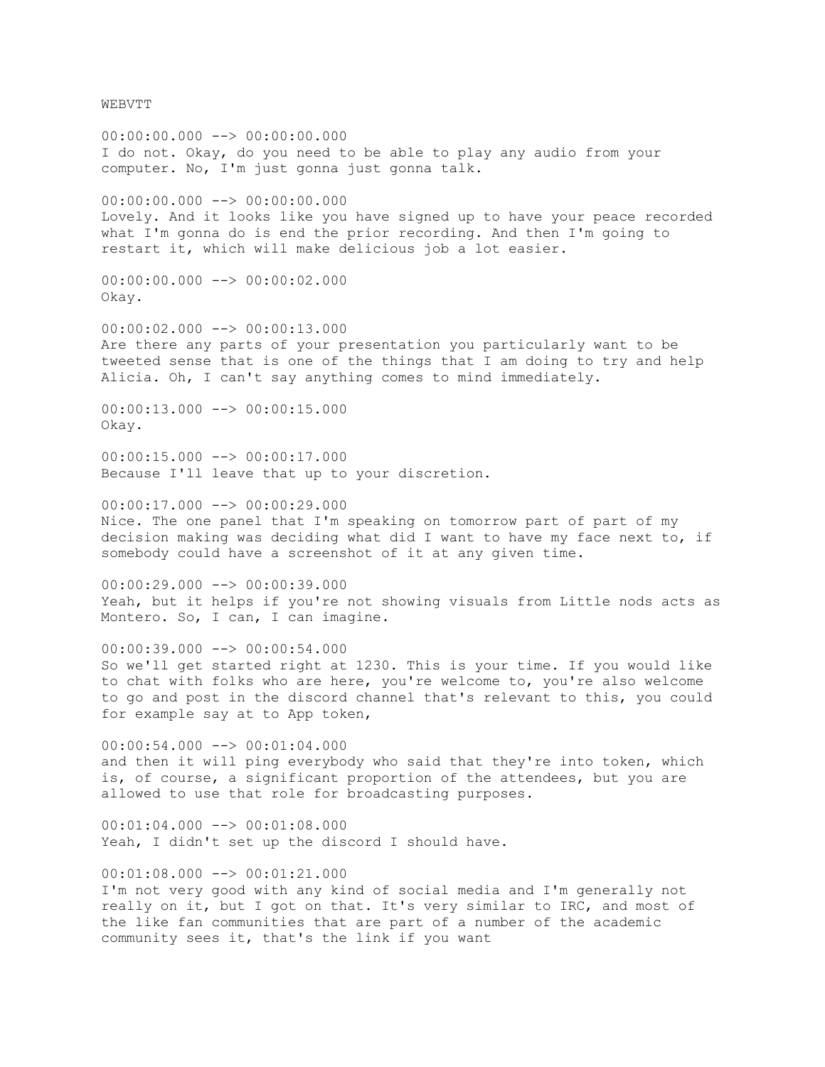WEBVTT

00:00:00.000 --> 00:00:00.000
I do not. Okay, do you need to be able to play any audio from your computer. No, I'm just gonna just gonna talk.

00:00:00.000 --> 00:00:00.000
Lovely. And it looks like you have signed up to have your peace recorded what I'm gonna do is end the prior recording. And then I'm going to restart it, which will make delicious job a lot easier.

00:00:00.000 --> 00:00:02.000
Okay.

00:00:02.000 --> 00:00:13.000
Are there any parts of your presentation you particularly want to be tweeted sense that is one of the things that I am doing to try and help Alicia. Oh, I can't say anything comes to mind immediately.

00:00:13.000 --> 00:00:15.000
Okay.

00:00:15.000 --> 00:00:17.000
Because I'll leave that up to your discretion.

00:00:17.000 --> 00:00:29.000
Nice. The one panel that I'm speaking on tomorrow part of part of my decision making was deciding what did I want to have my face next to, if somebody could have a screenshot of it at any given time.

00:00:29.000 --> 00:00:39.000
Yeah, but it helps if you're not showing visuals from Little nods acts as Montero. So, I can, I can imagine.

00:00:39.000 --> 00:00:54.000
So we'll get started right at 1230. This is your time. If you would like to chat with folks who are here, you're welcome to, you're also welcome to go and post in the discord channel that's relevant to this, you could for example say at to App token,

00:00:54.000 --> 00:01:04.000
and then it will ping everybody who said that they're into token, which is, of course, a significant proportion of the attendees, but you are allowed to use that role for broadcasting purposes.

00:01:04.000 --> 00:01:08.000
Yeah, I didn't set up the discord I should have.

00:01:08.000 --> 00:01:21.000
I'm not very good with any kind of social media and I'm generally not really on it, but I got on that. It's very similar to IRC, and most of the like fan communities that are part of a number of the academic community sees it, that's the link if you want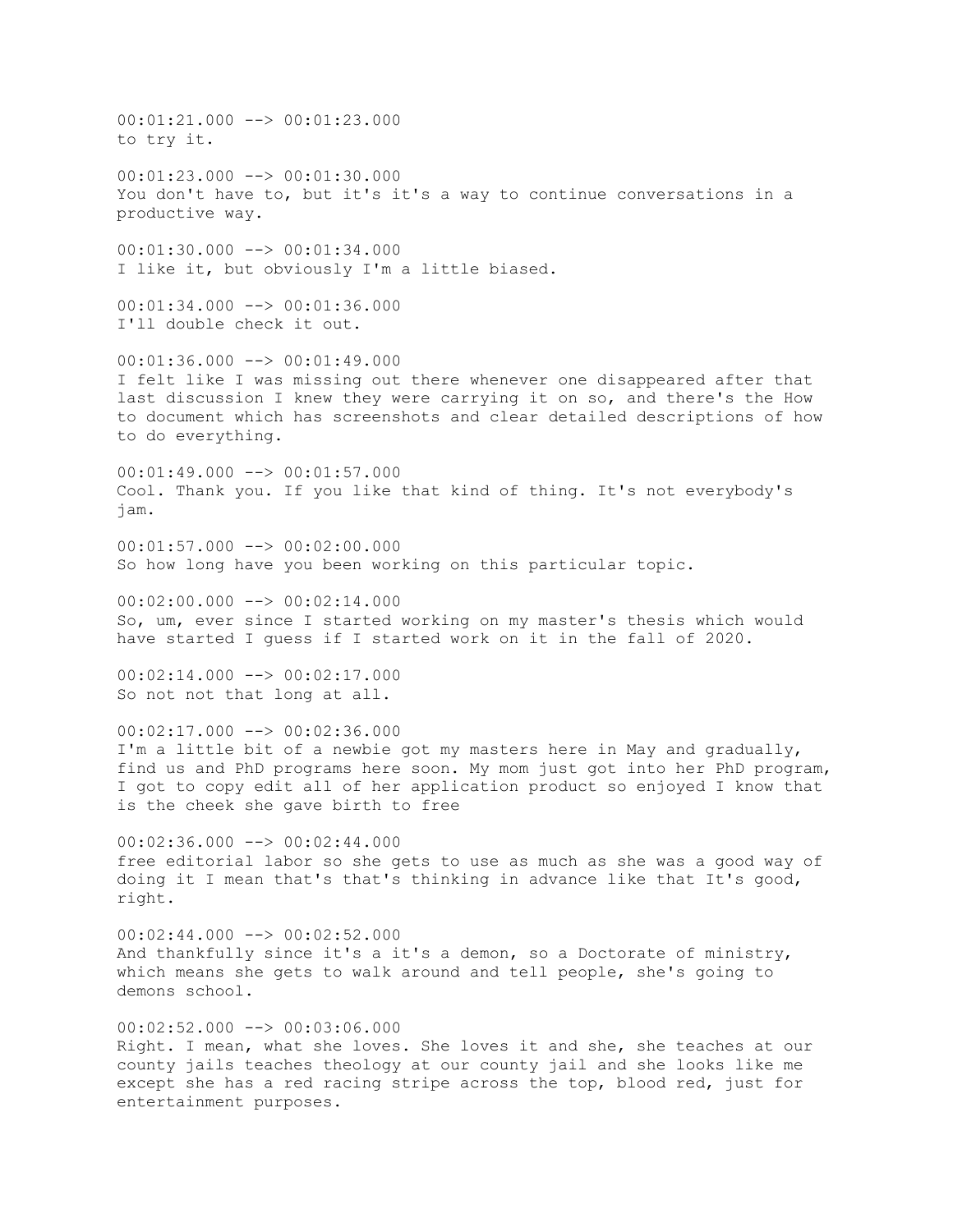00:01:21.000 --> 00:01:23.000
to try it.

00:01:23.000 --> 00:01:30.000
You don't have to, but it's it's a way to continue conversations in a productive way.

00:01:30.000 --> 00:01:34.000
I like it, but obviously I'm a little biased.

00:01:34.000 --> 00:01:36.000
I'll double check it out.

00:01:36.000 --> 00:01:49.000
I felt like I was missing out there whenever one disappeared after that last discussion I knew they were carrying it on so, and there's the How to document which has screenshots and clear detailed descriptions of how to do everything.

00:01:49.000 --> 00:01:57.000
Cool. Thank you. If you like that kind of thing. It's not everybody's jam.

00:01:57.000 --> 00:02:00.000
So how long have you been working on this particular topic.

00:02:00.000 --> 00:02:14.000
So, um, ever since I started working on my master's thesis which would have started I guess if I started work on it in the fall of 2020.

00:02:14.000 --> 00:02:17.000
So not not that long at all.

00:02:17.000 --> 00:02:36.000
I'm a little bit of a newbie got my masters here in May and gradually, find us and PhD programs here soon. My mom just got into her PhD program, I got to copy edit all of her application product so enjoyed I know that is the cheek she gave birth to free

00:02:36.000 --> 00:02:44.000
free editorial labor so she gets to use as much as she was a good way of doing it I mean that's that's thinking in advance like that It's good, right.

00:02:44.000 --> 00:02:52.000
And thankfully since it's a it's a demon, so a Doctorate of ministry, which means she gets to walk around and tell people, she's going to demons school.

00:02:52.000 --> 00:03:06.000
Right. I mean, what she loves. She loves it and she, she teaches at our county jails teaches theology at our county jail and she looks like me except she has a red racing stripe across the top, blood red, just for entertainment purposes.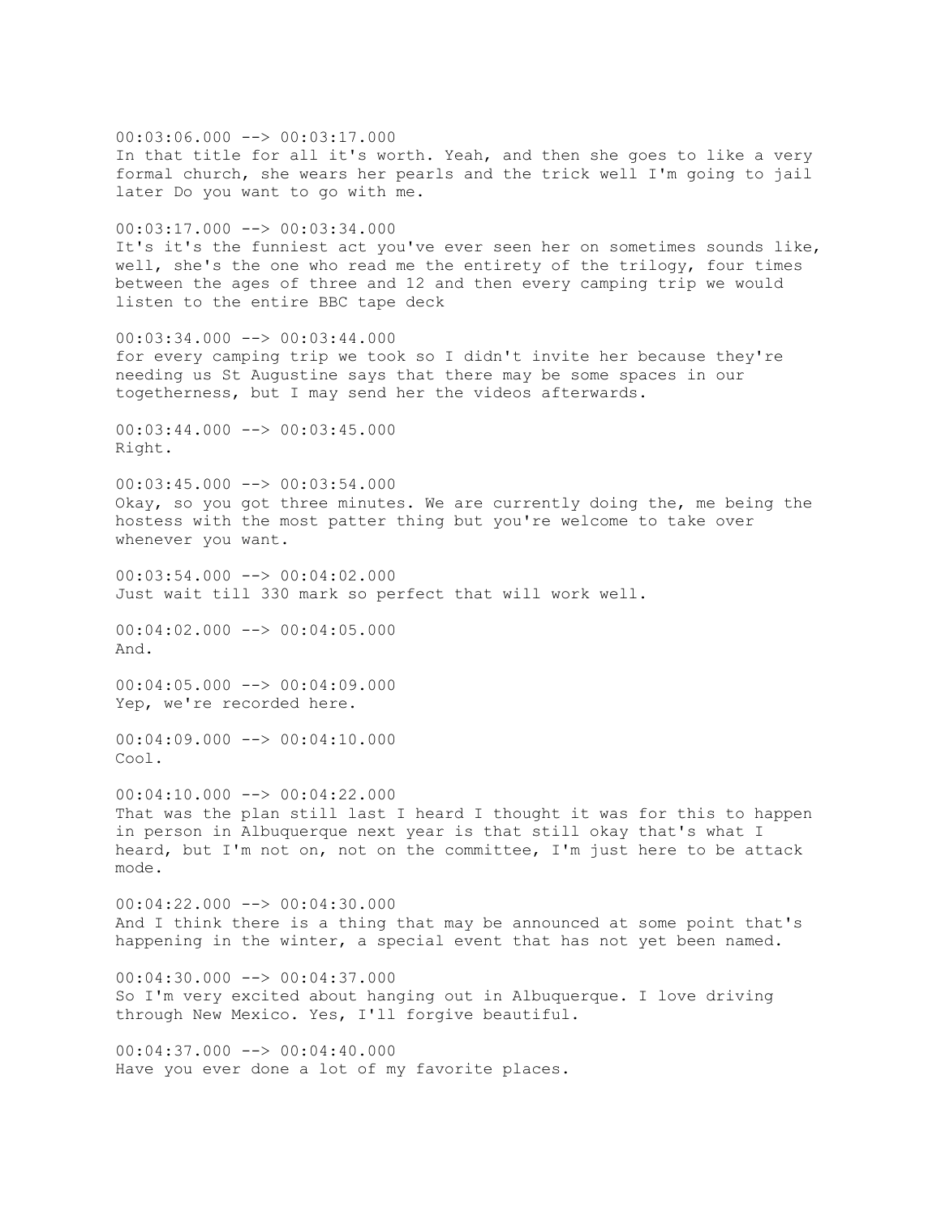00:03:06.000 --> 00:03:17.000
In that title for all it's worth. Yeah, and then she goes to like a very formal church, she wears her pearls and the trick well I'm going to jail later Do you want to go with me.

00:03:17.000 --> 00:03:34.000
It's it's the funniest act you've ever seen her on sometimes sounds like, well, she's the one who read me the entirety of the trilogy, four times between the ages of three and 12 and then every camping trip we would listen to the entire BBC tape deck

00:03:34.000 --> 00:03:44.000
for every camping trip we took so I didn't invite her because they're needing us St Augustine says that there may be some spaces in our togetherness, but I may send her the videos afterwards.

00:03:44.000 --> 00:03:45.000
Right.

00:03:45.000 --> 00:03:54.000
Okay, so you got three minutes. We are currently doing the, me being the hostess with the most patter thing but you're welcome to take over whenever you want.

00:03:54.000 --> 00:04:02.000
Just wait till 330 mark so perfect that will work well.

00:04:02.000 --> 00:04:05.000
And.

00:04:05.000 --> 00:04:09.000
Yep, we're recorded here.

00:04:09.000 --> 00:04:10.000
Cool.

00:04:10.000 --> 00:04:22.000
That was the plan still last I heard I thought it was for this to happen in person in Albuquerque next year is that still okay that's what I heard, but I'm not on, not on the committee, I'm just here to be attack mode.

00:04:22.000 --> 00:04:30.000
And I think there is a thing that may be announced at some point that's happening in the winter, a special event that has not yet been named.

00:04:30.000 --> 00:04:37.000
So I'm very excited about hanging out in Albuquerque. I love driving through New Mexico. Yes, I'll forgive beautiful.

00:04:37.000 --> 00:04:40.000
Have you ever done a lot of my favorite places.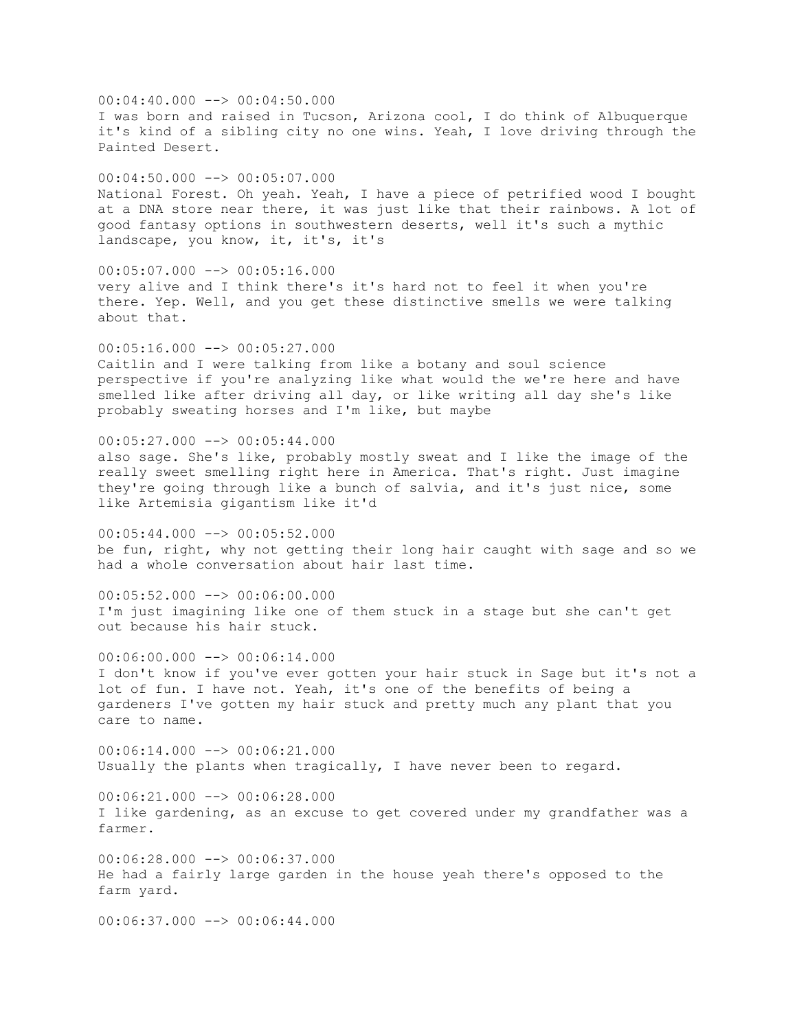00:04:40.000 --> 00:04:50.000
I was born and raised in Tucson, Arizona cool, I do think of Albuquerque it's kind of a sibling city no one wins. Yeah, I love driving through the Painted Desert.

00:04:50.000 --> 00:05:07.000
National Forest. Oh yeah. Yeah, I have a piece of petrified wood I bought at a DNA store near there, it was just like that their rainbows. A lot of good fantasy options in southwestern deserts, well it's such a mythic landscape, you know, it, it's, it's

00:05:07.000 --> 00:05:16.000
very alive and I think there's it's hard not to feel it when you're there. Yep. Well, and you get these distinctive smells we were talking about that.

00:05:16.000 --> 00:05:27.000
Caitlin and I were talking from like a botany and soul science perspective if you're analyzing like what would the we're here and have smelled like after driving all day, or like writing all day she's like probably sweating horses and I'm like, but maybe

00:05:27.000 --> 00:05:44.000
also sage. She's like, probably mostly sweat and I like the image of the really sweet smelling right here in America. That's right. Just imagine they're going through like a bunch of salvia, and it's just nice, some like Artemisia gigantism like it'd

00:05:44.000 --> 00:05:52.000
be fun, right, why not getting their long hair caught with sage and so we had a whole conversation about hair last time.

00:05:52.000 --> 00:06:00.000
I'm just imagining like one of them stuck in a stage but she can't get out because his hair stuck.

00:06:00.000 --> 00:06:14.000
I don't know if you've ever gotten your hair stuck in Sage but it's not a lot of fun. I have not. Yeah, it's one of the benefits of being a gardeners I've gotten my hair stuck and pretty much any plant that you care to name.

00:06:14.000 --> 00:06:21.000
Usually the plants when tragically, I have never been to regard.

00:06:21.000 --> 00:06:28.000
I like gardening, as an excuse to get covered under my grandfather was a farmer.

00:06:28.000 --> 00:06:37.000
He had a fairly large garden in the house yeah there's opposed to the farm yard.

00:06:37.000 --> 00:06:44.000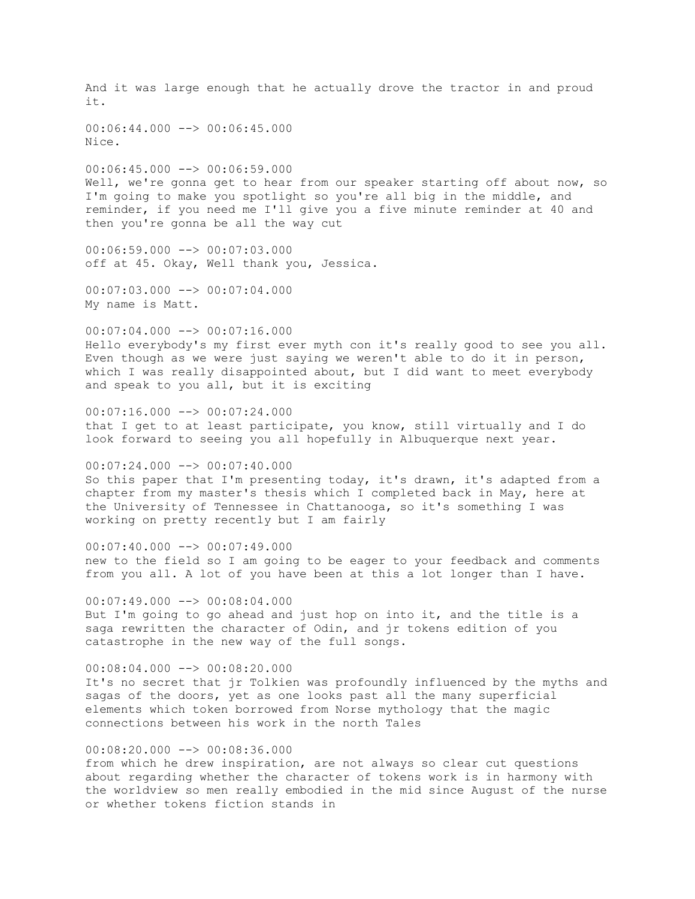And it was large enough that he actually drove the tractor in and proud it.

00:06:44.000 --> 00:06:45.000
Nice.

00:06:45.000 --> 00:06:59.000
Well, we're gonna get to hear from our speaker starting off about now, so I'm going to make you spotlight so you're all big in the middle, and reminder, if you need me I'll give you a five minute reminder at 40 and then you're gonna be all the way cut

00:06:59.000 --> 00:07:03.000
off at 45. Okay, Well thank you, Jessica.

00:07:03.000 --> 00:07:04.000
My name is Matt.

00:07:04.000 --> 00:07:16.000
Hello everybody's my first ever myth con it's really good to see you all. Even though as we were just saying we weren't able to do it in person, which I was really disappointed about, but I did want to meet everybody and speak to you all, but it is exciting

00:07:16.000 --> 00:07:24.000
that I get to at least participate, you know, still virtually and I do look forward to seeing you all hopefully in Albuquerque next year.

00:07:24.000 --> 00:07:40.000
So this paper that I'm presenting today, it's drawn, it's adapted from a chapter from my master's thesis which I completed back in May, here at the University of Tennessee in Chattanooga, so it's something I was working on pretty recently but I am fairly

00:07:40.000 --> 00:07:49.000
new to the field so I am going to be eager to your feedback and comments from you all. A lot of you have been at this a lot longer than I have.

00:07:49.000 --> 00:08:04.000
But I'm going to go ahead and just hop on into it, and the title is a saga rewritten the character of Odin, and jr tokens edition of you catastrophe in the new way of the full songs.

00:08:04.000 --> 00:08:20.000
It's no secret that jr Tolkien was profoundly influenced by the myths and sagas of the doors, yet as one looks past all the many superficial elements which token borrowed from Norse mythology that the magic connections between his work in the north Tales

00:08:20.000 --> 00:08:36.000
from which he drew inspiration, are not always so clear cut questions about regarding whether the character of tokens work is in harmony with the worldview so men really embodied in the mid since August of the nurse or whether tokens fiction stands in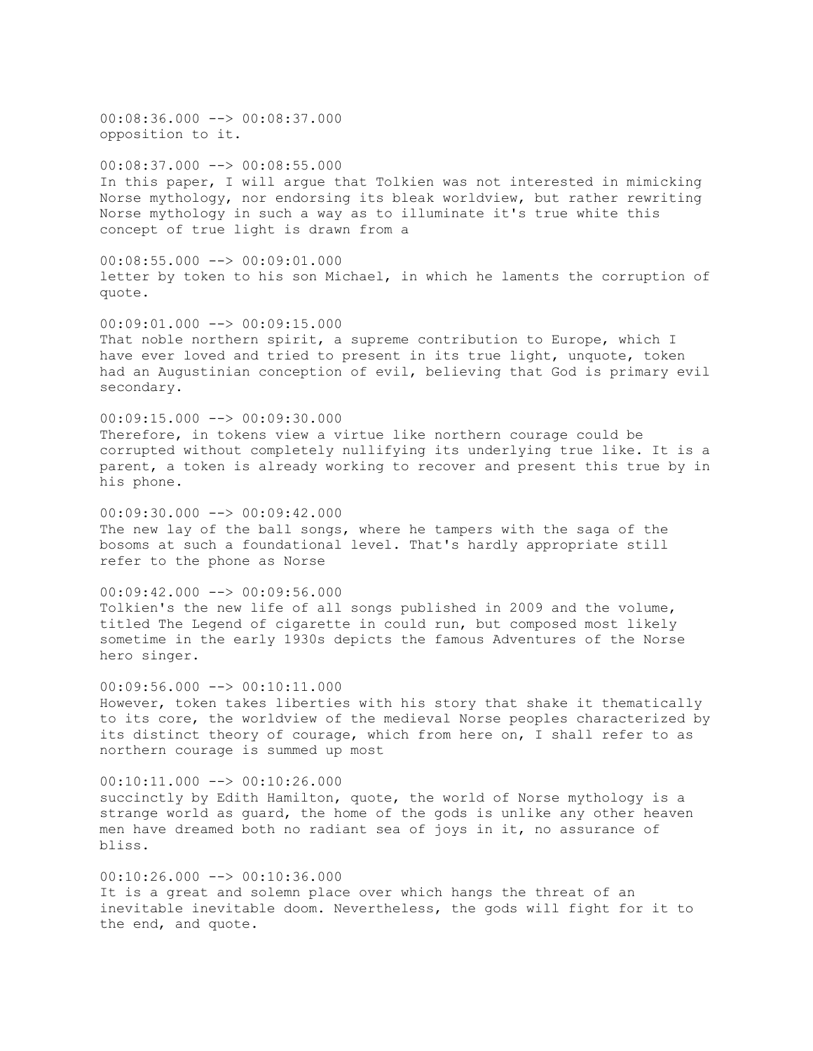00:08:36.000 --> 00:08:37.000
opposition to it.

00:08:37.000 --> 00:08:55.000
In this paper, I will argue that Tolkien was not interested in mimicking Norse mythology, nor endorsing its bleak worldview, but rather rewriting Norse mythology in such a way as to illuminate it's true white this concept of true light is drawn from a

00:08:55.000 --> 00:09:01.000
letter by token to his son Michael, in which he laments the corruption of quote.

00:09:01.000 --> 00:09:15.000
That noble northern spirit, a supreme contribution to Europe, which I have ever loved and tried to present in its true light, unquote, token had an Augustinian conception of evil, believing that God is primary evil secondary.

00:09:15.000 --> 00:09:30.000
Therefore, in tokens view a virtue like northern courage could be corrupted without completely nullifying its underlying true like. It is a parent, a token is already working to recover and present this true by in his phone.

00:09:30.000 --> 00:09:42.000
The new lay of the ball songs, where he tampers with the saga of the bosoms at such a foundational level. That's hardly appropriate still refer to the phone as Norse

00:09:42.000 --> 00:09:56.000
Tolkien's the new life of all songs published in 2009 and the volume, titled The Legend of cigarette in could run, but composed most likely sometime in the early 1930s depicts the famous Adventures of the Norse hero singer.

00:09:56.000 --> 00:10:11.000
However, token takes liberties with his story that shake it thematically to its core, the worldview of the medieval Norse peoples characterized by its distinct theory of courage, which from here on, I shall refer to as northern courage is summed up most

00:10:11.000 --> 00:10:26.000
succinctly by Edith Hamilton, quote, the world of Norse mythology is a strange world as guard, the home of the gods is unlike any other heaven men have dreamed both no radiant sea of joys in it, no assurance of bliss.

00:10:26.000 --> 00:10:36.000
It is a great and solemn place over which hangs the threat of an inevitable inevitable doom. Nevertheless, the gods will fight for it to the end, and quote.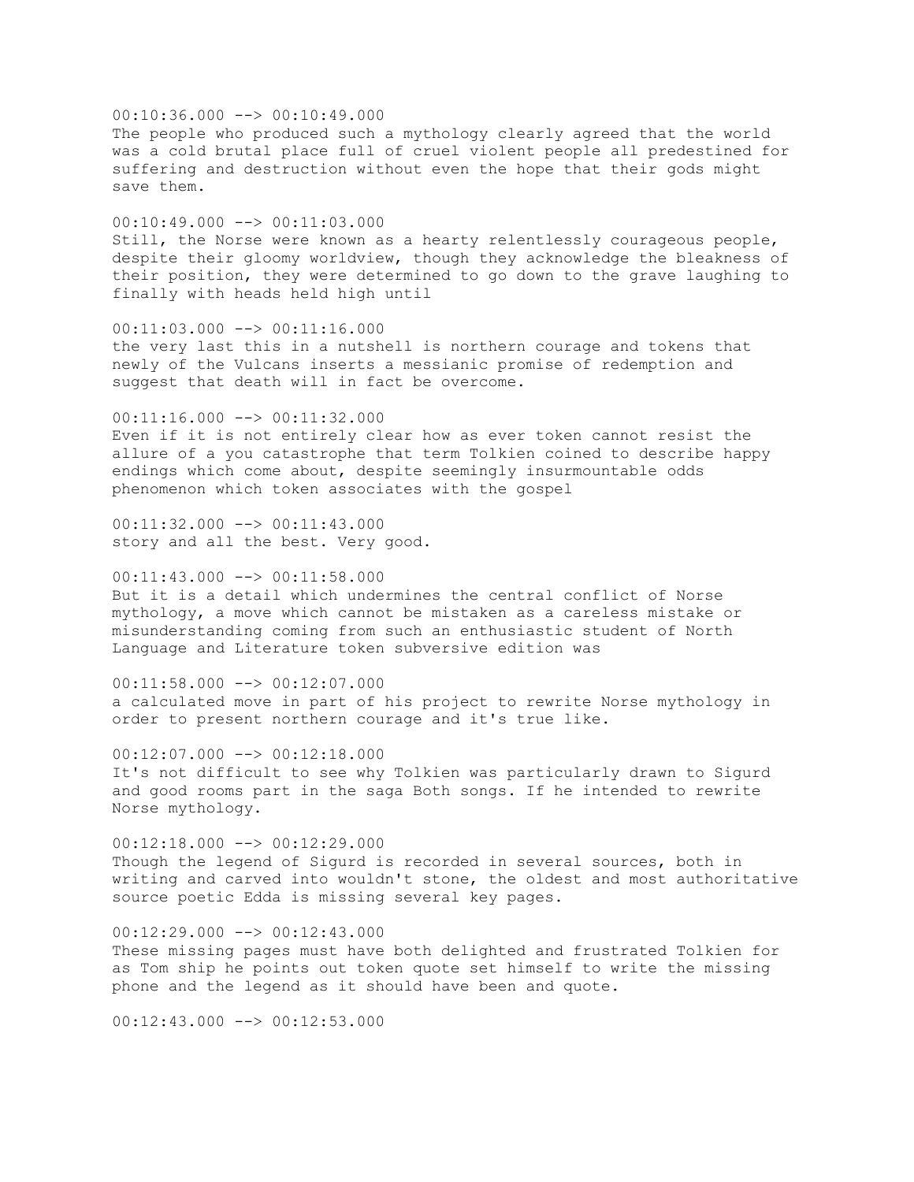00:10:36.000 --> 00:10:49.000
The people who produced such a mythology clearly agreed that the world was a cold brutal place full of cruel violent people all predestined for suffering and destruction without even the hope that their gods might save them.

00:10:49.000 --> 00:11:03.000
Still, the Norse were known as a hearty relentlessly courageous people, despite their gloomy worldview, though they acknowledge the bleakness of their position, they were determined to go down to the grave laughing to finally with heads held high until

00:11:03.000 --> 00:11:16.000
the very last this in a nutshell is northern courage and tokens that newly of the Vulcans inserts a messianic promise of redemption and suggest that death will in fact be overcome.

00:11:16.000 --> 00:11:32.000
Even if it is not entirely clear how as ever token cannot resist the allure of a you catastrophe that term Tolkien coined to describe happy endings which come about, despite seemingly insurmountable odds phenomenon which token associates with the gospel

00:11:32.000 --> 00:11:43.000
story and all the best. Very good.

00:11:43.000 --> 00:11:58.000
But it is a detail which undermines the central conflict of Norse mythology, a move which cannot be mistaken as a careless mistake or misunderstanding coming from such an enthusiastic student of North Language and Literature token subversive edition was

00:11:58.000 --> 00:12:07.000
a calculated move in part of his project to rewrite Norse mythology in order to present northern courage and it's true like.

00:12:07.000 --> 00:12:18.000
It's not difficult to see why Tolkien was particularly drawn to Sigurd and good rooms part in the saga Both songs. If he intended to rewrite Norse mythology.

00:12:18.000 --> 00:12:29.000
Though the legend of Sigurd is recorded in several sources, both in writing and carved into wouldn't stone, the oldest and most authoritative source poetic Edda is missing several key pages.

00:12:29.000 --> 00:12:43.000
These missing pages must have both delighted and frustrated Tolkien for as Tom ship he points out token quote set himself to write the missing phone and the legend as it should have been and quote.

00:12:43.000 --> 00:12:53.000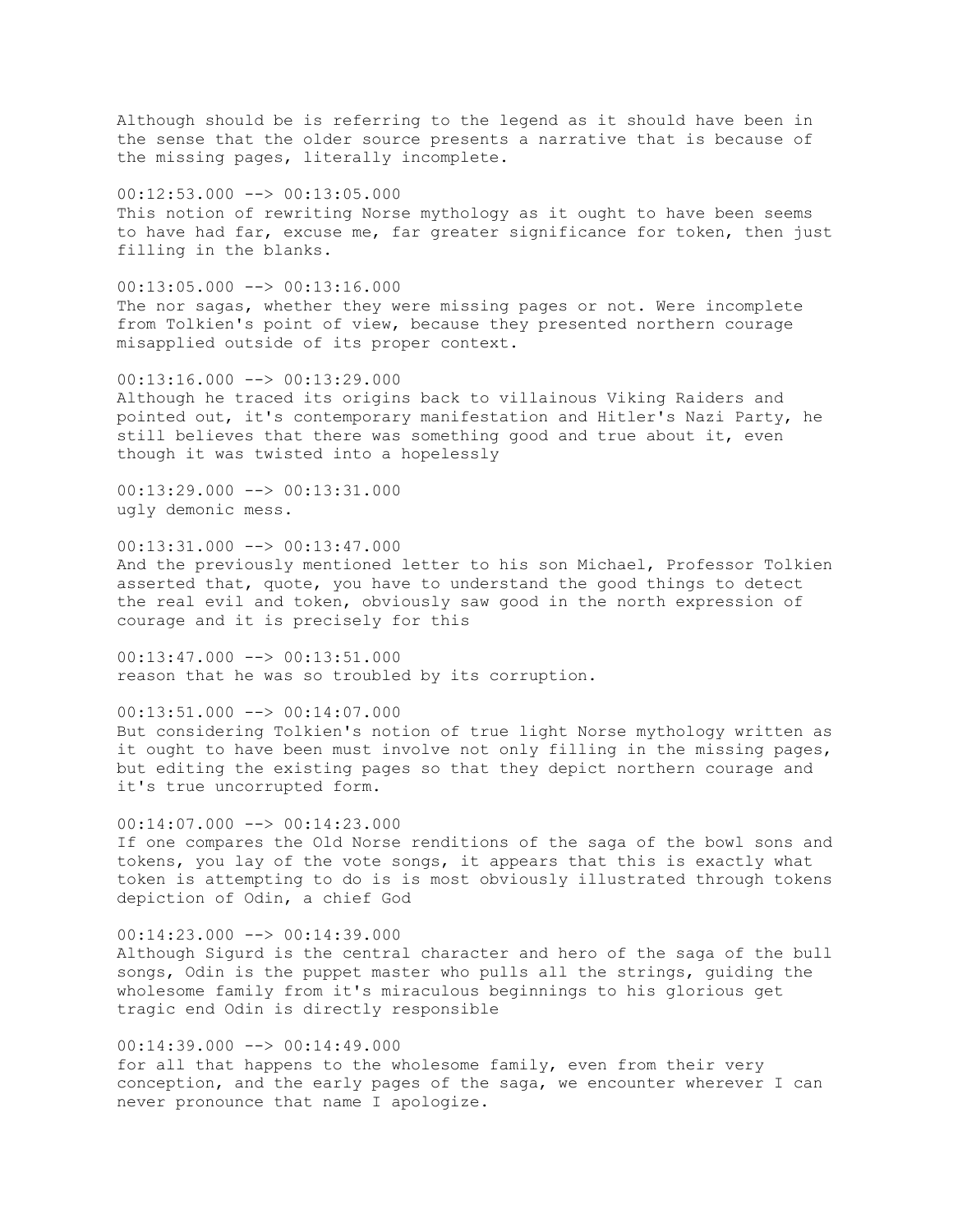Although should be is referring to the legend as it should have been in the sense that the older source presents a narrative that is because of the missing pages, literally incomplete.

00:12:53.000 --> 00:13:05.000
This notion of rewriting Norse mythology as it ought to have been seems to have had far, excuse me, far greater significance for token, then just filling in the blanks.

00:13:05.000 --> 00:13:16.000
The nor sagas, whether they were missing pages or not. Were incomplete from Tolkien's point of view, because they presented northern courage misapplied outside of its proper context.

00:13:16.000 --> 00:13:29.000
Although he traced its origins back to villainous Viking Raiders and pointed out, it's contemporary manifestation and Hitler's Nazi Party, he still believes that there was something good and true about it, even though it was twisted into a hopelessly

00:13:29.000 --> 00:13:31.000
ugly demonic mess.

00:13:31.000 --> 00:13:47.000
And the previously mentioned letter to his son Michael, Professor Tolkien asserted that, quote, you have to understand the good things to detect the real evil and token, obviously saw good in the north expression of courage and it is precisely for this

00:13:47.000 --> 00:13:51.000
reason that he was so troubled by its corruption.

00:13:51.000 --> 00:14:07.000
But considering Tolkien's notion of true light Norse mythology written as it ought to have been must involve not only filling in the missing pages, but editing the existing pages so that they depict northern courage and it's true uncorrupted form.

00:14:07.000 --> 00:14:23.000
If one compares the Old Norse renditions of the saga of the bowl sons and tokens, you lay of the vote songs, it appears that this is exactly what token is attempting to do is is most obviously illustrated through tokens depiction of Odin, a chief God

00:14:23.000 --> 00:14:39.000
Although Sigurd is the central character and hero of the saga of the bull songs, Odin is the puppet master who pulls all the strings, guiding the wholesome family from it's miraculous beginnings to his glorious get tragic end Odin is directly responsible

00:14:39.000 --> 00:14:49.000
for all that happens to the wholesome family, even from their very conception, and the early pages of the saga, we encounter wherever I can never pronounce that name I apologize.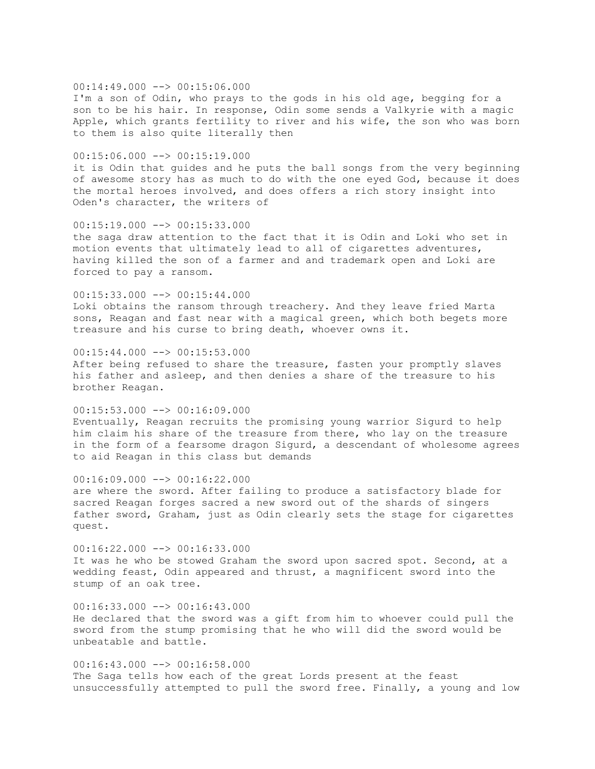00:14:49.000 --> 00:15:06.000
I'm a son of Odin, who prays to the gods in his old age, begging for a son to be his hair. In response, Odin some sends a Valkyrie with a magic Apple, which grants fertility to river and his wife, the son who was born to them is also quite literally then

00:15:06.000 --> 00:15:19.000
it is Odin that guides and he puts the ball songs from the very beginning of awesome story has as much to do with the one eyed God, because it does the mortal heroes involved, and does offers a rich story insight into Oden's character, the writers of

00:15:19.000 --> 00:15:33.000
the saga draw attention to the fact that it is Odin and Loki who set in motion events that ultimately lead to all of cigarettes adventures, having killed the son of a farmer and and trademark open and Loki are forced to pay a ransom.

00:15:33.000 --> 00:15:44.000
Loki obtains the ransom through treachery. And they leave fried Marta sons, Reagan and fast near with a magical green, which both begets more treasure and his curse to bring death, whoever owns it.

00:15:44.000 --> 00:15:53.000
After being refused to share the treasure, fasten your promptly slaves his father and asleep, and then denies a share of the treasure to his brother Reagan.

00:15:53.000 --> 00:16:09.000
Eventually, Reagan recruits the promising young warrior Sigurd to help him claim his share of the treasure from there, who lay on the treasure in the form of a fearsome dragon Sigurd, a descendant of wholesome agrees to aid Reagan in this class but demands

00:16:09.000 --> 00:16:22.000
are where the sword. After failing to produce a satisfactory blade for sacred Reagan forges sacred a new sword out of the shards of singers father sword, Graham, just as Odin clearly sets the stage for cigarettes quest.

00:16:22.000 --> 00:16:33.000
It was he who be stowed Graham the sword upon sacred spot. Second, at a wedding feast, Odin appeared and thrust, a magnificent sword into the stump of an oak tree.

00:16:33.000 --> 00:16:43.000
He declared that the sword was a gift from him to whoever could pull the sword from the stump promising that he who will did the sword would be unbeatable and battle.

00:16:43.000 --> 00:16:58.000
The Saga tells how each of the great Lords present at the feast unsuccessfully attempted to pull the sword free. Finally, a young and low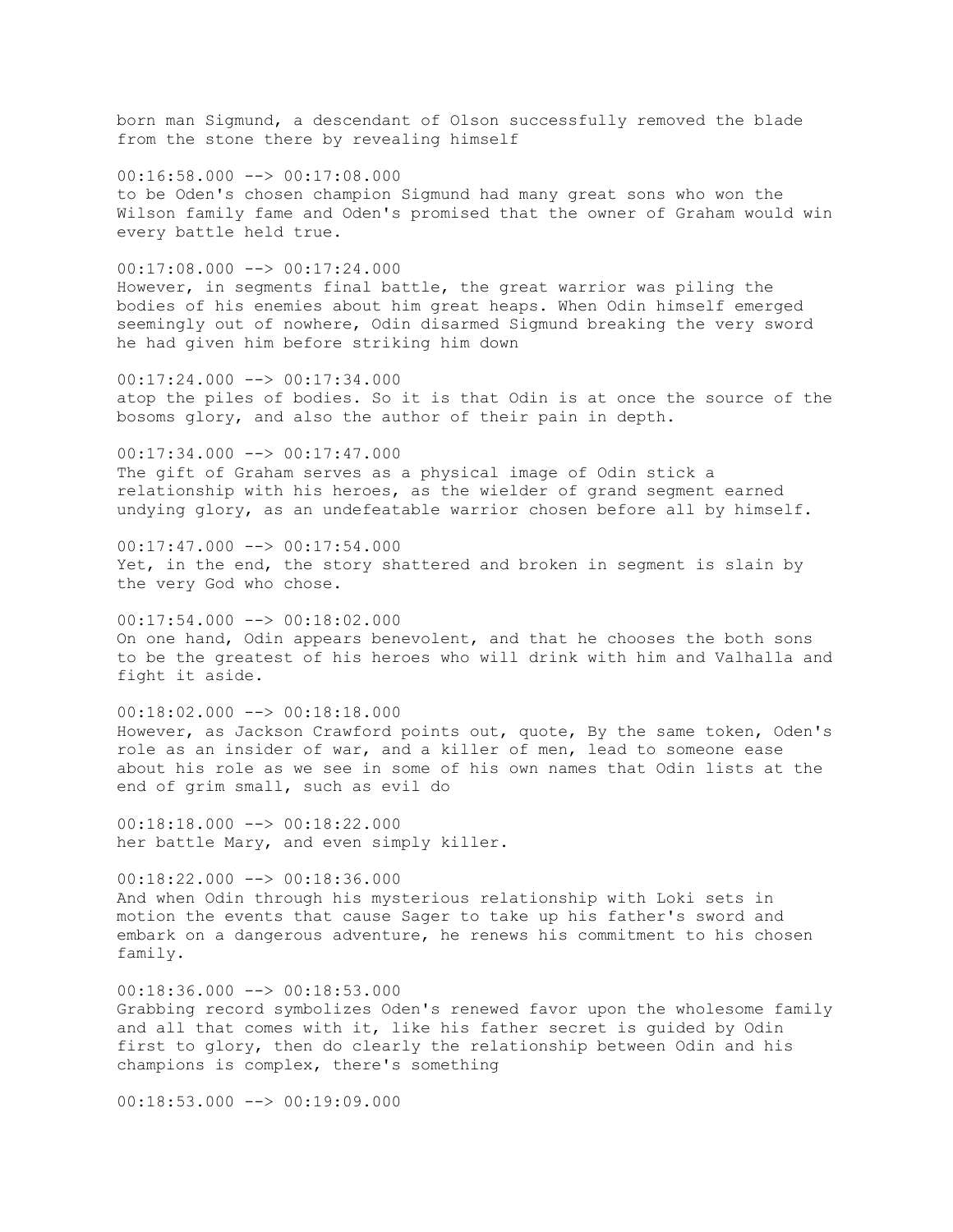born man Sigmund, a descendant of Olson successfully removed the blade from the stone there by revealing himself

00:16:58.000 --> 00:17:08.000
to be Oden's chosen champion Sigmund had many great sons who won the Wilson family fame and Oden's promised that the owner of Graham would win every battle held true.

00:17:08.000 --> 00:17:24.000
However, in segments final battle, the great warrior was piling the bodies of his enemies about him great heaps. When Odin himself emerged seemingly out of nowhere, Odin disarmed Sigmund breaking the very sword he had given him before striking him down

00:17:24.000 --> 00:17:34.000
atop the piles of bodies. So it is that Odin is at once the source of the bosoms glory, and also the author of their pain in depth.

00:17:34.000 --> 00:17:47.000
The gift of Graham serves as a physical image of Odin stick a relationship with his heroes, as the wielder of grand segment earned undying glory, as an undefeatable warrior chosen before all by himself.

00:17:47.000 --> 00:17:54.000
Yet, in the end, the story shattered and broken in segment is slain by the very God who chose.

00:17:54.000 --> 00:18:02.000
On one hand, Odin appears benevolent, and that he chooses the both sons to be the greatest of his heroes who will drink with him and Valhalla and fight it aside.

00:18:02.000 --> 00:18:18.000
However, as Jackson Crawford points out, quote, By the same token, Oden's role as an insider of war, and a killer of men, lead to someone ease about his role as we see in some of his own names that Odin lists at the end of grim small, such as evil do

00:18:18.000 --> 00:18:22.000
her battle Mary, and even simply killer.

00:18:22.000 --> 00:18:36.000
And when Odin through his mysterious relationship with Loki sets in motion the events that cause Sager to take up his father's sword and embark on a dangerous adventure, he renews his commitment to his chosen family.

00:18:36.000 --> 00:18:53.000
Grabbing record symbolizes Oden's renewed favor upon the wholesome family and all that comes with it, like his father secret is guided by Odin first to glory, then do clearly the relationship between Odin and his champions is complex, there's something

00:18:53.000 --> 00:19:09.000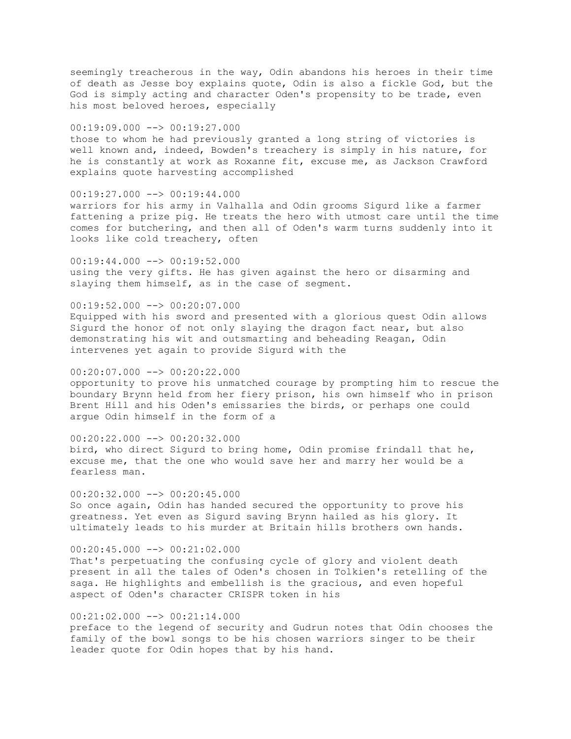seemingly treacherous in the way, Odin abandons his heroes in their time of death as Jesse boy explains quote, Odin is also a fickle God, but the God is simply acting and character Oden's propensity to be trade, even his most beloved heroes, especially

00:19:09.000 --> 00:19:27.000
those to whom he had previously granted a long string of victories is well known and, indeed, Bowden's treachery is simply in his nature, for he is constantly at work as Roxanne fit, excuse me, as Jackson Crawford explains quote harvesting accomplished

00:19:27.000 --> 00:19:44.000
warriors for his army in Valhalla and Odin grooms Sigurd like a farmer fattening a prize pig. He treats the hero with utmost care until the time comes for butchering, and then all of Oden's warm turns suddenly into it looks like cold treachery, often

00:19:44.000 --> 00:19:52.000
using the very gifts. He has given against the hero or disarming and slaying them himself, as in the case of segment.

00:19:52.000 --> 00:20:07.000
Equipped with his sword and presented with a glorious quest Odin allows Sigurd the honor of not only slaying the dragon fact near, but also demonstrating his wit and outsmarting and beheading Reagan, Odin intervenes yet again to provide Sigurd with the

00:20:07.000 --> 00:20:22.000
opportunity to prove his unmatched courage by prompting him to rescue the boundary Brynn held from her fiery prison, his own himself who in prison Brent Hill and his Oden's emissaries the birds, or perhaps one could argue Odin himself in the form of a

00:20:22.000 --> 00:20:32.000
bird, who direct Sigurd to bring home, Odin promise frindall that he, excuse me, that the one who would save her and marry her would be a fearless man.

00:20:32.000 --> 00:20:45.000
So once again, Odin has handed secured the opportunity to prove his greatness. Yet even as Sigurd saving Brynn hailed as his glory. It ultimately leads to his murder at Britain hills brothers own hands.

00:20:45.000 --> 00:21:02.000
That's perpetuating the confusing cycle of glory and violent death present in all the tales of Oden's chosen in Tolkien's retelling of the saga. He highlights and embellish is the gracious, and even hopeful aspect of Oden's character CRISPR token in his

00:21:02.000 --> 00:21:14.000
preface to the legend of security and Gudrun notes that Odin chooses the family of the bowl songs to be his chosen warriors singer to be their leader quote for Odin hopes that by his hand.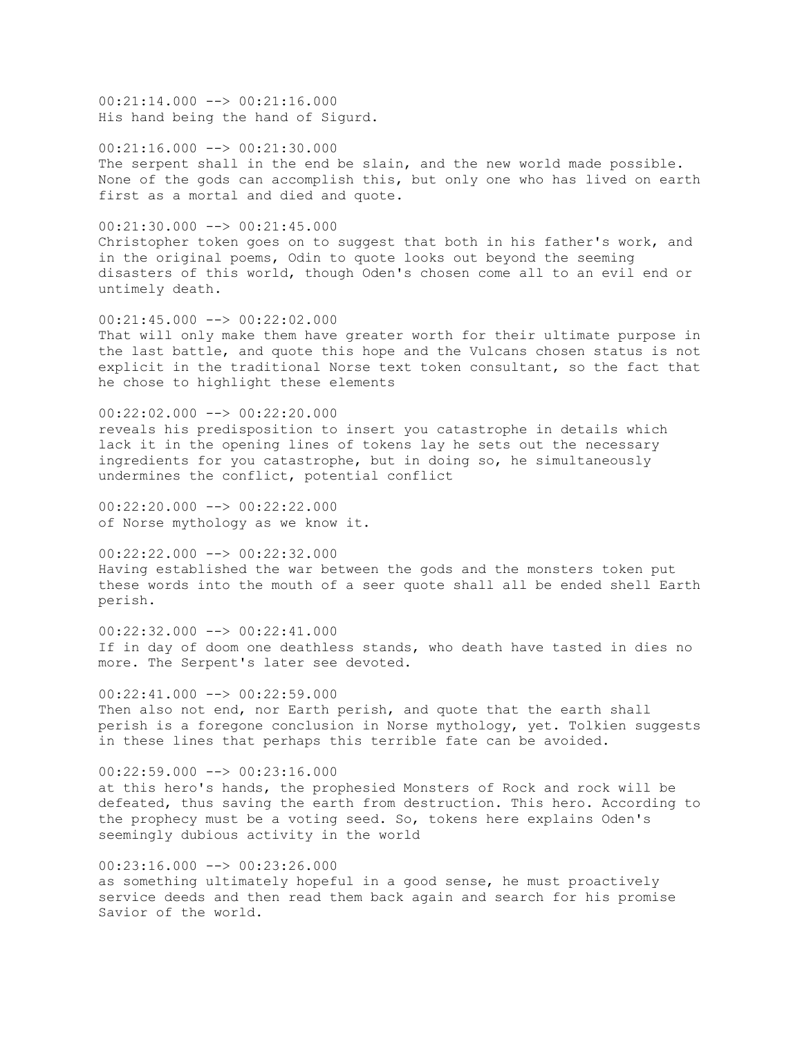00:21:14.000 --> 00:21:16.000
His hand being the hand of Sigurd.

00:21:16.000 --> 00:21:30.000
The serpent shall in the end be slain, and the new world made possible. None of the gods can accomplish this, but only one who has lived on earth first as a mortal and died and quote.

00:21:30.000 --> 00:21:45.000
Christopher token goes on to suggest that both in his father's work, and in the original poems, Odin to quote looks out beyond the seeming disasters of this world, though Oden's chosen come all to an evil end or untimely death.

00:21:45.000 --> 00:22:02.000
That will only make them have greater worth for their ultimate purpose in the last battle, and quote this hope and the Vulcans chosen status is not explicit in the traditional Norse text token consultant, so the fact that he chose to highlight these elements

00:22:02.000 --> 00:22:20.000
reveals his predisposition to insert you catastrophe in details which lack it in the opening lines of tokens lay he sets out the necessary ingredients for you catastrophe, but in doing so, he simultaneously undermines the conflict, potential conflict

00:22:20.000 --> 00:22:22.000
of Norse mythology as we know it.

00:22:22.000 --> 00:22:32.000
Having established the war between the gods and the monsters token put these words into the mouth of a seer quote shall all be ended shell Earth perish.

00:22:32.000 --> 00:22:41.000
If in day of doom one deathless stands, who death have tasted in dies no more. The Serpent's later see devoted.

00:22:41.000 --> 00:22:59.000
Then also not end, nor Earth perish, and quote that the earth shall perish is a foregone conclusion in Norse mythology, yet. Tolkien suggests in these lines that perhaps this terrible fate can be avoided.

00:22:59.000 --> 00:23:16.000
at this hero's hands, the prophesied Monsters of Rock and rock will be defeated, thus saving the earth from destruction. This hero. According to the prophecy must be a voting seed. So, tokens here explains Oden's seemingly dubious activity in the world

00:23:16.000 --> 00:23:26.000
as something ultimately hopeful in a good sense, he must proactively service deeds and then read them back again and search for his promise Savior of the world.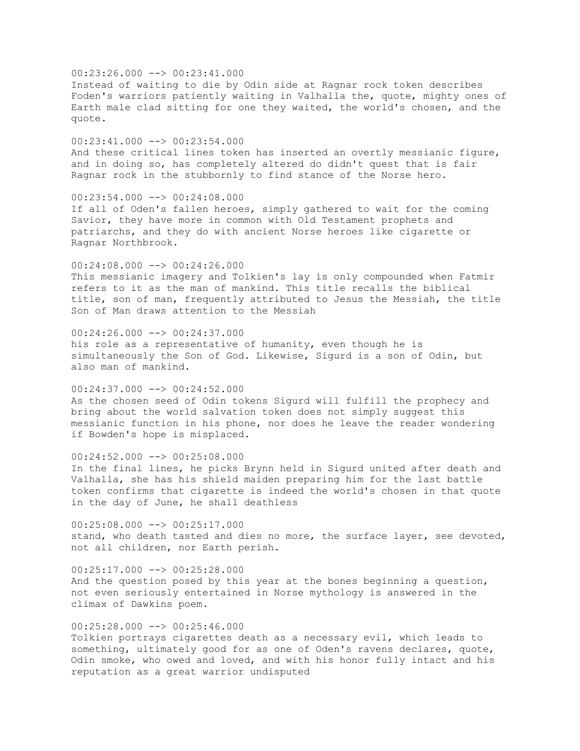00:23:26.000 --> 00:23:41.000
Instead of waiting to die by Odin side at Ragnar rock token describes Foden's warriors patiently waiting in Valhalla the, quote, mighty ones of Earth male clad sitting for one they waited, the world's chosen, and the quote.

00:23:41.000 --> 00:23:54.000
And these critical lines token has inserted an overtly messianic figure, and in doing so, has completely altered do didn't quest that is fair Ragnar rock in the stubbornly to find stance of the Norse hero.

00:23:54.000 --> 00:24:08.000
If all of Oden's fallen heroes, simply gathered to wait for the coming Savior, they have more in common with Old Testament prophets and patriarchs, and they do with ancient Norse heroes like cigarette or Ragnar Northbrook.

00:24:08.000 --> 00:24:26.000
This messianic imagery and Tolkien's lay is only compounded when Fatmir refers to it as the man of mankind. This title recalls the biblical title, son of man, frequently attributed to Jesus the Messiah, the title Son of Man draws attention to the Messiah

00:24:26.000 --> 00:24:37.000
his role as a representative of humanity, even though he is simultaneously the Son of God. Likewise, Sigurd is a son of Odin, but also man of mankind.

00:24:37.000 --> 00:24:52.000
As the chosen seed of Odin tokens Sigurd will fulfill the prophecy and bring about the world salvation token does not simply suggest this messianic function in his phone, nor does he leave the reader wondering if Bowden's hope is misplaced.

00:24:52.000 --> 00:25:08.000
In the final lines, he picks Brynn held in Sigurd united after death and Valhalla, she has his shield maiden preparing him for the last battle token confirms that cigarette is indeed the world's chosen in that quote in the day of June, he shall deathless

00:25:08.000 --> 00:25:17.000
stand, who death tasted and dies no more, the surface layer, see devoted, not all children, nor Earth perish.

00:25:17.000 --> 00:25:28.000
And the question posed by this year at the bones beginning a question, not even seriously entertained in Norse mythology is answered in the climax of Dawkins poem.

00:25:28.000 --> 00:25:46.000
Tolkien portrays cigarettes death as a necessary evil, which leads to something, ultimately good for as one of Oden's ravens declares, quote, Odin smoke, who owed and loved, and with his honor fully intact and his reputation as a great warrior undisputed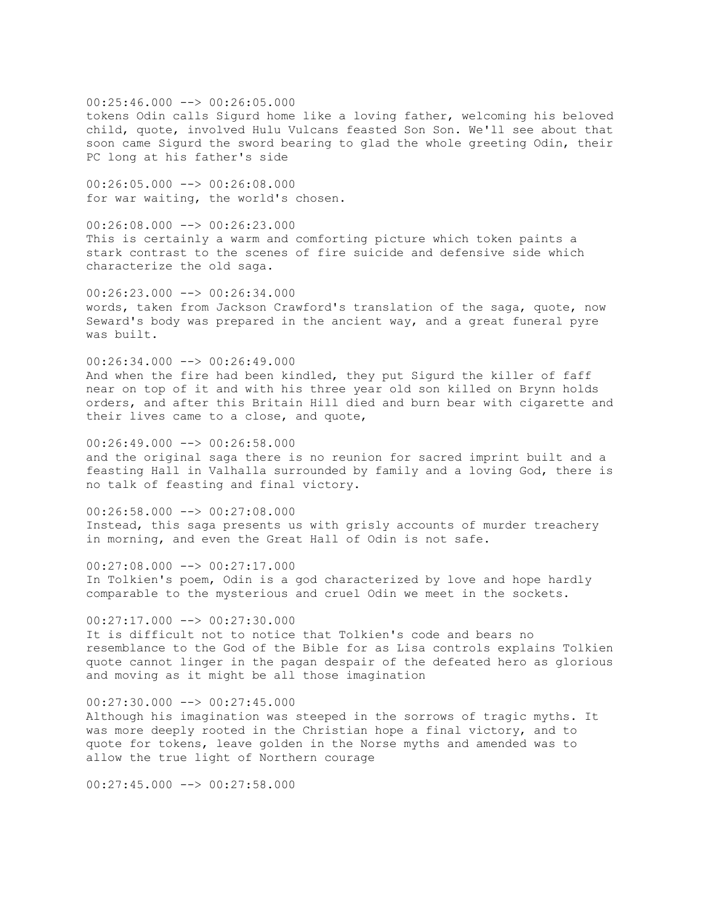00:25:46.000 --> 00:26:05.000
tokens Odin calls Sigurd home like a loving father, welcoming his beloved child, quote, involved Hulu Vulcans feasted Son Son. We'll see about that soon came Sigurd the sword bearing to glad the whole greeting Odin, their PC long at his father's side

00:26:05.000 --> 00:26:08.000
for war waiting, the world's chosen.

00:26:08.000 --> 00:26:23.000
This is certainly a warm and comforting picture which token paints a stark contrast to the scenes of fire suicide and defensive side which characterize the old saga.

00:26:23.000 --> 00:26:34.000
words, taken from Jackson Crawford's translation of the saga, quote, now Seward's body was prepared in the ancient way, and a great funeral pyre was built.

00:26:34.000 --> 00:26:49.000
And when the fire had been kindled, they put Sigurd the killer of faff near on top of it and with his three year old son killed on Brynn holds orders, and after this Britain Hill died and burn bear with cigarette and their lives came to a close, and quote,

00:26:49.000 --> 00:26:58.000
and the original saga there is no reunion for sacred imprint built and a feasting Hall in Valhalla surrounded by family and a loving God, there is no talk of feasting and final victory.

00:26:58.000 --> 00:27:08.000
Instead, this saga presents us with grisly accounts of murder treachery in morning, and even the Great Hall of Odin is not safe.

00:27:08.000 --> 00:27:17.000
In Tolkien's poem, Odin is a god characterized by love and hope hardly comparable to the mysterious and cruel Odin we meet in the sockets.

00:27:17.000 --> 00:27:30.000
It is difficult not to notice that Tolkien's code and bears no resemblance to the God of the Bible for as Lisa controls explains Tolkien quote cannot linger in the pagan despair of the defeated hero as glorious and moving as it might be all those imagination

00:27:30.000 --> 00:27:45.000
Although his imagination was steeped in the sorrows of tragic myths. It was more deeply rooted in the Christian hope a final victory, and to quote for tokens, leave golden in the Norse myths and amended was to allow the true light of Northern courage

00:27:45.000 --> 00:27:58.000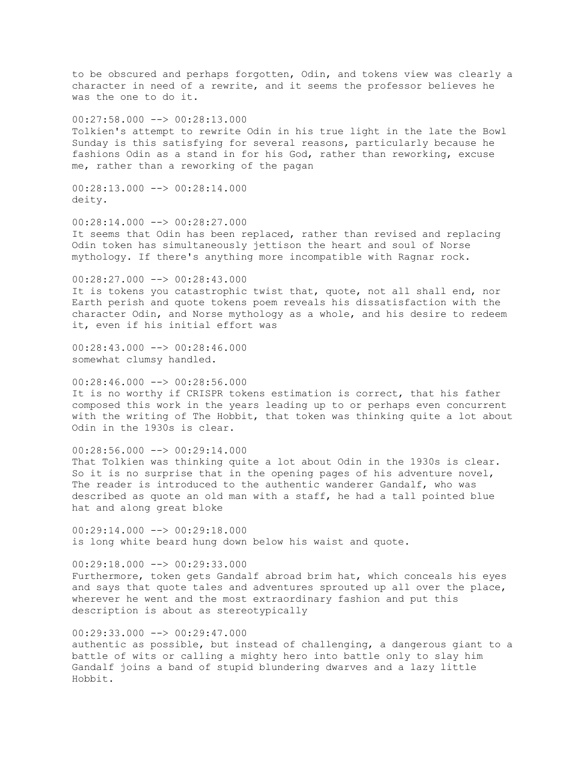to be obscured and perhaps forgotten, Odin, and tokens view was clearly a character in need of a rewrite, and it seems the professor believes he was the one to do it.

00:27:58.000 --> 00:28:13.000
Tolkien's attempt to rewrite Odin in his true light in the late the Bowl Sunday is this satisfying for several reasons, particularly because he fashions Odin as a stand in for his God, rather than reworking, excuse me, rather than a reworking of the pagan

00:28:13.000 --> 00:28:14.000
deity.

00:28:14.000 --> 00:28:27.000
It seems that Odin has been replaced, rather than revised and replacing Odin token has simultaneously jettison the heart and soul of Norse mythology. If there's anything more incompatible with Ragnar rock.

00:28:27.000 --> 00:28:43.000
It is tokens you catastrophic twist that, quote, not all shall end, nor Earth perish and quote tokens poem reveals his dissatisfaction with the character Odin, and Norse mythology as a whole, and his desire to redeem it, even if his initial effort was

00:28:43.000 --> 00:28:46.000
somewhat clumsy handled.

00:28:46.000 --> 00:28:56.000
It is no worthy if CRISPR tokens estimation is correct, that his father composed this work in the years leading up to or perhaps even concurrent with the writing of The Hobbit, that token was thinking quite a lot about Odin in the 1930s is clear.

00:28:56.000 --> 00:29:14.000
That Tolkien was thinking quite a lot about Odin in the 1930s is clear. So it is no surprise that in the opening pages of his adventure novel, The reader is introduced to the authentic wanderer Gandalf, who was described as quote an old man with a staff, he had a tall pointed blue hat and along great bloke

00:29:14.000 --> 00:29:18.000
is long white beard hung down below his waist and quote.

00:29:18.000 --> 00:29:33.000
Furthermore, token gets Gandalf abroad brim hat, which conceals his eyes and says that quote tales and adventures sprouted up all over the place, wherever he went and the most extraordinary fashion and put this description is about as stereotypically

00:29:33.000 --> 00:29:47.000
authentic as possible, but instead of challenging, a dangerous giant to a battle of wits or calling a mighty hero into battle only to slay him Gandalf joins a band of stupid blundering dwarves and a lazy little Hobbit.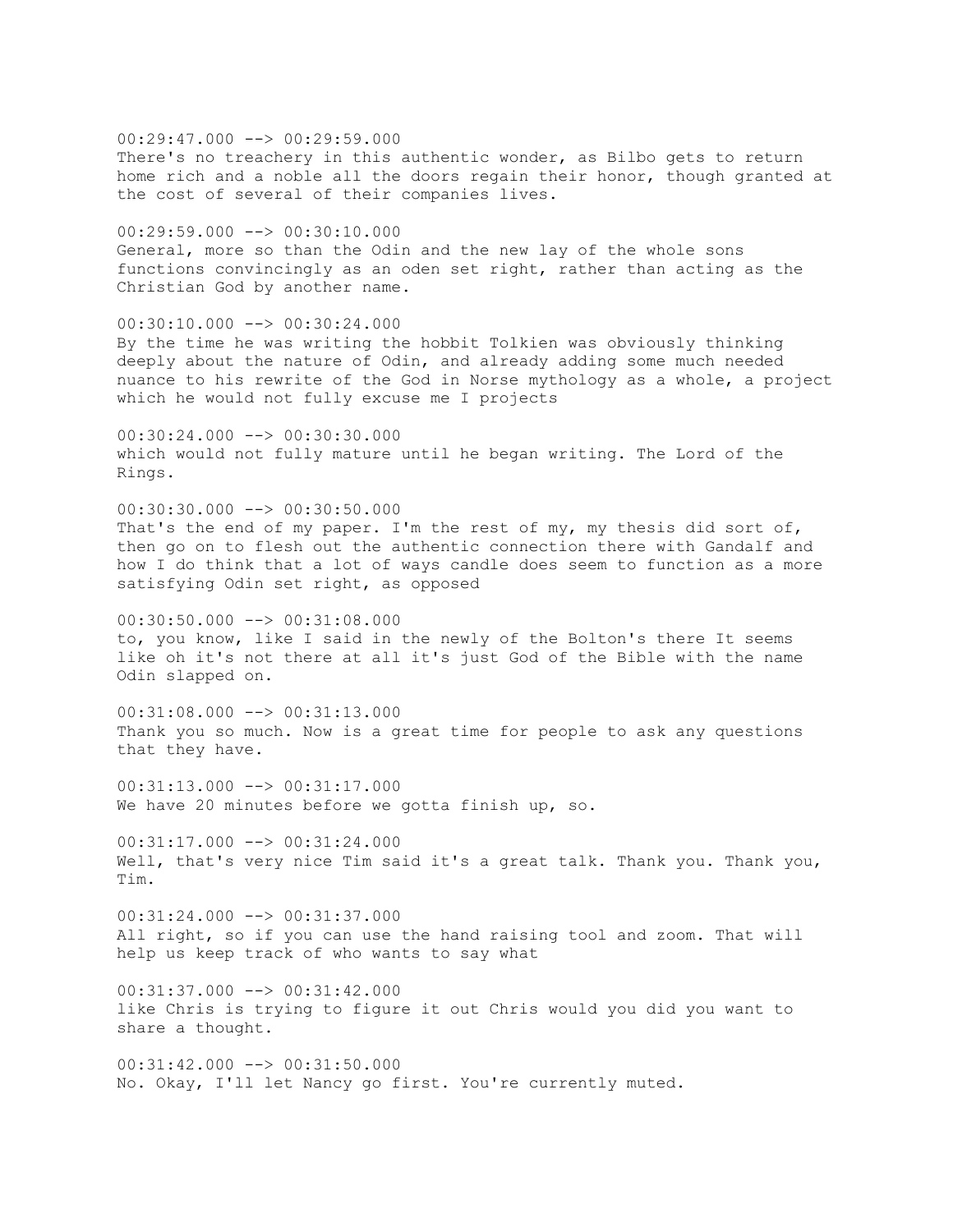00:29:47.000 --> 00:29:59.000
There's no treachery in this authentic wonder, as Bilbo gets to return home rich and a noble all the doors regain their honor, though granted at the cost of several of their companies lives.

00:29:59.000 --> 00:30:10.000
General, more so than the Odin and the new lay of the whole sons functions convincingly as an oden set right, rather than acting as the Christian God by another name.

00:30:10.000 --> 00:30:24.000
By the time he was writing the hobbit Tolkien was obviously thinking deeply about the nature of Odin, and already adding some much needed nuance to his rewrite of the God in Norse mythology as a whole, a project which he would not fully excuse me I projects

00:30:24.000 --> 00:30:30.000
which would not fully mature until he began writing. The Lord of the Rings.

00:30:30.000 --> 00:30:50.000
That's the end of my paper. I'm the rest of my, my thesis did sort of, then go on to flesh out the authentic connection there with Gandalf and how I do think that a lot of ways candle does seem to function as a more satisfying Odin set right, as opposed

00:30:50.000 --> 00:31:08.000
to, you know, like I said in the newly of the Bolton's there It seems like oh it's not there at all it's just God of the Bible with the name Odin slapped on.

00:31:08.000 --> 00:31:13.000
Thank you so much. Now is a great time for people to ask any questions that they have.

00:31:13.000 --> 00:31:17.000
We have 20 minutes before we gotta finish up, so.

00:31:17.000 --> 00:31:24.000
Well, that's very nice Tim said it's a great talk. Thank you. Thank you, Tim.

00:31:24.000 --> 00:31:37.000
All right, so if you can use the hand raising tool and zoom. That will help us keep track of who wants to say what

00:31:37.000 --> 00:31:42.000
like Chris is trying to figure it out Chris would you did you want to share a thought.

00:31:42.000 --> 00:31:50.000
No. Okay, I'll let Nancy go first. You're currently muted.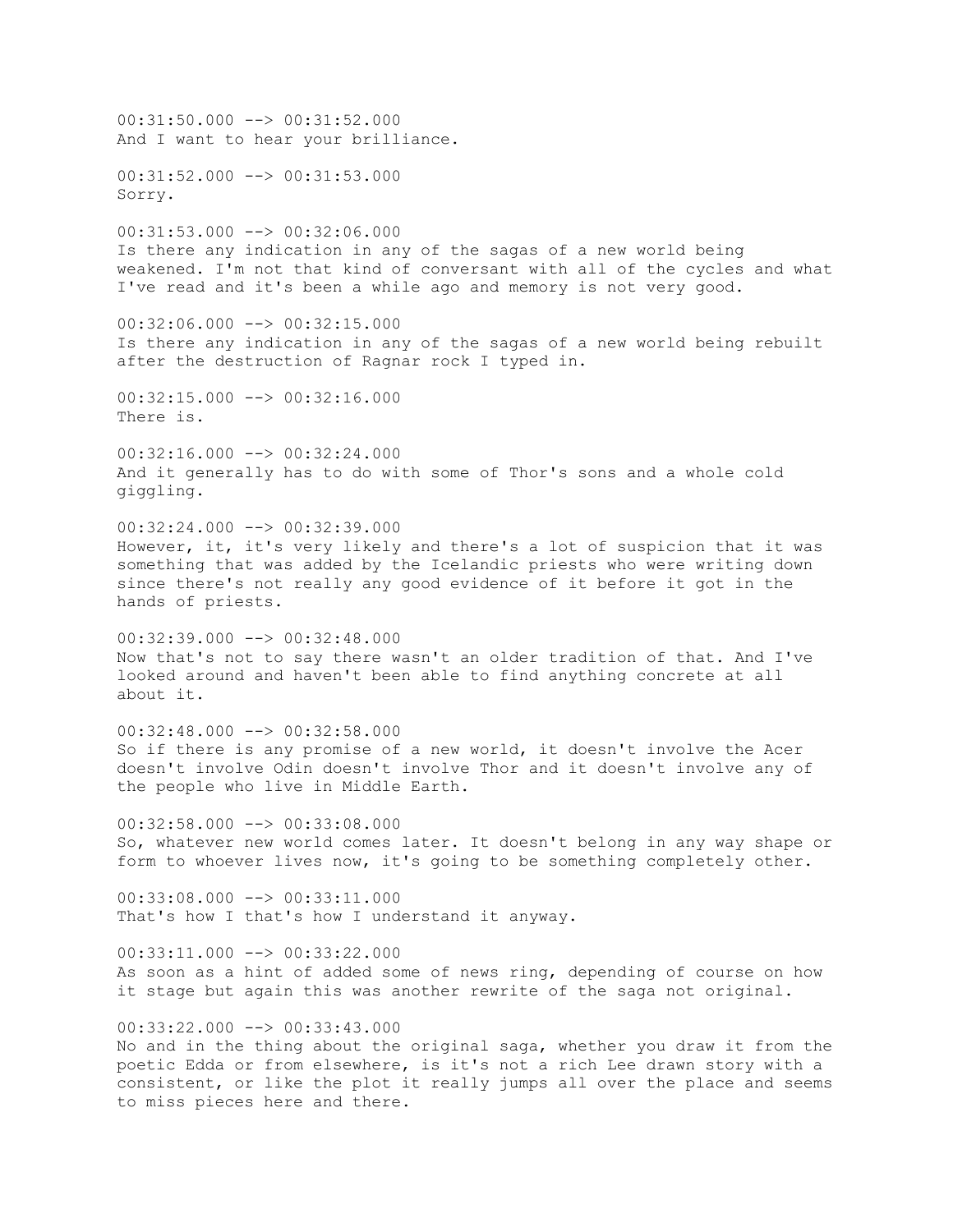00:31:50.000 --> 00:31:52.000
And I want to hear your brilliance.

00:31:52.000 --> 00:31:53.000
Sorry.

00:31:53.000 --> 00:32:06.000
Is there any indication in any of the sagas of a new world being weakened. I'm not that kind of conversant with all of the cycles and what I've read and it's been a while ago and memory is not very good.

00:32:06.000 --> 00:32:15.000
Is there any indication in any of the sagas of a new world being rebuilt after the destruction of Ragnar rock I typed in.

00:32:15.000 --> 00:32:16.000
There is.

00:32:16.000 --> 00:32:24.000
And it generally has to do with some of Thor's sons and a whole cold giggling.

00:32:24.000 --> 00:32:39.000
However, it, it's very likely and there's a lot of suspicion that it was something that was added by the Icelandic priests who were writing down since there's not really any good evidence of it before it got in the hands of priests.

00:32:39.000 --> 00:32:48.000
Now that's not to say there wasn't an older tradition of that. And I've looked around and haven't been able to find anything concrete at all about it.

00:32:48.000 --> 00:32:58.000
So if there is any promise of a new world, it doesn't involve the Acer doesn't involve Odin doesn't involve Thor and it doesn't involve any of the people who live in Middle Earth.

00:32:58.000 --> 00:33:08.000
So, whatever new world comes later. It doesn't belong in any way shape or form to whoever lives now, it's going to be something completely other.

00:33:08.000 --> 00:33:11.000
That's how I that's how I understand it anyway.

00:33:11.000 --> 00:33:22.000
As soon as a hint of added some of news ring, depending of course on how it stage but again this was another rewrite of the saga not original.

00:33:22.000 --> 00:33:43.000
No and in the thing about the original saga, whether you draw it from the poetic Edda or from elsewhere, is it's not a rich Lee drawn story with a consistent, or like the plot it really jumps all over the place and seems to miss pieces here and there.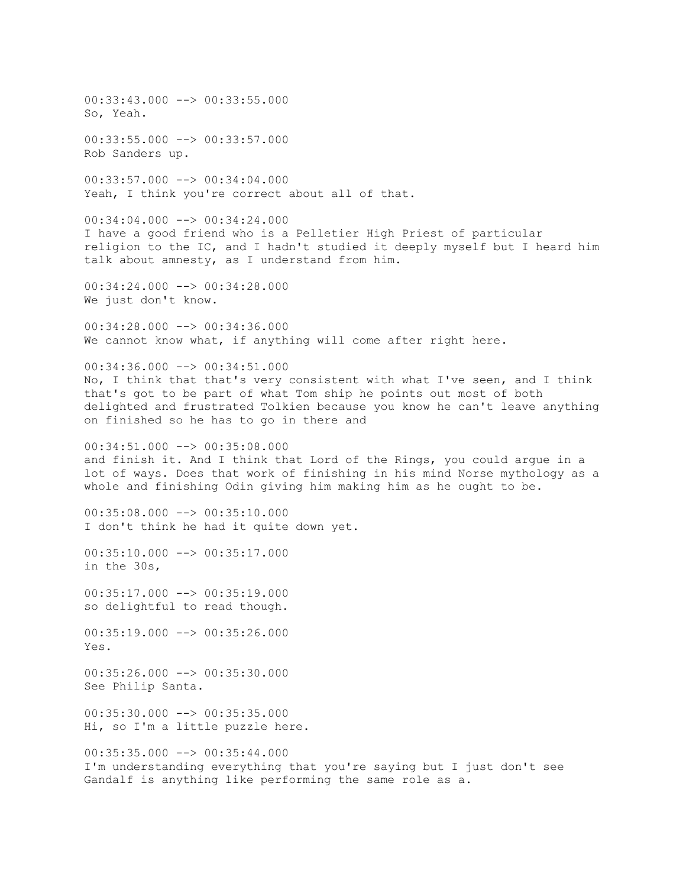00:33:43.000 --> 00:33:55.000
So, Yeah.

00:33:55.000 --> 00:33:57.000
Rob Sanders up.

00:33:57.000 --> 00:34:04.000
Yeah, I think you're correct about all of that.

00:34:04.000 --> 00:34:24.000
I have a good friend who is a Pelletier High Priest of particular religion to the IC, and I hadn't studied it deeply myself but I heard him talk about amnesty, as I understand from him.

00:34:24.000 --> 00:34:28.000
We just don't know.

00:34:28.000 --> 00:34:36.000
We cannot know what, if anything will come after right here.

00:34:36.000 --> 00:34:51.000
No, I think that that's very consistent with what I've seen, and I think that's got to be part of what Tom ship he points out most of both delighted and frustrated Tolkien because you know he can't leave anything on finished so he has to go in there and

00:34:51.000 --> 00:35:08.000
and finish it. And I think that Lord of the Rings, you could argue in a lot of ways. Does that work of finishing in his mind Norse mythology as a whole and finishing Odin giving him making him as he ought to be.

00:35:08.000 --> 00:35:10.000
I don't think he had it quite down yet.

00:35:10.000 --> 00:35:17.000
in the 30s,

00:35:17.000 --> 00:35:19.000
so delightful to read though.

00:35:19.000 --> 00:35:26.000
Yes.

00:35:26.000 --> 00:35:30.000
See Philip Santa.

00:35:30.000 --> 00:35:35.000
Hi, so I'm a little puzzle here.

00:35:35.000 --> 00:35:44.000
I'm understanding everything that you're saying but I just don't see Gandalf is anything like performing the same role as a.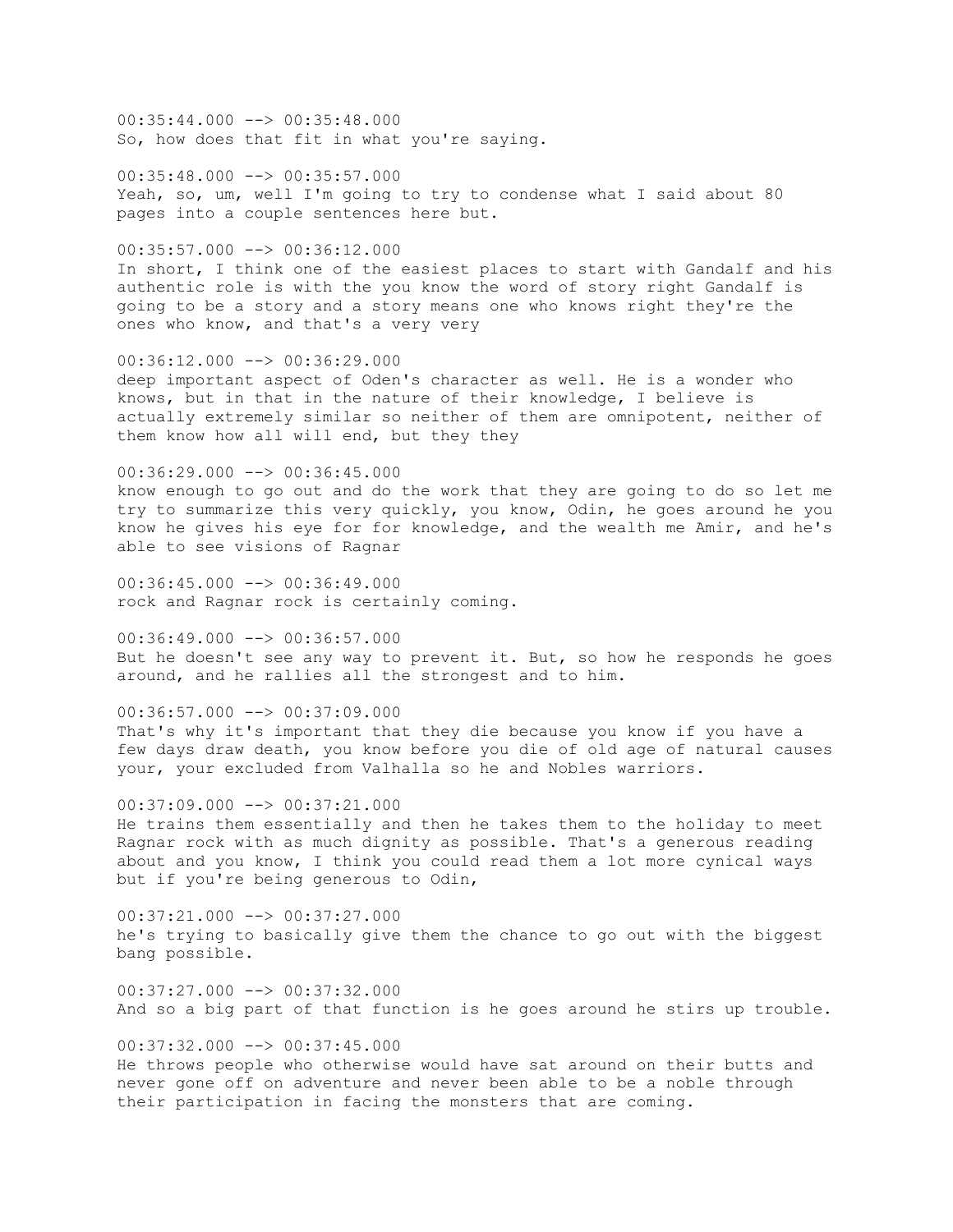00:35:44.000 --> 00:35:48.000
So, how does that fit in what you're saying.

00:35:48.000 --> 00:35:57.000
Yeah, so, um, well I'm going to try to condense what I said about 80 pages into a couple sentences here but.

00:35:57.000 --> 00:36:12.000
In short, I think one of the easiest places to start with Gandalf and his authentic role is with the you know the word of story right Gandalf is going to be a story and a story means one who knows right they're the ones who know, and that's a very very

00:36:12.000 --> 00:36:29.000
deep important aspect of Oden's character as well. He is a wonder who knows, but in that in the nature of their knowledge, I believe is actually extremely similar so neither of them are omnipotent, neither of them know how all will end, but they they

00:36:29.000 --> 00:36:45.000
know enough to go out and do the work that they are going to do so let me try to summarize this very quickly, you know, Odin, he goes around he you know he gives his eye for for knowledge, and the wealth me Amir, and he's able to see visions of Ragnar

00:36:45.000 --> 00:36:49.000
rock and Ragnar rock is certainly coming.

00:36:49.000 --> 00:36:57.000
But he doesn't see any way to prevent it. But, so how he responds he goes around, and he rallies all the strongest and to him.

00:36:57.000 --> 00:37:09.000
That's why it's important that they die because you know if you have a few days draw death, you know before you die of old age of natural causes your, your excluded from Valhalla so he and Nobles warriors.

00:37:09.000 --> 00:37:21.000
He trains them essentially and then he takes them to the holiday to meet Ragnar rock with as much dignity as possible. That's a generous reading about and you know, I think you could read them a lot more cynical ways but if you're being generous to Odin,

00:37:21.000 --> 00:37:27.000
he's trying to basically give them the chance to go out with the biggest bang possible.

00:37:27.000 --> 00:37:32.000
And so a big part of that function is he goes around he stirs up trouble.

00:37:32.000 --> 00:37:45.000
He throws people who otherwise would have sat around on their butts and never gone off on adventure and never been able to be a noble through their participation in facing the monsters that are coming.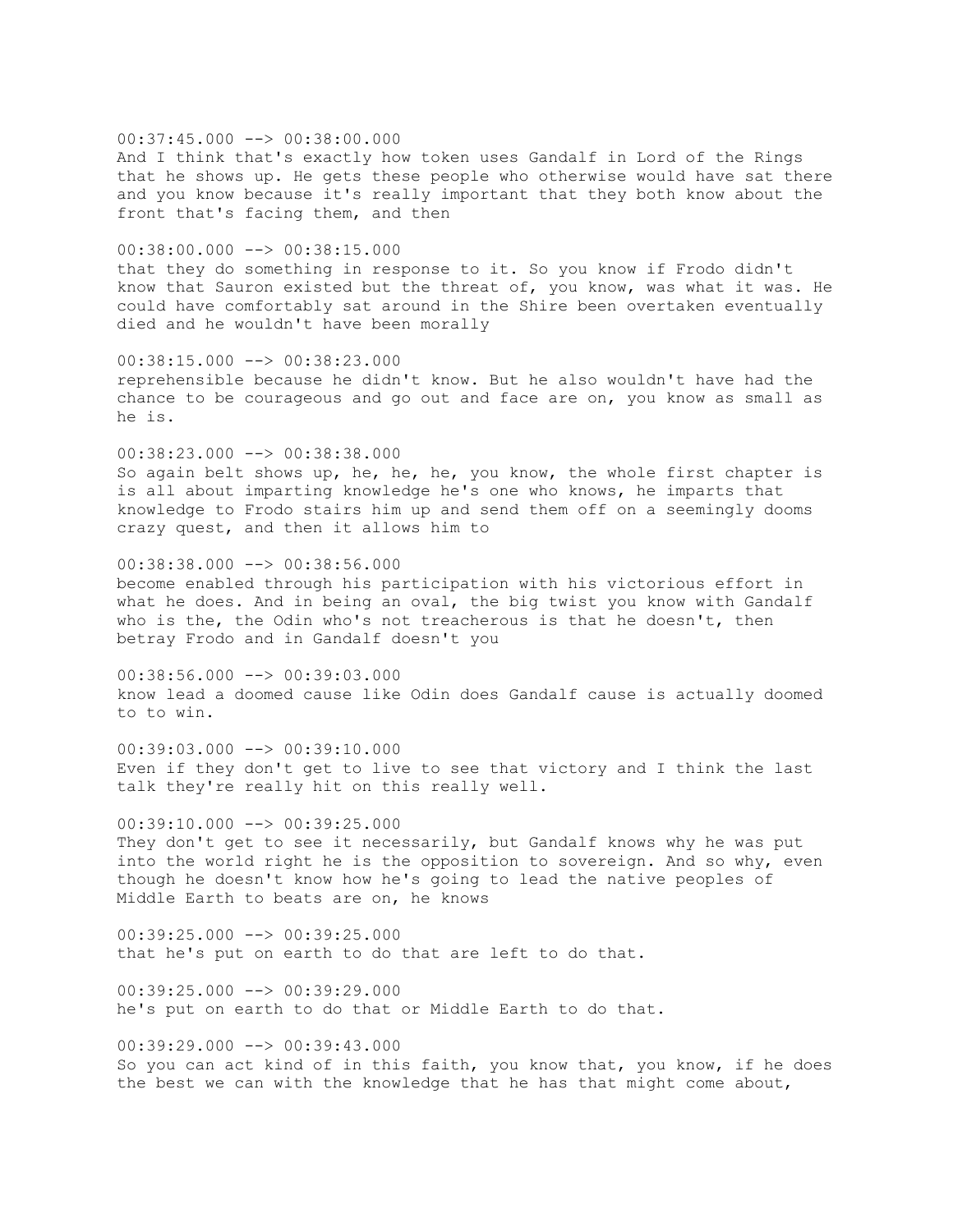00:37:45.000 --> 00:38:00.000
And I think that's exactly how token uses Gandalf in Lord of the Rings that he shows up. He gets these people who otherwise would have sat there and you know because it's really important that they both know about the front that's facing them, and then

00:38:00.000 --> 00:38:15.000
that they do something in response to it. So you know if Frodo didn't know that Sauron existed but the threat of, you know, was what it was. He could have comfortably sat around in the Shire been overtaken eventually died and he wouldn't have been morally

00:38:15.000 --> 00:38:23.000
reprehensible because he didn't know. But he also wouldn't have had the chance to be courageous and go out and face are on, you know as small as he is.

00:38:23.000 --> 00:38:38.000
So again belt shows up, he, he, he, you know, the whole first chapter is is all about imparting knowledge he's one who knows, he imparts that knowledge to Frodo stairs him up and send them off on a seemingly dooms crazy quest, and then it allows him to

00:38:38.000 --> 00:38:56.000
become enabled through his participation with his victorious effort in what he does. And in being an oval, the big twist you know with Gandalf who is the, the Odin who's not treacherous is that he doesn't, then betray Frodo and in Gandalf doesn't you

00:38:56.000 --> 00:39:03.000
know lead a doomed cause like Odin does Gandalf cause is actually doomed to to win.

00:39:03.000 --> 00:39:10.000
Even if they don't get to live to see that victory and I think the last talk they're really hit on this really well.

00:39:10.000 --> 00:39:25.000
They don't get to see it necessarily, but Gandalf knows why he was put into the world right he is the opposition to sovereign. And so why, even though he doesn't know how he's going to lead the native peoples of Middle Earth to beats are on, he knows

00:39:25.000 --> 00:39:25.000
that he's put on earth to do that are left to do that.

00:39:25.000 --> 00:39:29.000
he's put on earth to do that or Middle Earth to do that.

00:39:29.000 --> 00:39:43.000
So you can act kind of in this faith, you know that, you know, if he does the best we can with the knowledge that he has that might come about,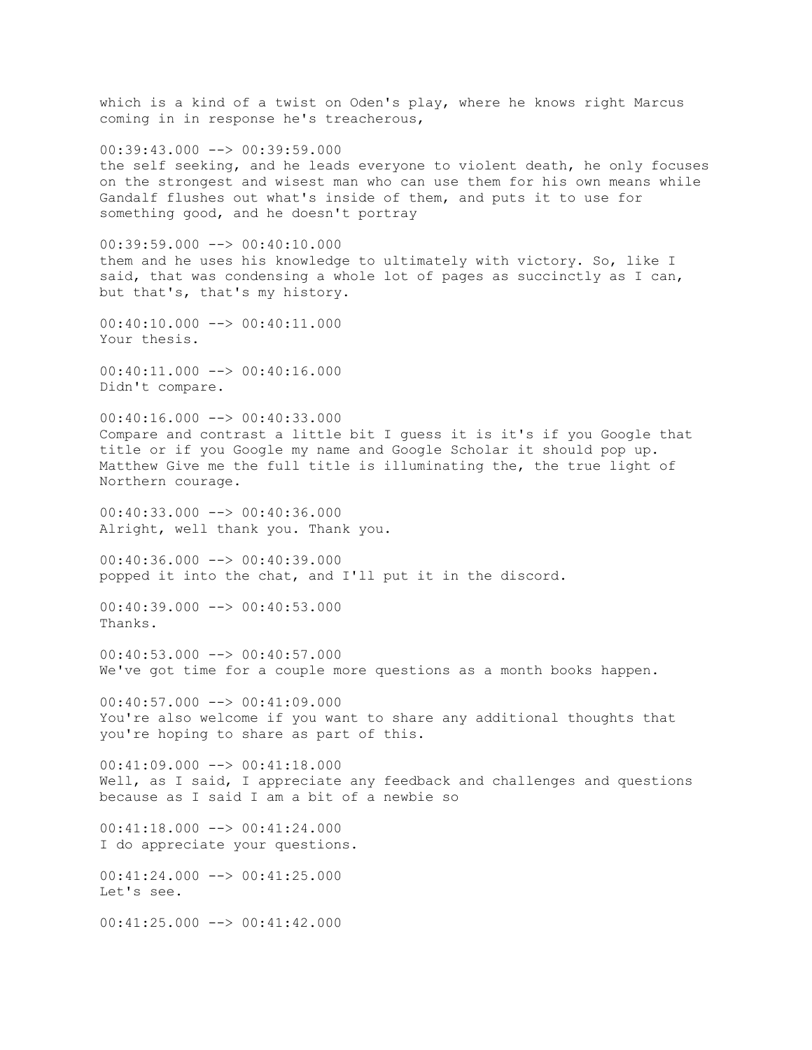which is a kind of a twist on Oden's play, where he knows right Marcus coming in in response he's treacherous,

00:39:43.000 --> 00:39:59.000
the self seeking, and he leads everyone to violent death, he only focuses on the strongest and wisest man who can use them for his own means while Gandalf flushes out what's inside of them, and puts it to use for something good, and he doesn't portray

00:39:59.000 --> 00:40:10.000
them and he uses his knowledge to ultimately with victory. So, like I said, that was condensing a whole lot of pages as succinctly as I can, but that's, that's my history.

00:40:10.000 --> 00:40:11.000
Your thesis.

00:40:11.000 --> 00:40:16.000
Didn't compare.

00:40:16.000 --> 00:40:33.000
Compare and contrast a little bit I guess it is it's if you Google that title or if you Google my name and Google Scholar it should pop up. Matthew Give me the full title is illuminating the, the true light of Northern courage.

00:40:33.000 --> 00:40:36.000
Alright, well thank you. Thank you.

00:40:36.000 --> 00:40:39.000
popped it into the chat, and I'll put it in the discord.

00:40:39.000 --> 00:40:53.000
Thanks.

00:40:53.000 --> 00:40:57.000
We've got time for a couple more questions as a month books happen.

00:40:57.000 --> 00:41:09.000
You're also welcome if you want to share any additional thoughts that you're hoping to share as part of this.

00:41:09.000 --> 00:41:18.000
Well, as I said, I appreciate any feedback and challenges and questions because as I said I am a bit of a newbie so

00:41:18.000 --> 00:41:24.000
I do appreciate your questions.

00:41:24.000 --> 00:41:25.000
Let's see.

00:41:25.000 --> 00:41:42.000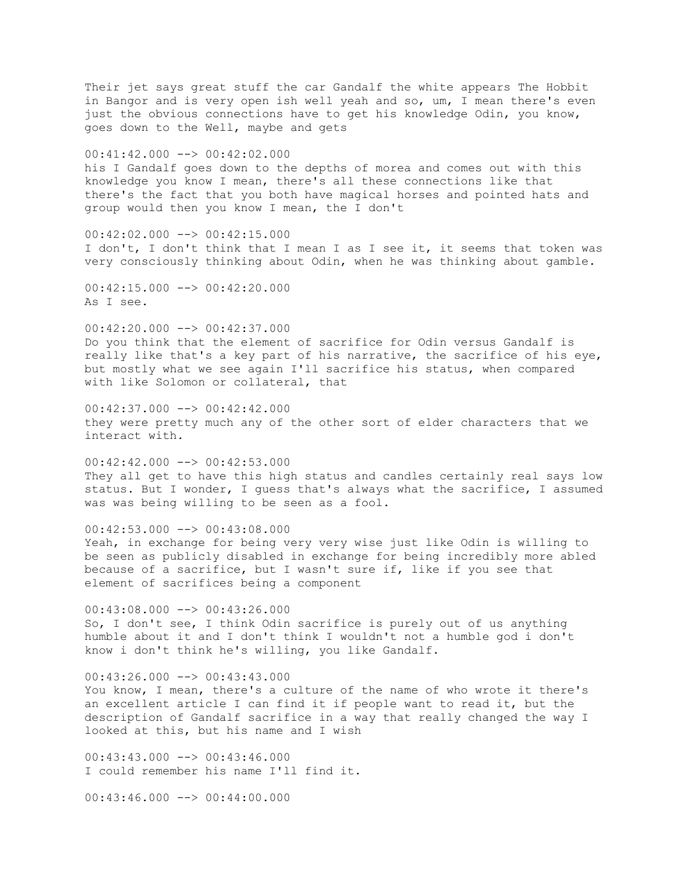Their jet says great stuff the car Gandalf the white appears The Hobbit in Bangor and is very open ish well yeah and so, um, I mean there's even just the obvious connections have to get his knowledge Odin, you know, goes down to the Well, maybe and gets

00:41:42.000 --> 00:42:02.000
his I Gandalf goes down to the depths of morea and comes out with this knowledge you know I mean, there's all these connections like that there's the fact that you both have magical horses and pointed hats and group would then you know I mean, the I don't

00:42:02.000 --> 00:42:15.000
I don't, I don't think that I mean I as I see it, it seems that token was very consciously thinking about Odin, when he was thinking about gamble.

00:42:15.000 --> 00:42:20.000
As I see.

00:42:20.000 --> 00:42:37.000
Do you think that the element of sacrifice for Odin versus Gandalf is really like that's a key part of his narrative, the sacrifice of his eye, but mostly what we see again I'll sacrifice his status, when compared with like Solomon or collateral, that

00:42:37.000 --> 00:42:42.000
they were pretty much any of the other sort of elder characters that we interact with.

00:42:42.000 --> 00:42:53.000
They all get to have this high status and candles certainly real says low status. But I wonder, I guess that's always what the sacrifice, I assumed was was being willing to be seen as a fool.

00:42:53.000 --> 00:43:08.000
Yeah, in exchange for being very very wise just like Odin is willing to be seen as publicly disabled in exchange for being incredibly more abled because of a sacrifice, but I wasn't sure if, like if you see that element of sacrifices being a component

00:43:08.000 --> 00:43:26.000
So, I don't see, I think Odin sacrifice is purely out of us anything humble about it and I don't think I wouldn't not a humble god i don't know i don't think he's willing, you like Gandalf.

00:43:26.000 --> 00:43:43.000
You know, I mean, there's a culture of the name of who wrote it there's an excellent article I can find it if people want to read it, but the description of Gandalf sacrifice in a way that really changed the way I looked at this, but his name and I wish

00:43:43.000 --> 00:43:46.000
I could remember his name I'll find it.

00:43:46.000 --> 00:44:00.000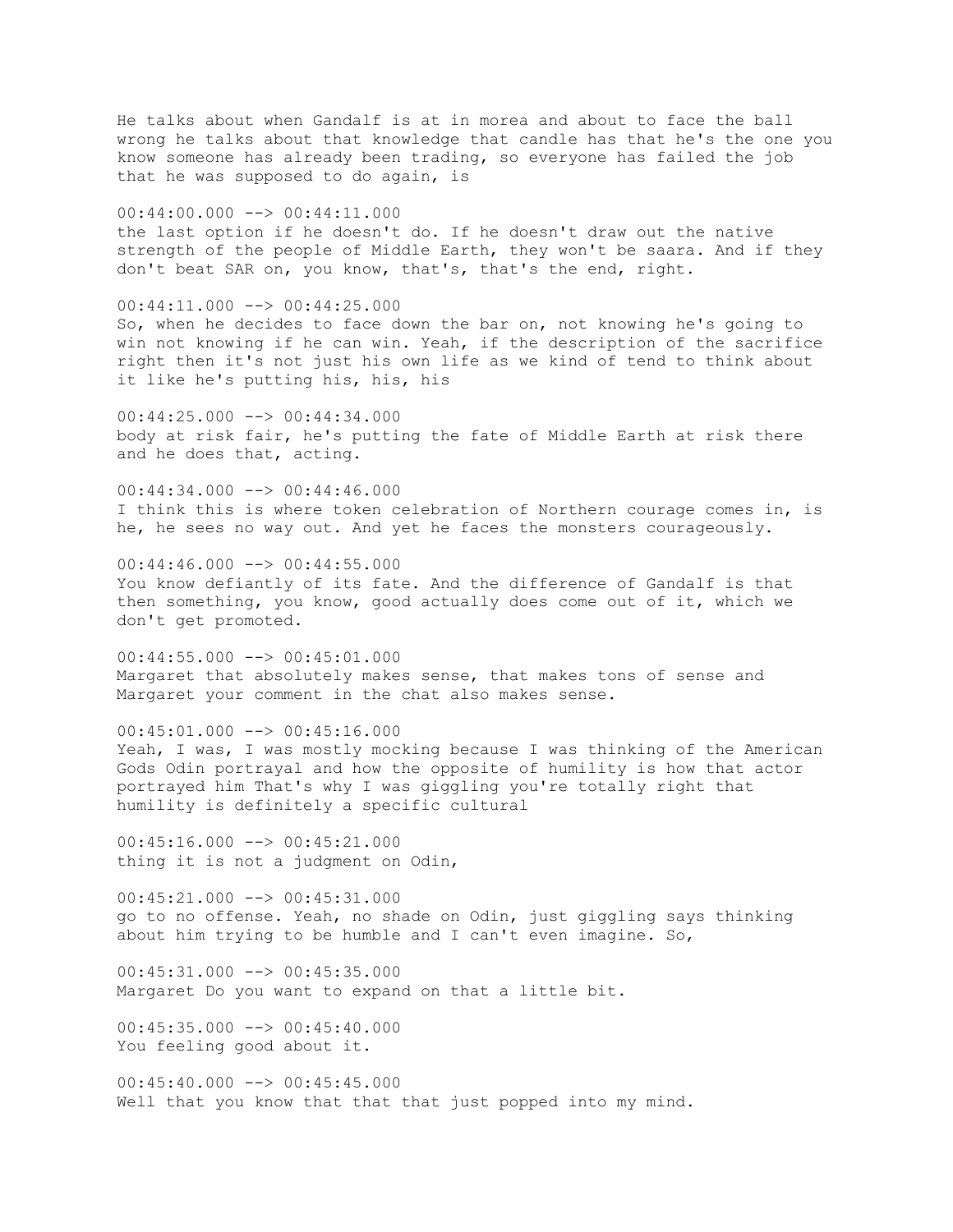He talks about when Gandalf is at in morea and about to face the ball wrong he talks about that knowledge that candle has that he's the one you know someone has already been trading, so everyone has failed the job that he was supposed to do again, is

00:44:00.000 --> 00:44:11.000
the last option if he doesn't do. If he doesn't draw out the native strength of the people of Middle Earth, they won't be saara. And if they don't beat SAR on, you know, that's, that's the end, right.

00:44:11.000 --> 00:44:25.000
So, when he decides to face down the bar on, not knowing he's going to win not knowing if he can win. Yeah, if the description of the sacrifice right then it's not just his own life as we kind of tend to think about it like he's putting his, his, his

00:44:25.000 --> 00:44:34.000
body at risk fair, he's putting the fate of Middle Earth at risk there and he does that, acting.

00:44:34.000 --> 00:44:46.000
I think this is where token celebration of Northern courage comes in, is he, he sees no way out. And yet he faces the monsters courageously.

00:44:46.000 --> 00:44:55.000
You know defiantly of its fate. And the difference of Gandalf is that then something, you know, good actually does come out of it, which we don't get promoted.

00:44:55.000 --> 00:45:01.000
Margaret that absolutely makes sense, that makes tons of sense and Margaret your comment in the chat also makes sense.

00:45:01.000 --> 00:45:16.000
Yeah, I was, I was mostly mocking because I was thinking of the American Gods Odin portrayal and how the opposite of humility is how that actor portrayed him That's why I was giggling you're totally right that humility is definitely a specific cultural

00:45:16.000 --> 00:45:21.000
thing it is not a judgment on Odin,

00:45:21.000 --> 00:45:31.000
go to no offense. Yeah, no shade on Odin, just giggling says thinking about him trying to be humble and I can't even imagine. So,

00:45:31.000 --> 00:45:35.000
Margaret Do you want to expand on that a little bit.

00:45:35.000 --> 00:45:40.000
You feeling good about it.

00:45:40.000 --> 00:45:45.000
Well that you know that that that just popped into my mind.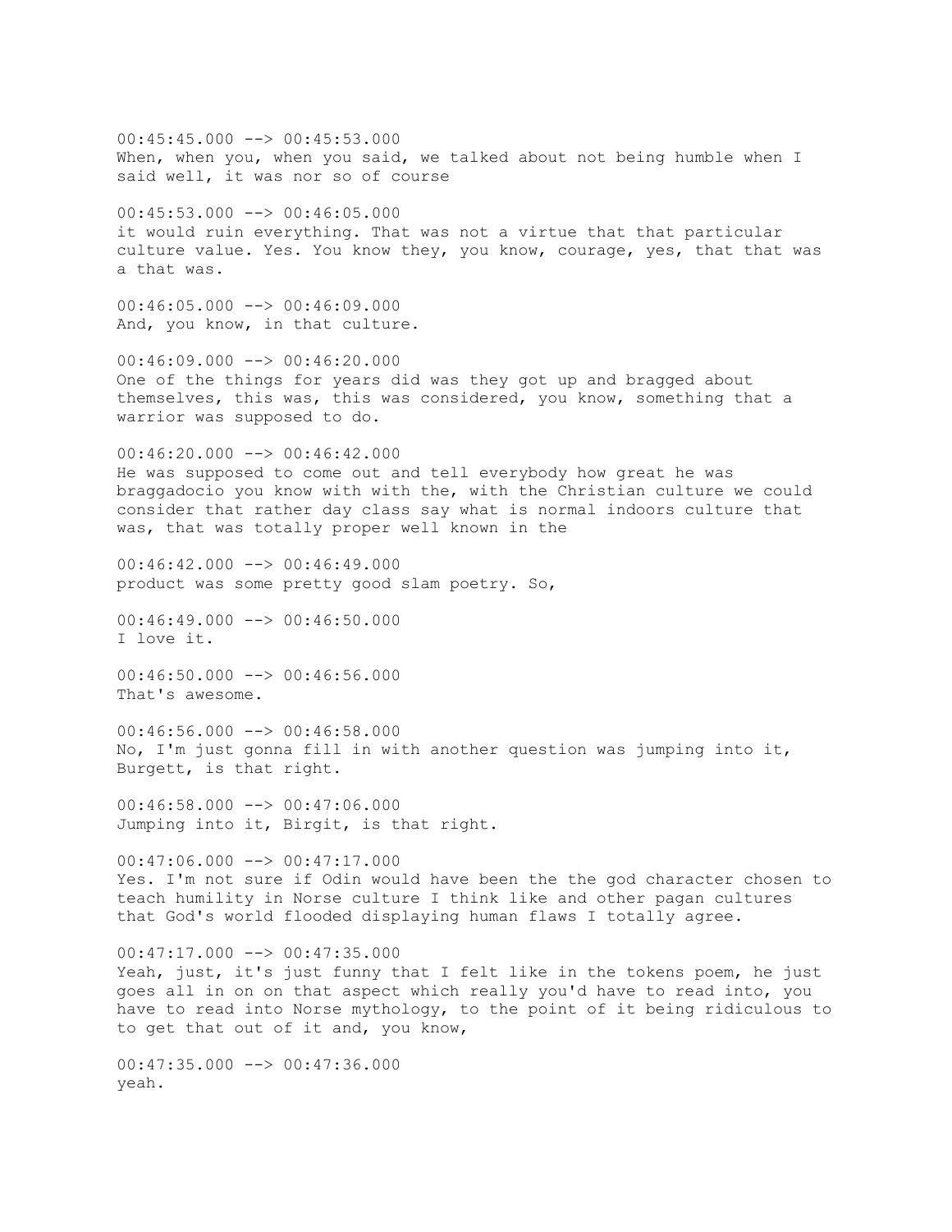00:45:45.000 --> 00:45:53.000
When, when you, when you said, we talked about not being humble when I said well, it was nor so of course

00:45:53.000 --> 00:46:05.000
it would ruin everything. That was not a virtue that that particular culture value. Yes. You know they, you know, courage, yes, that that was a that was.

00:46:05.000 --> 00:46:09.000
And, you know, in that culture.

00:46:09.000 --> 00:46:20.000
One of the things for years did was they got up and bragged about themselves, this was, this was considered, you know, something that a warrior was supposed to do.

00:46:20.000 --> 00:46:42.000
He was supposed to come out and tell everybody how great he was braggadocio you know with with the, with the Christian culture we could consider that rather day class say what is normal indoors culture that was, that was totally proper well known in the

00:46:42.000 --> 00:46:49.000
product was some pretty good slam poetry. So,

00:46:49.000 --> 00:46:50.000
I love it.

00:46:50.000 --> 00:46:56.000
That's awesome.

00:46:56.000 --> 00:46:58.000
No, I'm just gonna fill in with another question was jumping into it, Burgett, is that right.

00:46:58.000 --> 00:47:06.000
Jumping into it, Birgit, is that right.

00:47:06.000 --> 00:47:17.000
Yes. I'm not sure if Odin would have been the the god character chosen to teach humility in Norse culture I think like and other pagan cultures that God's world flooded displaying human flaws I totally agree.

00:47:17.000 --> 00:47:35.000
Yeah, just, it's just funny that I felt like in the tokens poem, he just goes all in on on that aspect which really you'd have to read into, you have to read into Norse mythology, to the point of it being ridiculous to to get that out of it and, you know,

00:47:35.000 --> 00:47:36.000
yeah.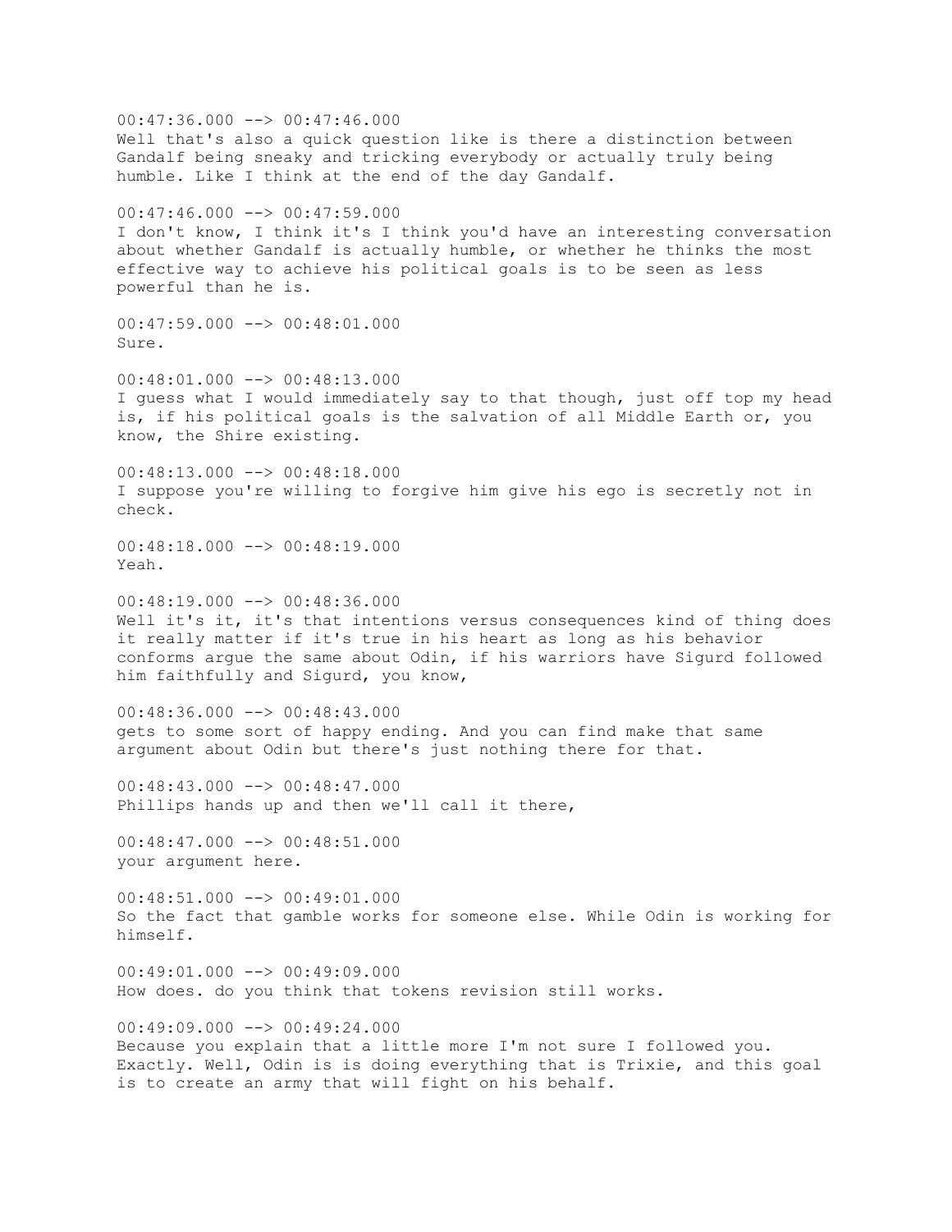00:47:36.000 --> 00:47:46.000
Well that's also a quick question like is there a distinction between Gandalf being sneaky and tricking everybody or actually truly being humble. Like I think at the end of the day Gandalf.

00:47:46.000 --> 00:47:59.000
I don't know, I think it's I think you'd have an interesting conversation about whether Gandalf is actually humble, or whether he thinks the most effective way to achieve his political goals is to be seen as less powerful than he is.

00:47:59.000 --> 00:48:01.000
Sure.

00:48:01.000 --> 00:48:13.000
I guess what I would immediately say to that though, just off top my head is, if his political goals is the salvation of all Middle Earth or, you know, the Shire existing.

00:48:13.000 --> 00:48:18.000
I suppose you're willing to forgive him give his ego is secretly not in check.

00:48:18.000 --> 00:48:19.000
Yeah.

00:48:19.000 --> 00:48:36.000
Well it's it, it's that intentions versus consequences kind of thing does it really matter if it's true in his heart as long as his behavior conforms argue the same about Odin, if his warriors have Sigurd followed him faithfully and Sigurd, you know,

00:48:36.000 --> 00:48:43.000
gets to some sort of happy ending. And you can find make that same argument about Odin but there's just nothing there for that.

00:48:43.000 --> 00:48:47.000
Phillips hands up and then we'll call it there,

00:48:47.000 --> 00:48:51.000
your argument here.

00:48:51.000 --> 00:49:01.000
So the fact that gamble works for someone else. While Odin is working for himself.

00:49:01.000 --> 00:49:09.000
How does. do you think that tokens revision still works.

00:49:09.000 --> 00:49:24.000
Because you explain that a little more I'm not sure I followed you. Exactly. Well, Odin is is doing everything that is Trixie, and this goal is to create an army that will fight on his behalf.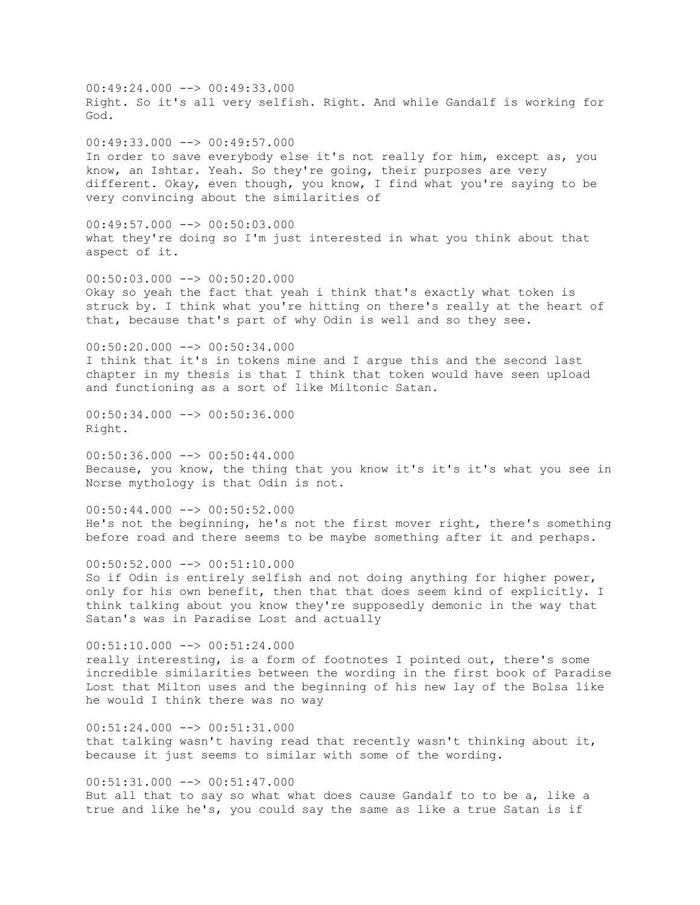00:49:24.000 --> 00:49:33.000
Right. So it's all very selfish. Right. And while Gandalf is working for God.

00:49:33.000 --> 00:49:57.000
In order to save everybody else it's not really for him, except as, you know, an Ishtar. Yeah. So they're going, their purposes are very different. Okay, even though, you know, I find what you're saying to be very convincing about the similarities of

00:49:57.000 --> 00:50:03.000
what they're doing so I'm just interested in what you think about that aspect of it.

00:50:03.000 --> 00:50:20.000
Okay so yeah the fact that yeah i think that's exactly what token is struck by. I think what you're hitting on there's really at the heart of that, because that's part of why Odin is well and so they see.

00:50:20.000 --> 00:50:34.000
I think that it's in tokens mine and I argue this and the second last chapter in my thesis is that I think that token would have seen upload and functioning as a sort of like Miltonic Satan.

00:50:34.000 --> 00:50:36.000
Right.

00:50:36.000 --> 00:50:44.000
Because, you know, the thing that you know it's it's it's what you see in Norse mythology is that Odin is not.

00:50:44.000 --> 00:50:52.000
He's not the beginning, he's not the first mover right, there's something before road and there seems to be maybe something after it and perhaps.

00:50:52.000 --> 00:51:10.000
So if Odin is entirely selfish and not doing anything for higher power, only for his own benefit, then that that does seem kind of explicitly. I think talking about you know they're supposedly demonic in the way that Satan's was in Paradise Lost and actually

00:51:10.000 --> 00:51:24.000
really interesting, is a form of footnotes I pointed out, there's some incredible similarities between the wording in the first book of Paradise Lost that Milton uses and the beginning of his new lay of the Bolsa like he would I think there was no way

00:51:24.000 --> 00:51:31.000
that talking wasn't having read that recently wasn't thinking about it, because it just seems to similar with some of the wording.

00:51:31.000 --> 00:51:47.000
But all that to say so what what does cause Gandalf to to be a, like a true and like he's, you could say the same as like a true Satan is if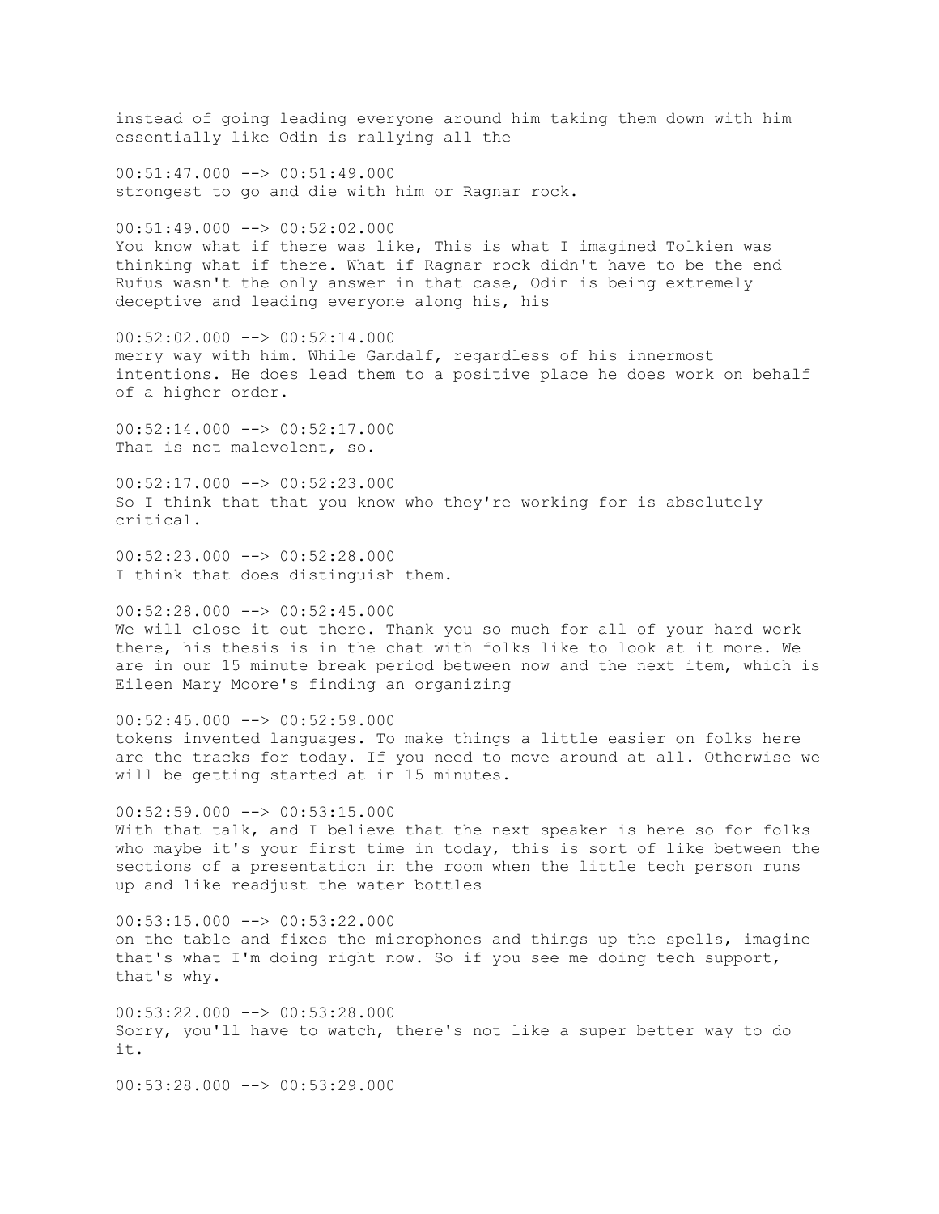instead of going leading everyone around him taking them down with him essentially like Odin is rallying all the

00:51:47.000 --> 00:51:49.000
strongest to go and die with him or Ragnar rock.

00:51:49.000 --> 00:52:02.000
You know what if there was like, This is what I imagined Tolkien was thinking what if there. What if Ragnar rock didn't have to be the end Rufus wasn't the only answer in that case, Odin is being extremely deceptive and leading everyone along his, his

00:52:02.000 --> 00:52:14.000
merry way with him. While Gandalf, regardless of his innermost intentions. He does lead them to a positive place he does work on behalf of a higher order.

00:52:14.000 --> 00:52:17.000
That is not malevolent, so.

00:52:17.000 --> 00:52:23.000
So I think that that you know who they're working for is absolutely critical.

00:52:23.000 --> 00:52:28.000
I think that does distinguish them.

00:52:28.000 --> 00:52:45.000
We will close it out there. Thank you so much for all of your hard work there, his thesis is in the chat with folks like to look at it more. We are in our 15 minute break period between now and the next item, which is Eileen Mary Moore's finding an organizing

00:52:45.000 --> 00:52:59.000
tokens invented languages. To make things a little easier on folks here are the tracks for today. If you need to move around at all. Otherwise we will be getting started at in 15 minutes.

00:52:59.000 --> 00:53:15.000
With that talk, and I believe that the next speaker is here so for folks who maybe it's your first time in today, this is sort of like between the sections of a presentation in the room when the little tech person runs up and like readjust the water bottles

00:53:15.000 --> 00:53:22.000
on the table and fixes the microphones and things up the spells, imagine that's what I'm doing right now. So if you see me doing tech support, that's why.

00:53:22.000 --> 00:53:28.000
Sorry, you'll have to watch, there's not like a super better way to do it.

00:53:28.000 --> 00:53:29.000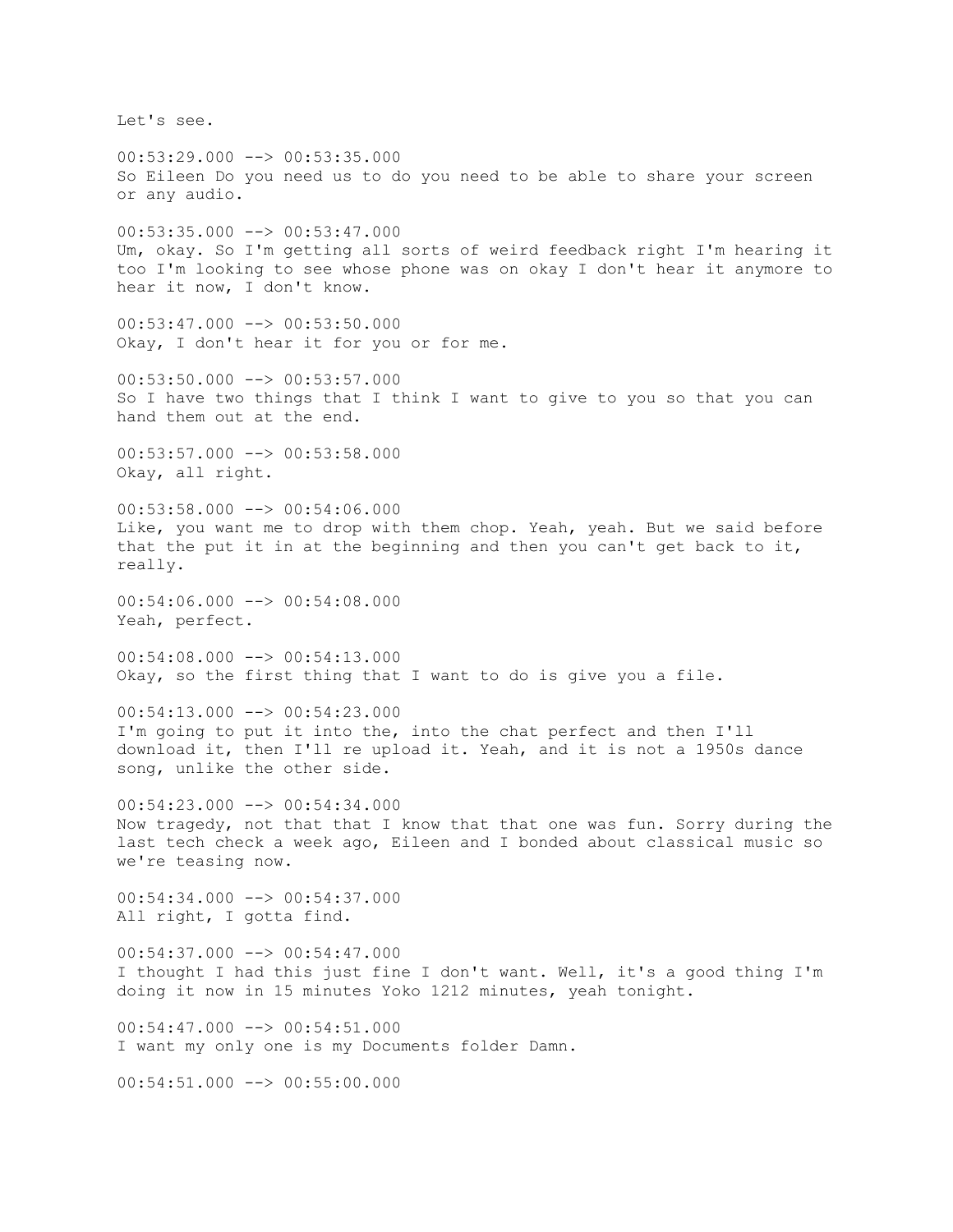Let's see.

00:53:29.000 --> 00:53:35.000
So Eileen Do you need us to do you need to be able to share your screen or any audio.

00:53:35.000 --> 00:53:47.000
Um, okay. So I'm getting all sorts of weird feedback right I'm hearing it too I'm looking to see whose phone was on okay I don't hear it anymore to hear it now, I don't know.

00:53:47.000 --> 00:53:50.000
Okay, I don't hear it for you or for me.

00:53:50.000 --> 00:53:57.000
So I have two things that I think I want to give to you so that you can hand them out at the end.

00:53:57.000 --> 00:53:58.000
Okay, all right.

00:53:58.000 --> 00:54:06.000
Like, you want me to drop with them chop. Yeah, yeah. But we said before that the put it in at the beginning and then you can't get back to it, really.

00:54:06.000 --> 00:54:08.000
Yeah, perfect.

00:54:08.000 --> 00:54:13.000
Okay, so the first thing that I want to do is give you a file.

00:54:13.000 --> 00:54:23.000
I'm going to put it into the, into the chat perfect and then I'll download it, then I'll re upload it. Yeah, and it is not a 1950s dance song, unlike the other side.

00:54:23.000 --> 00:54:34.000
Now tragedy, not that that I know that that one was fun. Sorry during the last tech check a week ago, Eileen and I bonded about classical music so we're teasing now.

00:54:34.000 --> 00:54:37.000
All right, I gotta find.

00:54:37.000 --> 00:54:47.000
I thought I had this just fine I don't want. Well, it's a good thing I'm doing it now in 15 minutes Yoko 1212 minutes, yeah tonight.

00:54:47.000 --> 00:54:51.000
I want my only one is my Documents folder Damn.

00:54:51.000 --> 00:55:00.000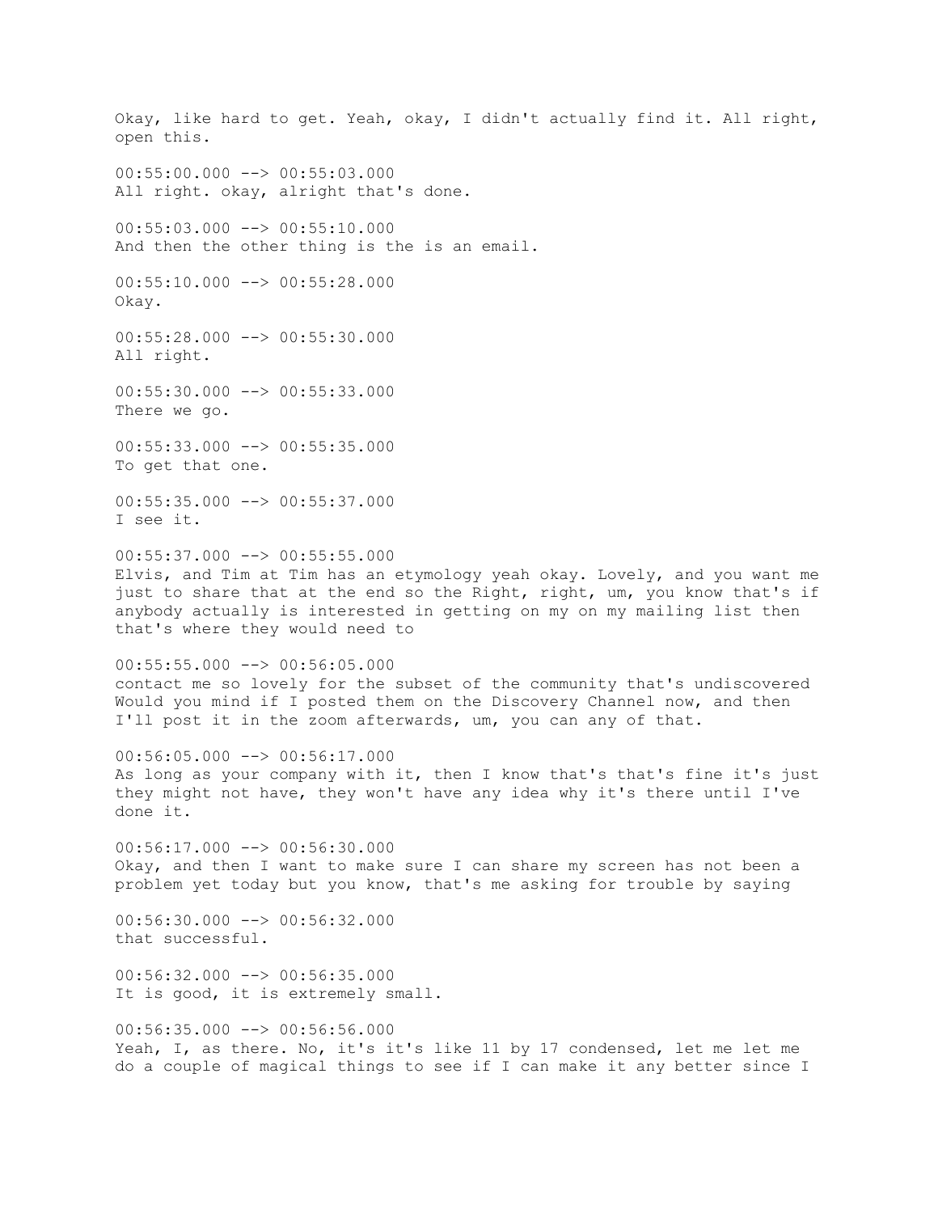Okay, like hard to get. Yeah, okay, I didn't actually find it. All right, open this.

00:55:00.000 --> 00:55:03.000
All right. okay, alright that's done.

00:55:03.000 --> 00:55:10.000
And then the other thing is the is an email.

00:55:10.000 --> 00:55:28.000
Okay.

00:55:28.000 --> 00:55:30.000
All right.

00:55:30.000 --> 00:55:33.000
There we go.

00:55:33.000 --> 00:55:35.000
To get that one.

00:55:35.000 --> 00:55:37.000
I see it.

00:55:37.000 --> 00:55:55.000
Elvis, and Tim at Tim has an etymology yeah okay. Lovely, and you want me just to share that at the end so the Right, right, um, you know that's if anybody actually is interested in getting on my on my mailing list then that's where they would need to

00:55:55.000 --> 00:56:05.000
contact me so lovely for the subset of the community that's undiscovered Would you mind if I posted them on the Discovery Channel now, and then I'll post it in the zoom afterwards, um, you can any of that.

00:56:05.000 --> 00:56:17.000
As long as your company with it, then I know that's that's fine it's just they might not have, they won't have any idea why it's there until I've done it.

00:56:17.000 --> 00:56:30.000
Okay, and then I want to make sure I can share my screen has not been a problem yet today but you know, that's me asking for trouble by saying

00:56:30.000 --> 00:56:32.000
that successful.

00:56:32.000 --> 00:56:35.000
It is good, it is extremely small.

00:56:35.000 --> 00:56:56.000
Yeah, I, as there. No, it's it's like 11 by 17 condensed, let me let me do a couple of magical things to see if I can make it any better since I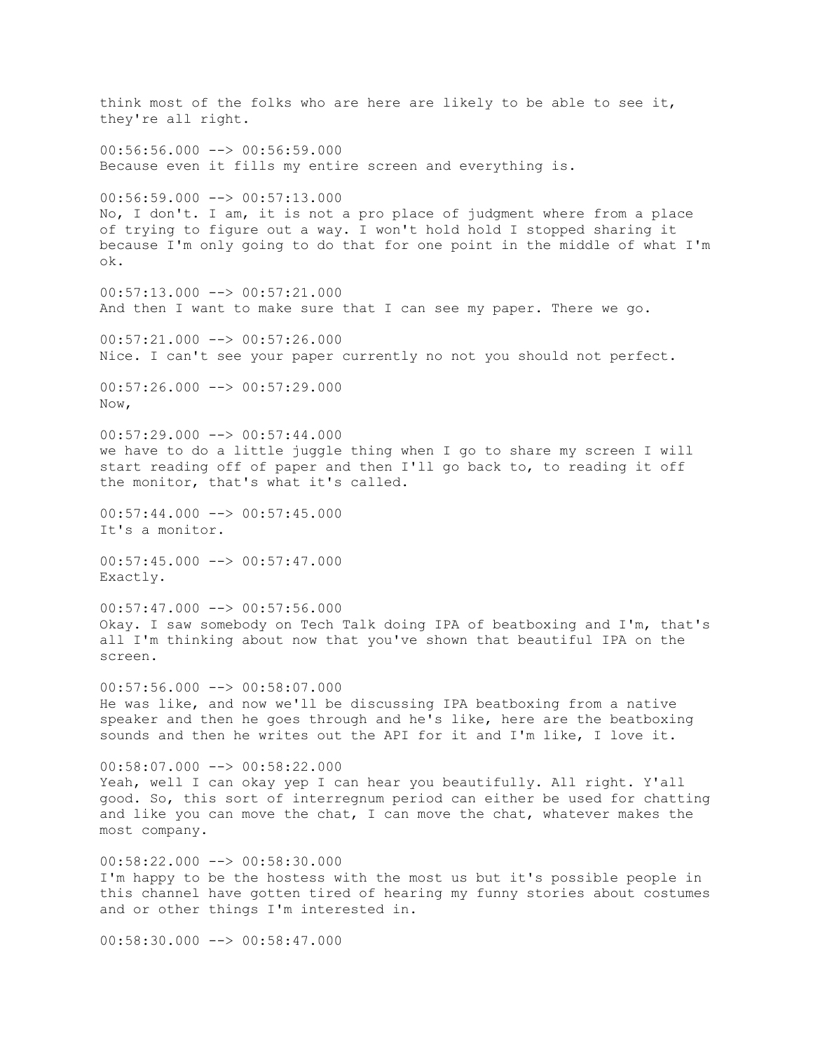think most of the folks who are here are likely to be able to see it, they're all right.

00:56:56.000 --> 00:56:59.000
Because even it fills my entire screen and everything is.

00:56:59.000 --> 00:57:13.000
No, I don't. I am, it is not a pro place of judgment where from a place of trying to figure out a way. I won't hold hold I stopped sharing it because I'm only going to do that for one point in the middle of what I'm ok.

00:57:13.000 --> 00:57:21.000
And then I want to make sure that I can see my paper. There we go.

00:57:21.000 --> 00:57:26.000
Nice. I can't see your paper currently no not you should not perfect.

00:57:26.000 --> 00:57:29.000
Now,

00:57:29.000 --> 00:57:44.000
we have to do a little juggle thing when I go to share my screen I will start reading off of paper and then I'll go back to, to reading it off the monitor, that's what it's called.

00:57:44.000 --> 00:57:45.000
It's a monitor.

00:57:45.000 --> 00:57:47.000
Exactly.

00:57:47.000 --> 00:57:56.000
Okay. I saw somebody on Tech Talk doing IPA of beatboxing and I'm, that's all I'm thinking about now that you've shown that beautiful IPA on the screen.

00:57:56.000 --> 00:58:07.000
He was like, and now we'll be discussing IPA beatboxing from a native speaker and then he goes through and he's like, here are the beatboxing sounds and then he writes out the API for it and I'm like, I love it.

00:58:07.000 --> 00:58:22.000
Yeah, well I can okay yep I can hear you beautifully. All right. Y'all good. So, this sort of interregnum period can either be used for chatting and like you can move the chat, I can move the chat, whatever makes the most company.

00:58:22.000 --> 00:58:30.000
I'm happy to be the hostess with the most us but it's possible people in this channel have gotten tired of hearing my funny stories about costumes and or other things I'm interested in.

00:58:30.000 --> 00:58:47.000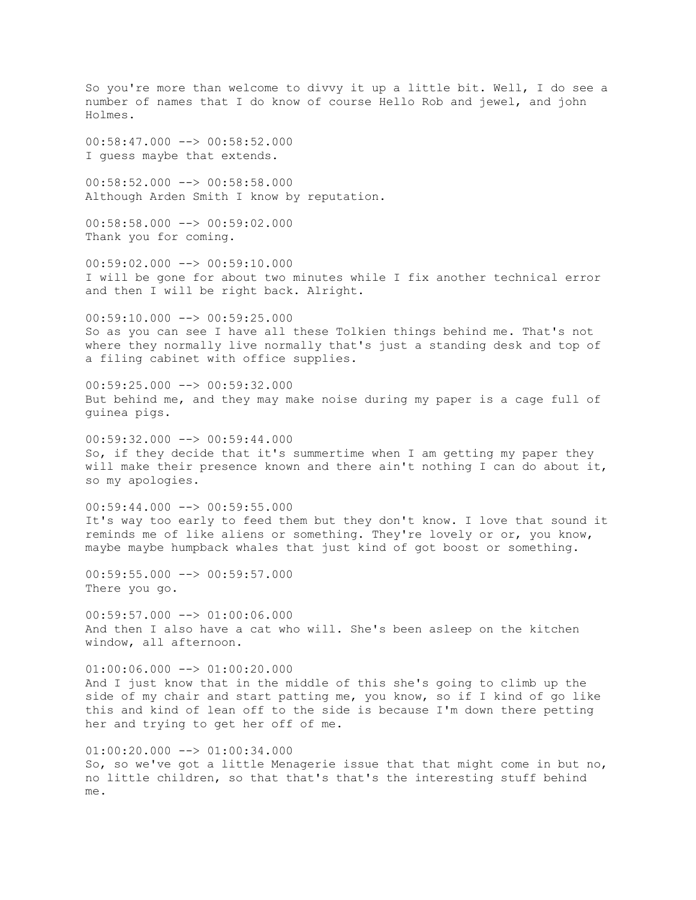So you're more than welcome to divvy it up a little bit. Well, I do see a number of names that I do know of course Hello Rob and jewel, and john Holmes.

00:58:47.000 --> 00:58:52.000
I guess maybe that extends.

00:58:52.000 --> 00:58:58.000
Although Arden Smith I know by reputation.

00:58:58.000 --> 00:59:02.000
Thank you for coming.

00:59:02.000 --> 00:59:10.000
I will be gone for about two minutes while I fix another technical error and then I will be right back. Alright.

00:59:10.000 --> 00:59:25.000
So as you can see I have all these Tolkien things behind me. That's not where they normally live normally that's just a standing desk and top of a filing cabinet with office supplies.

00:59:25.000 --> 00:59:32.000
But behind me, and they may make noise during my paper is a cage full of guinea pigs.

00:59:32.000 --> 00:59:44.000
So, if they decide that it's summertime when I am getting my paper they will make their presence known and there ain't nothing I can do about it, so my apologies.

00:59:44.000 --> 00:59:55.000
It's way too early to feed them but they don't know. I love that sound it reminds me of like aliens or something. They're lovely or or, you know, maybe maybe humpback whales that just kind of got boost or something.

00:59:55.000 --> 00:59:57.000
There you go.

00:59:57.000 --> 01:00:06.000
And then I also have a cat who will. She's been asleep on the kitchen window, all afternoon.

01:00:06.000 --> 01:00:20.000
And I just know that in the middle of this she's going to climb up the side of my chair and start patting me, you know, so if I kind of go like this and kind of lean off to the side is because I'm down there petting her and trying to get her off of me.

01:00:20.000 --> 01:00:34.000
So, so we've got a little Menagerie issue that that might come in but no, no little children, so that that's that's the interesting stuff behind me.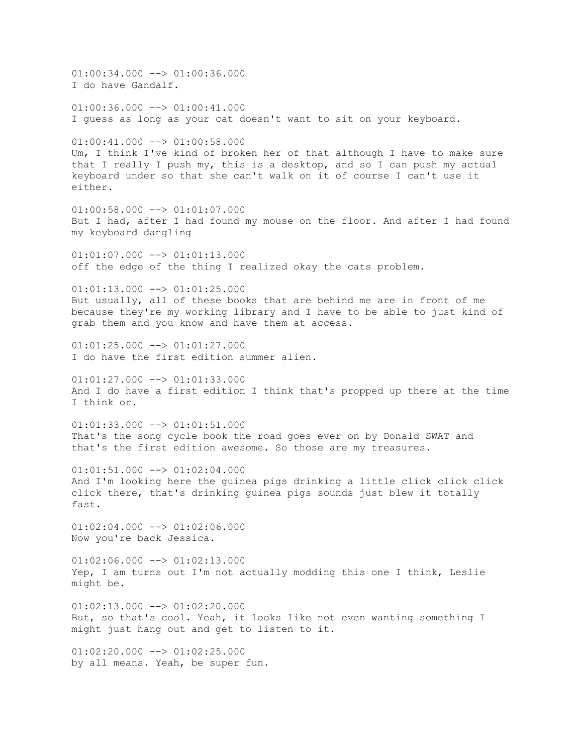01:00:34.000 --> 01:00:36.000
I do have Gandalf.

01:00:36.000 --> 01:00:41.000
I guess as long as your cat doesn't want to sit on your keyboard.

01:00:41.000 --> 01:00:58.000
Um, I think I've kind of broken her of that although I have to make sure that I really I push my, this is a desktop, and so I can push my actual keyboard under so that she can't walk on it of course I can't use it either.

01:00:58.000 --> 01:01:07.000
But I had, after I had found my mouse on the floor. And after I had found my keyboard dangling

01:01:07.000 --> 01:01:13.000
off the edge of the thing I realized okay the cats problem.

01:01:13.000 --> 01:01:25.000
But usually, all of these books that are behind me are in front of me because they're my working library and I have to be able to just kind of grab them and you know and have them at access.

01:01:25.000 --> 01:01:27.000
I do have the first edition summer alien.

01:01:27.000 --> 01:01:33.000
And I do have a first edition I think that's propped up there at the time I think or.

01:01:33.000 --> 01:01:51.000
That's the song cycle book the road goes ever on by Donald SWAT and that's the first edition awesome. So those are my treasures.

01:01:51.000 --> 01:02:04.000
And I'm looking here the guinea pigs drinking a little click click click click there, that's drinking guinea pigs sounds just blew it totally fast.

01:02:04.000 --> 01:02:06.000
Now you're back Jessica.

01:02:06.000 --> 01:02:13.000
Yep, I am turns out I'm not actually modding this one I think, Leslie might be.

01:02:13.000 --> 01:02:20.000
But, so that's cool. Yeah, it looks like not even wanting something I might just hang out and get to listen to it.

01:02:20.000 --> 01:02:25.000
by all means. Yeah, be super fun.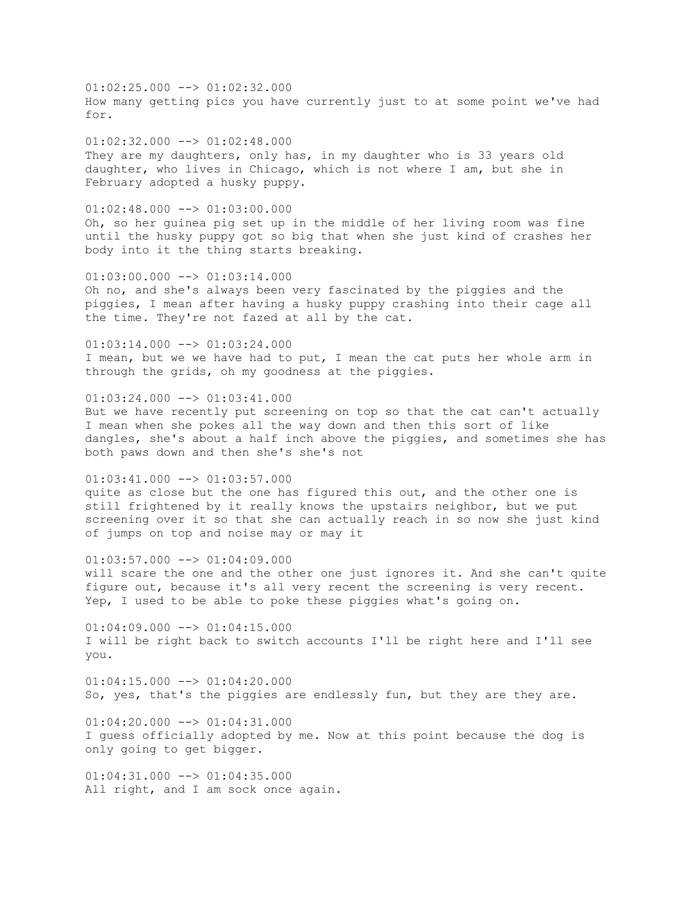01:02:25.000 --> 01:02:32.000
How many getting pics you have currently just to at some point we've had for.

01:02:32.000 --> 01:02:48.000
They are my daughters, only has, in my daughter who is 33 years old daughter, who lives in Chicago, which is not where I am, but she in February adopted a husky puppy.

01:02:48.000 --> 01:03:00.000
Oh, so her guinea pig set up in the middle of her living room was fine until the husky puppy got so big that when she just kind of crashes her body into it the thing starts breaking.

01:03:00.000 --> 01:03:14.000
Oh no, and she's always been very fascinated by the piggies and the piggies, I mean after having a husky puppy crashing into their cage all the time. They're not fazed at all by the cat.

01:03:14.000 --> 01:03:24.000
I mean, but we we have had to put, I mean the cat puts her whole arm in through the grids, oh my goodness at the piggies.

01:03:24.000 --> 01:03:41.000
But we have recently put screening on top so that the cat can't actually I mean when she pokes all the way down and then this sort of like dangles, she's about a half inch above the piggies, and sometimes she has both paws down and then she's she's not

01:03:41.000 --> 01:03:57.000
quite as close but the one has figured this out, and the other one is still frightened by it really knows the upstairs neighbor, but we put screening over it so that she can actually reach in so now she just kind of jumps on top and noise may or may it

01:03:57.000 --> 01:04:09.000
will scare the one and the other one just ignores it. And she can't quite figure out, because it's all very recent the screening is very recent. Yep, I used to be able to poke these piggies what's going on.

01:04:09.000 --> 01:04:15.000
I will be right back to switch accounts I'll be right here and I'll see you.

01:04:15.000 --> 01:04:20.000
So, yes, that's the piggies are endlessly fun, but they are they are.

01:04:20.000 --> 01:04:31.000
I guess officially adopted by me. Now at this point because the dog is only going to get bigger.

01:04:31.000 --> 01:04:35.000
All right, and I am sock once again.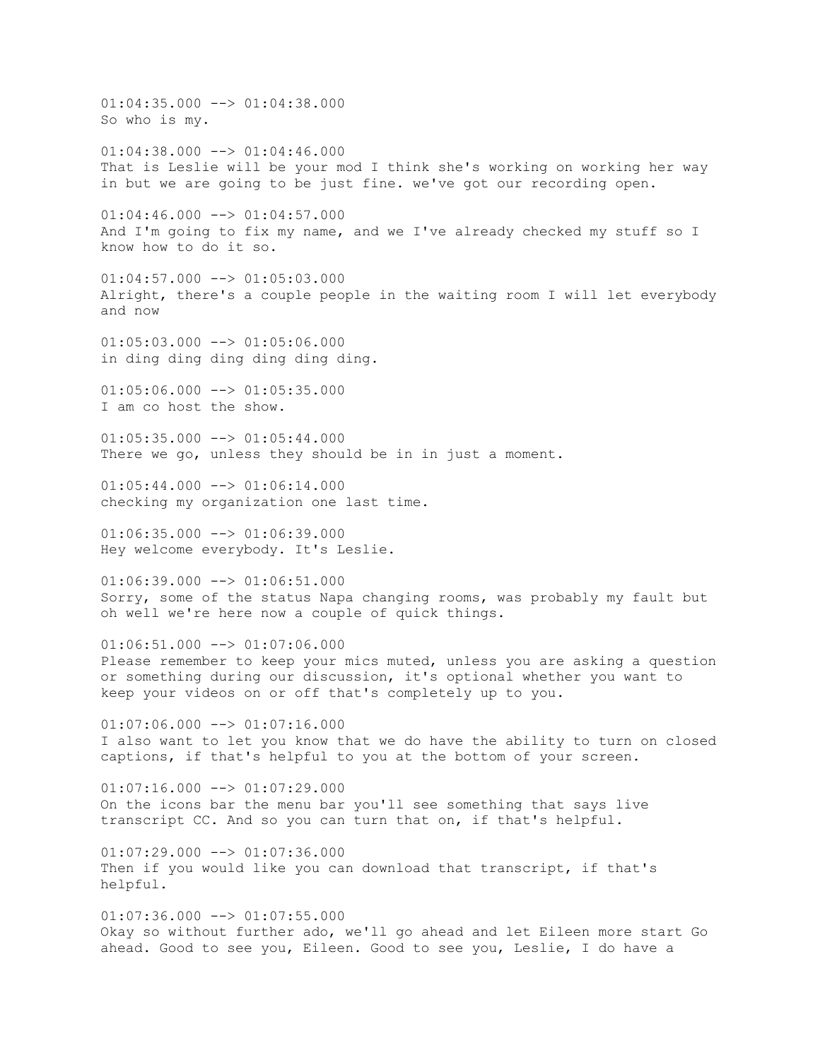01:04:35.000 --> 01:04:38.000
So who is my.

01:04:38.000 --> 01:04:46.000
That is Leslie will be your mod I think she's working on working her way in but we are going to be just fine. we've got our recording open.

01:04:46.000 --> 01:04:57.000
And I'm going to fix my name, and we I've already checked my stuff so I know how to do it so.

01:04:57.000 --> 01:05:03.000
Alright, there's a couple people in the waiting room I will let everybody and now

01:05:03.000 --> 01:05:06.000
in ding ding ding ding ding ding.

01:05:06.000 --> 01:05:35.000
I am co host the show.

01:05:35.000 --> 01:05:44.000
There we go, unless they should be in in just a moment.

01:05:44.000 --> 01:06:14.000
checking my organization one last time.

01:06:35.000 --> 01:06:39.000
Hey welcome everybody. It's Leslie.

01:06:39.000 --> 01:06:51.000
Sorry, some of the status Napa changing rooms, was probably my fault but oh well we're here now a couple of quick things.

01:06:51.000 --> 01:07:06.000
Please remember to keep your mics muted, unless you are asking a question or something during our discussion, it's optional whether you want to keep your videos on or off that's completely up to you.

01:07:06.000 --> 01:07:16.000
I also want to let you know that we do have the ability to turn on closed captions, if that's helpful to you at the bottom of your screen.

01:07:16.000 --> 01:07:29.000
On the icons bar the menu bar you'll see something that says live transcript CC. And so you can turn that on, if that's helpful.

01:07:29.000 --> 01:07:36.000
Then if you would like you can download that transcript, if that's helpful.

01:07:36.000 --> 01:07:55.000
Okay so without further ado, we'll go ahead and let Eileen more start Go ahead. Good to see you, Eileen. Good to see you, Leslie, I do have a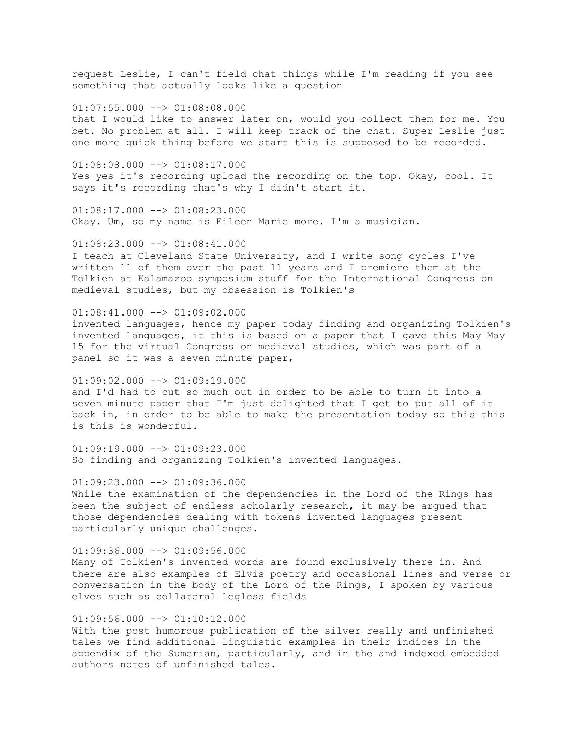request Leslie, I can't field chat things while I'm reading if you see something that actually looks like a question

01:07:55.000 --> 01:08:08.000
that I would like to answer later on, would you collect them for me. You bet. No problem at all. I will keep track of the chat. Super Leslie just one more quick thing before we start this is supposed to be recorded.

01:08:08.000 --> 01:08:17.000
Yes yes it's recording upload the recording on the top. Okay, cool. It says it's recording that's why I didn't start it.

01:08:17.000 --> 01:08:23.000
Okay. Um, so my name is Eileen Marie more. I'm a musician.

01:08:23.000 --> 01:08:41.000
I teach at Cleveland State University, and I write song cycles I've written 11 of them over the past 11 years and I premiere them at the Tolkien at Kalamazoo symposium stuff for the International Congress on medieval studies, but my obsession is Tolkien's

01:08:41.000 --> 01:09:02.000
invented languages, hence my paper today finding and organizing Tolkien's invented languages, it this is based on a paper that I gave this May May 15 for the virtual Congress on medieval studies, which was part of a panel so it was a seven minute paper,

01:09:02.000 --> 01:09:19.000
and I'd had to cut so much out in order to be able to turn it into a seven minute paper that I'm just delighted that I get to put all of it back in, in order to be able to make the presentation today so this this is this is wonderful.

01:09:19.000 --> 01:09:23.000
So finding and organizing Tolkien's invented languages.

01:09:23.000 --> 01:09:36.000
While the examination of the dependencies in the Lord of the Rings has been the subject of endless scholarly research, it may be argued that those dependencies dealing with tokens invented languages present particularly unique challenges.

01:09:36.000 --> 01:09:56.000
Many of Tolkien's invented words are found exclusively there in. And there are also examples of Elvis poetry and occasional lines and verse or conversation in the body of the Lord of the Rings, I spoken by various elves such as collateral legless fields

01:09:56.000 --> 01:10:12.000
With the post humorous publication of the silver really and unfinished tales we find additional linguistic examples in their indices in the appendix of the Sumerian, particularly, and in the and indexed embedded authors notes of unfinished tales.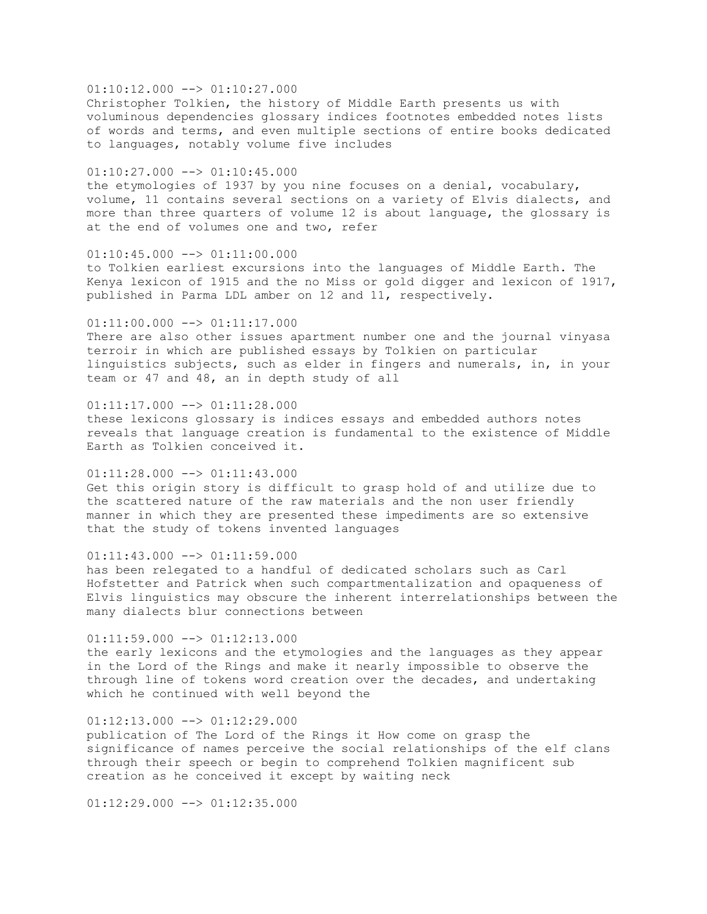01:10:12.000 --> 01:10:27.000
Christopher Tolkien, the history of Middle Earth presents us with voluminous dependencies glossary indices footnotes embedded notes lists of words and terms, and even multiple sections of entire books dedicated to languages, notably volume five includes

01:10:27.000 --> 01:10:45.000
the etymologies of 1937 by you nine focuses on a denial, vocabulary, volume, 11 contains several sections on a variety of Elvis dialects, and more than three quarters of volume 12 is about language, the glossary is at the end of volumes one and two, refer

01:10:45.000 --> 01:11:00.000
to Tolkien earliest excursions into the languages of Middle Earth. The Kenya lexicon of 1915 and the no Miss or gold digger and lexicon of 1917, published in Parma LDL amber on 12 and 11, respectively.

01:11:00.000 --> 01:11:17.000
There are also other issues apartment number one and the journal vinyasa terroir in which are published essays by Tolkien on particular linguistics subjects, such as elder in fingers and numerals, in, in your team or 47 and 48, an in depth study of all

01:11:17.000 --> 01:11:28.000
these lexicons glossary is indices essays and embedded authors notes reveals that language creation is fundamental to the existence of Middle Earth as Tolkien conceived it.

01:11:28.000 --> 01:11:43.000
Get this origin story is difficult to grasp hold of and utilize due to the scattered nature of the raw materials and the non user friendly manner in which they are presented these impediments are so extensive that the study of tokens invented languages

01:11:43.000 --> 01:11:59.000
has been relegated to a handful of dedicated scholars such as Carl Hofstetter and Patrick when such compartmentalization and opaqueness of Elvis linguistics may obscure the inherent interrelationships between the many dialects blur connections between

01:11:59.000 --> 01:12:13.000
the early lexicons and the etymologies and the languages as they appear in the Lord of the Rings and make it nearly impossible to observe the through line of tokens word creation over the decades, and undertaking which he continued with well beyond the

01:12:13.000 --> 01:12:29.000
publication of The Lord of the Rings it How come on grasp the significance of names perceive the social relationships of the elf clans through their speech or begin to comprehend Tolkien magnificent sub creation as he conceived it except by waiting neck

01:12:29.000 --> 01:12:35.000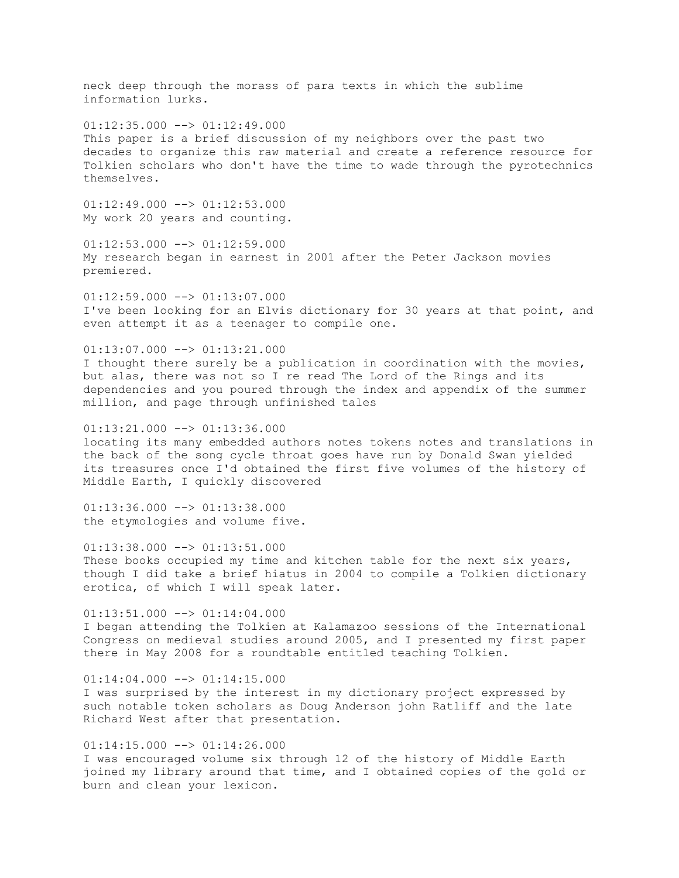neck deep through the morass of para texts in which the sublime information lurks.

01:12:35.000 --> 01:12:49.000
This paper is a brief discussion of my neighbors over the past two decades to organize this raw material and create a reference resource for Tolkien scholars who don't have the time to wade through the pyrotechnics themselves.

01:12:49.000 --> 01:12:53.000
My work 20 years and counting.

01:12:53.000 --> 01:12:59.000
My research began in earnest in 2001 after the Peter Jackson movies premiered.

01:12:59.000 --> 01:13:07.000
I've been looking for an Elvis dictionary for 30 years at that point, and even attempt it as a teenager to compile one.

01:13:07.000 --> 01:13:21.000
I thought there surely be a publication in coordination with the movies, but alas, there was not so I re read The Lord of the Rings and its dependencies and you poured through the index and appendix of the summer million, and page through unfinished tales

01:13:21.000 --> 01:13:36.000
locating its many embedded authors notes tokens notes and translations in the back of the song cycle throat goes have run by Donald Swan yielded its treasures once I'd obtained the first five volumes of the history of Middle Earth, I quickly discovered

01:13:36.000 --> 01:13:38.000
the etymologies and volume five.

01:13:38.000 --> 01:13:51.000
These books occupied my time and kitchen table for the next six years, though I did take a brief hiatus in 2004 to compile a Tolkien dictionary erotica, of which I will speak later.

01:13:51.000 --> 01:14:04.000
I began attending the Tolkien at Kalamazoo sessions of the International Congress on medieval studies around 2005, and I presented my first paper there in May 2008 for a roundtable entitled teaching Tolkien.

01:14:04.000 --> 01:14:15.000
I was surprised by the interest in my dictionary project expressed by such notable token scholars as Doug Anderson john Ratliff and the late Richard West after that presentation.

01:14:15.000 --> 01:14:26.000
I was encouraged volume six through 12 of the history of Middle Earth joined my library around that time, and I obtained copies of the gold or burn and clean your lexicon.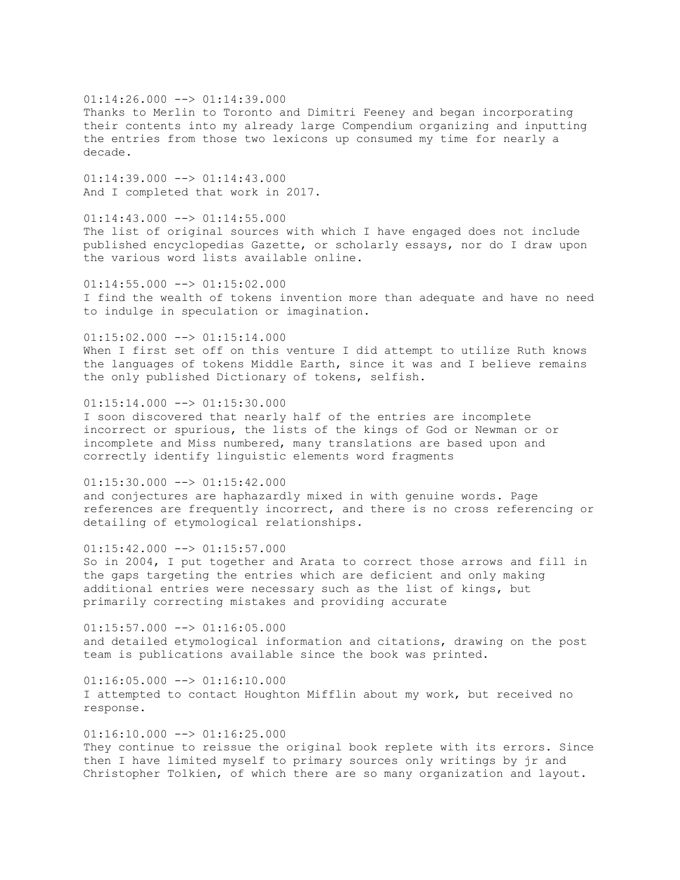01:14:26.000 --> 01:14:39.000
Thanks to Merlin to Toronto and Dimitri Feeney and began incorporating their contents into my already large Compendium organizing and inputting the entries from those two lexicons up consumed my time for nearly a decade.

01:14:39.000 --> 01:14:43.000
And I completed that work in 2017.

01:14:43.000 --> 01:14:55.000
The list of original sources with which I have engaged does not include published encyclopedias Gazette, or scholarly essays, nor do I draw upon the various word lists available online.

01:14:55.000 --> 01:15:02.000
I find the wealth of tokens invention more than adequate and have no need to indulge in speculation or imagination.

01:15:02.000 --> 01:15:14.000
When I first set off on this venture I did attempt to utilize Ruth knows the languages of tokens Middle Earth, since it was and I believe remains the only published Dictionary of tokens, selfish.

01:15:14.000 --> 01:15:30.000
I soon discovered that nearly half of the entries are incomplete incorrect or spurious, the lists of the kings of God or Newman or or incomplete and Miss numbered, many translations are based upon and correctly identify linguistic elements word fragments

01:15:30.000 --> 01:15:42.000
and conjectures are haphazardly mixed in with genuine words. Page references are frequently incorrect, and there is no cross referencing or detailing of etymological relationships.

01:15:42.000 --> 01:15:57.000
So in 2004, I put together and Arata to correct those arrows and fill in the gaps targeting the entries which are deficient and only making additional entries were necessary such as the list of kings, but primarily correcting mistakes and providing accurate

01:15:57.000 --> 01:16:05.000
and detailed etymological information and citations, drawing on the post team is publications available since the book was printed.

01:16:05.000 --> 01:16:10.000
I attempted to contact Houghton Mifflin about my work, but received no response.

01:16:10.000 --> 01:16:25.000
They continue to reissue the original book replete with its errors. Since then I have limited myself to primary sources only writings by jr and Christopher Tolkien, of which there are so many organization and layout.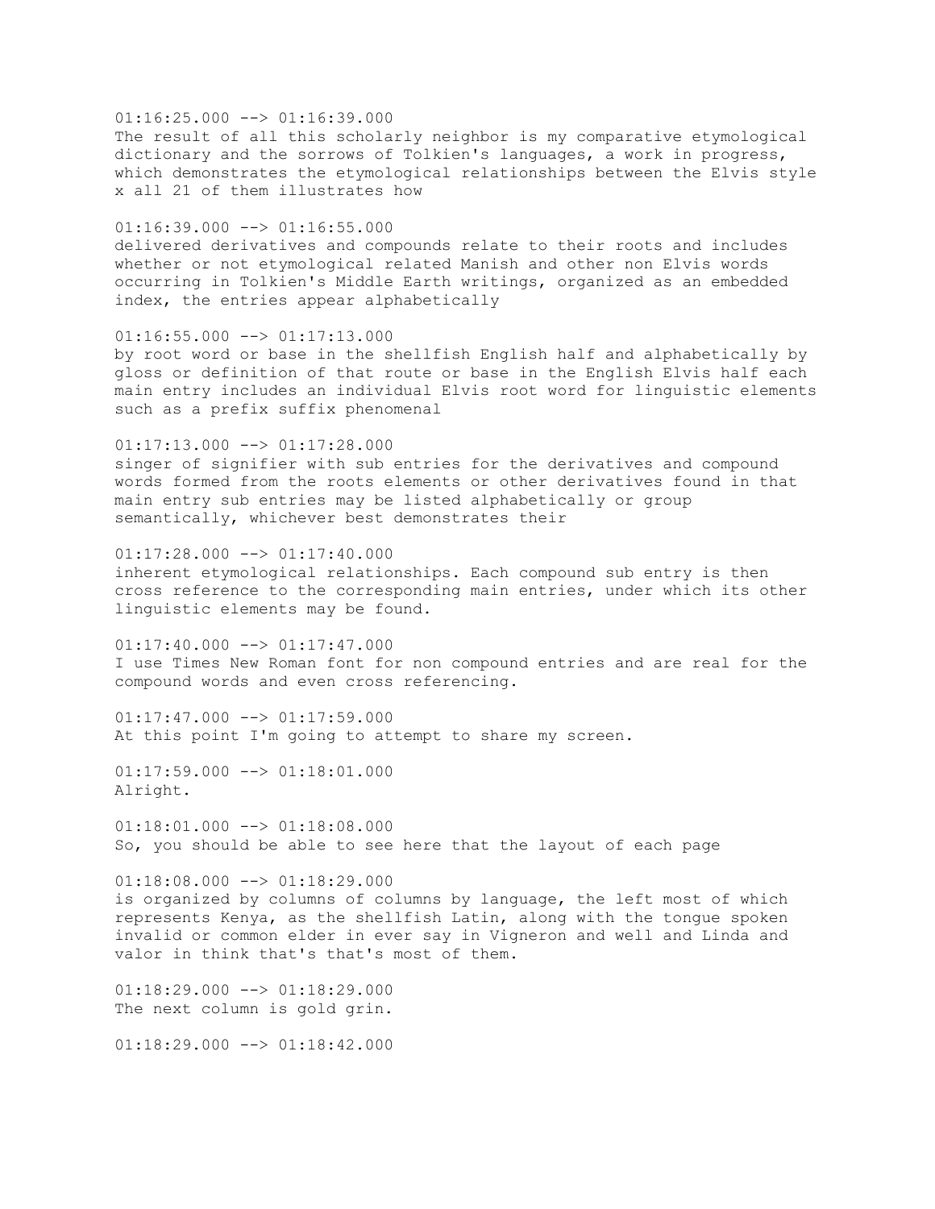01:16:25.000 --> 01:16:39.000
The result of all this scholarly neighbor is my comparative etymological dictionary and the sorrows of Tolkien's languages, a work in progress, which demonstrates the etymological relationships between the Elvis style x all 21 of them illustrates how

01:16:39.000 --> 01:16:55.000
delivered derivatives and compounds relate to their roots and includes whether or not etymological related Manish and other non Elvis words occurring in Tolkien's Middle Earth writings, organized as an embedded index, the entries appear alphabetically

01:16:55.000 --> 01:17:13.000
by root word or base in the shellfish English half and alphabetically by gloss or definition of that route or base in the English Elvis half each main entry includes an individual Elvis root word for linguistic elements such as a prefix suffix phenomenal

01:17:13.000 --> 01:17:28.000
singer of signifier with sub entries for the derivatives and compound words formed from the roots elements or other derivatives found in that main entry sub entries may be listed alphabetically or group semantically, whichever best demonstrates their

01:17:28.000 --> 01:17:40.000
inherent etymological relationships. Each compound sub entry is then cross reference to the corresponding main entries, under which its other linguistic elements may be found.

01:17:40.000 --> 01:17:47.000
I use Times New Roman font for non compound entries and are real for the compound words and even cross referencing.

01:17:47.000 --> 01:17:59.000
At this point I'm going to attempt to share my screen.

01:17:59.000 --> 01:18:01.000
Alright.

01:18:01.000 --> 01:18:08.000
So, you should be able to see here that the layout of each page

01:18:08.000 --> 01:18:29.000
is organized by columns of columns by language, the left most of which represents Kenya, as the shellfish Latin, along with the tongue spoken invalid or common elder in ever say in Vigneron and well and Linda and valor in think that's that's most of them.

01:18:29.000 --> 01:18:29.000
The next column is gold grin.

01:18:29.000 --> 01:18:42.000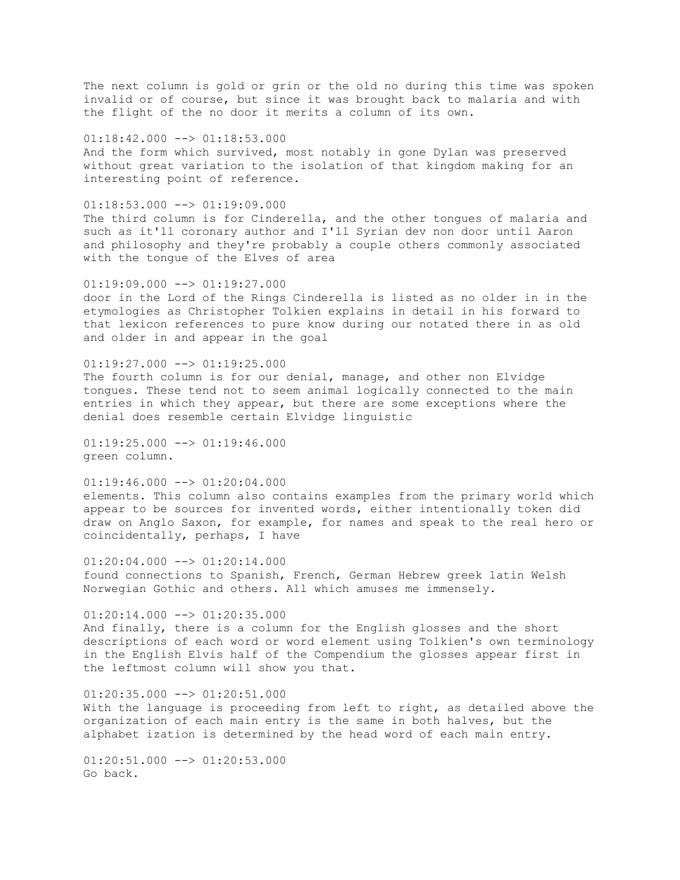The next column is gold or grin or the old no during this time was spoken invalid or of course, but since it was brought back to malaria and with the flight of the no door it merits a column of its own.

01:18:42.000 --> 01:18:53.000
And the form which survived, most notably in gone Dylan was preserved without great variation to the isolation of that kingdom making for an interesting point of reference.

01:18:53.000 --> 01:19:09.000
The third column is for Cinderella, and the other tongues of malaria and such as it'll coronary author and I'll Syrian dev non door until Aaron and philosophy and they're probably a couple others commonly associated with the tongue of the Elves of area

01:19:09.000 --> 01:19:27.000
door in the Lord of the Rings Cinderella is listed as no older in in the etymologies as Christopher Tolkien explains in detail in his forward to that lexicon references to pure know during our notated there in as old and older in and appear in the goal

01:19:27.000 --> 01:19:25.000
The fourth column is for our denial, manage, and other non Elvidge tongues. These tend not to seem animal logically connected to the main entries in which they appear, but there are some exceptions where the denial does resemble certain Elvidge linguistic

01:19:25.000 --> 01:19:46.000
green column.

01:19:46.000 --> 01:20:04.000
elements. This column also contains examples from the primary world which appear to be sources for invented words, either intentionally token did draw on Anglo Saxon, for example, for names and speak to the real hero or coincidentally, perhaps, I have

01:20:04.000 --> 01:20:14.000
found connections to Spanish, French, German Hebrew greek latin Welsh Norwegian Gothic and others. All which amuses me immensely.

01:20:14.000 --> 01:20:35.000
And finally, there is a column for the English glosses and the short descriptions of each word or word element using Tolkien's own terminology in the English Elvis half of the Compendium the glosses appear first in the leftmost column will show you that.

01:20:35.000 --> 01:20:51.000
With the language is proceeding from left to right, as detailed above the organization of each main entry is the same in both halves, but the alphabet ization is determined by the head word of each main entry.

01:20:51.000 --> 01:20:53.000
Go back.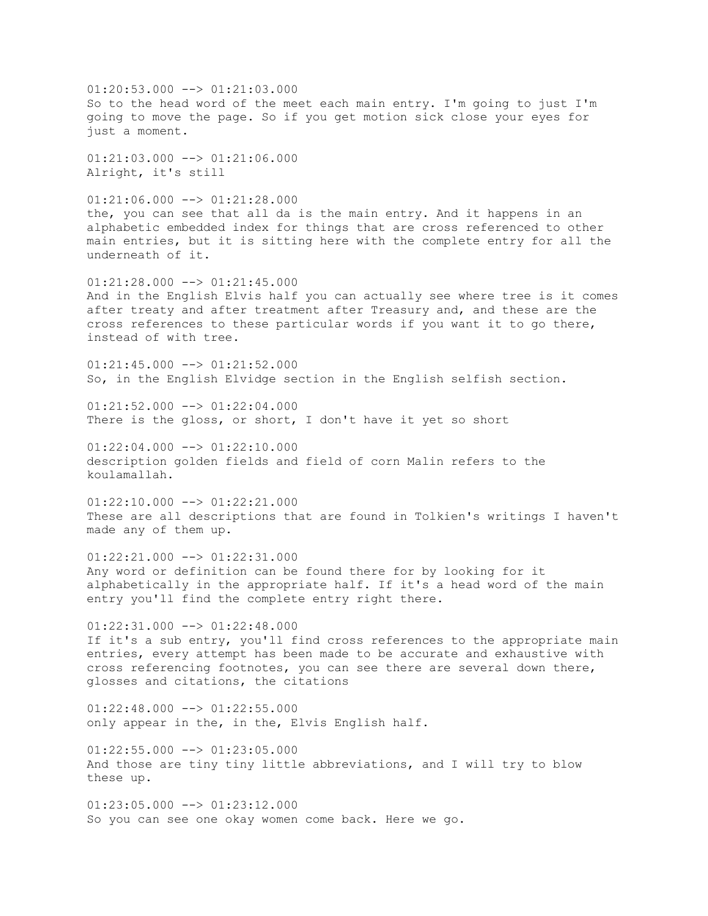01:20:53.000 --> 01:21:03.000
So to the head word of the meet each main entry. I'm going to just I'm going to move the page. So if you get motion sick close your eyes for just a moment.

01:21:03.000 --> 01:21:06.000
Alright, it's still

01:21:06.000 --> 01:21:28.000
the, you can see that all da is the main entry. And it happens in an alphabetic embedded index for things that are cross referenced to other main entries, but it is sitting here with the complete entry for all the underneath of it.

01:21:28.000 --> 01:21:45.000
And in the English Elvis half you can actually see where tree is it comes after treaty and after treatment after Treasury and, and these are the cross references to these particular words if you want it to go there, instead of with tree.

01:21:45.000 --> 01:21:52.000
So, in the English Elvidge section in the English selfish section.

01:21:52.000 --> 01:22:04.000
There is the gloss, or short, I don't have it yet so short

01:22:04.000 --> 01:22:10.000
description golden fields and field of corn Malin refers to the koulamallah.

01:22:10.000 --> 01:22:21.000
These are all descriptions that are found in Tolkien's writings I haven't made any of them up.

01:22:21.000 --> 01:22:31.000
Any word or definition can be found there for by looking for it alphabetically in the appropriate half. If it's a head word of the main entry you'll find the complete entry right there.

01:22:31.000 --> 01:22:48.000
If it's a sub entry, you'll find cross references to the appropriate main entries, every attempt has been made to be accurate and exhaustive with cross referencing footnotes, you can see there are several down there, glosses and citations, the citations

01:22:48.000 --> 01:22:55.000
only appear in the, in the, Elvis English half.

01:22:55.000 --> 01:23:05.000
And those are tiny tiny little abbreviations, and I will try to blow these up.

01:23:05.000 --> 01:23:12.000
So you can see one okay women come back. Here we go.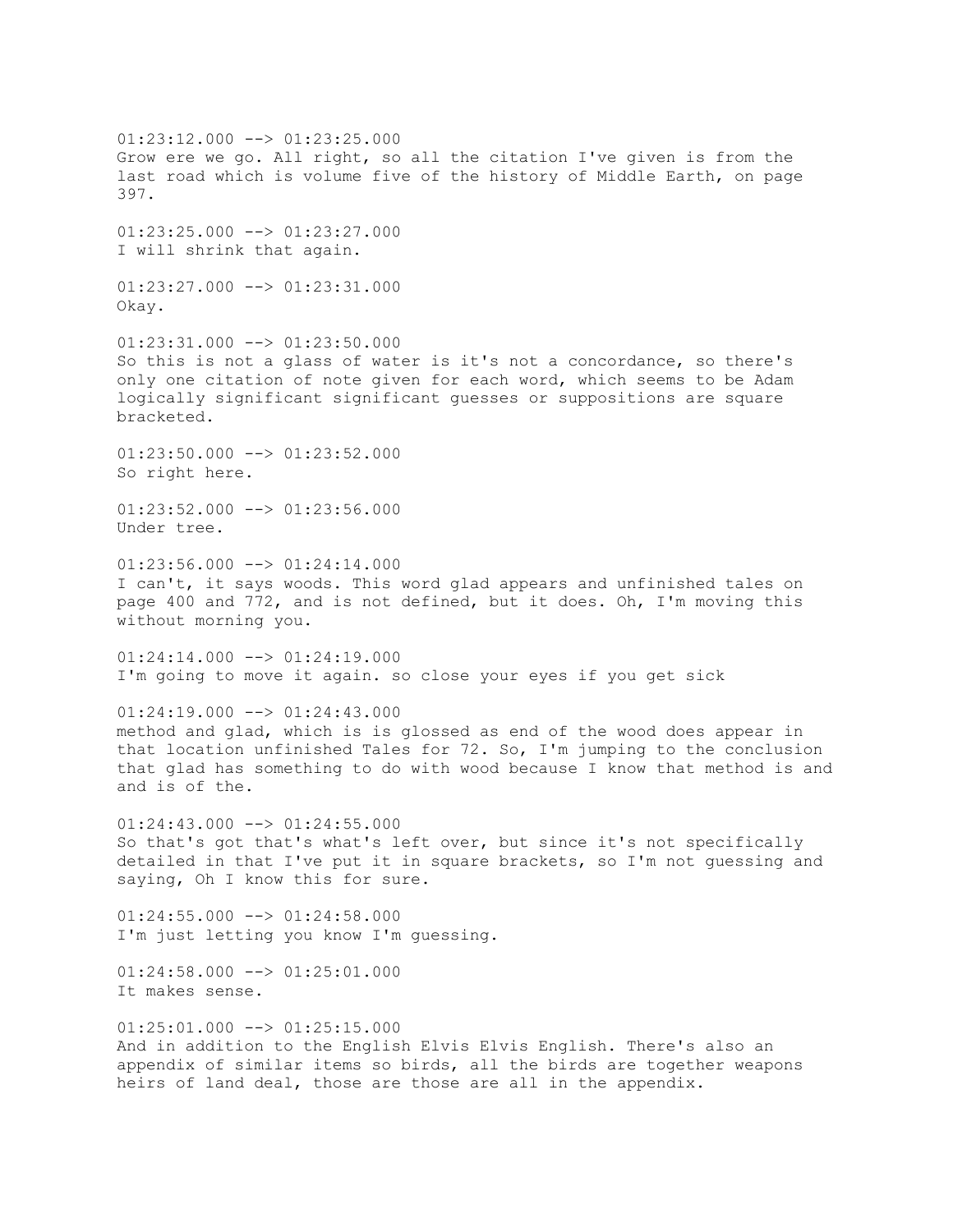01:23:12.000 --> 01:23:25.000
Grow ere we go. All right, so all the citation I've given is from the last road which is volume five of the history of Middle Earth, on page 397.

01:23:25.000 --> 01:23:27.000
I will shrink that again.

01:23:27.000 --> 01:23:31.000
Okay.

01:23:31.000 --> 01:23:50.000
So this is not a glass of water is it's not a concordance, so there's only one citation of note given for each word, which seems to be Adam logically significant significant guesses or suppositions are square bracketed.

01:23:50.000 --> 01:23:52.000
So right here.

01:23:52.000 --> 01:23:56.000
Under tree.

01:23:56.000 --> 01:24:14.000
I can't, it says woods. This word glad appears and unfinished tales on page 400 and 772, and is not defined, but it does. Oh, I'm moving this without morning you.

01:24:14.000 --> 01:24:19.000
I'm going to move it again. so close your eyes if you get sick

01:24:19.000 --> 01:24:43.000
method and glad, which is is glossed as end of the wood does appear in that location unfinished Tales for 72. So, I'm jumping to the conclusion that glad has something to do with wood because I know that method is and and is of the.

01:24:43.000 --> 01:24:55.000
So that's got that's what's left over, but since it's not specifically detailed in that I've put it in square brackets, so I'm not guessing and saying, Oh I know this for sure.

01:24:55.000 --> 01:24:58.000
I'm just letting you know I'm guessing.

01:24:58.000 --> 01:25:01.000
It makes sense.

01:25:01.000 --> 01:25:15.000
And in addition to the English Elvis Elvis English. There's also an appendix of similar items so birds, all the birds are together weapons heirs of land deal, those are those are all in the appendix.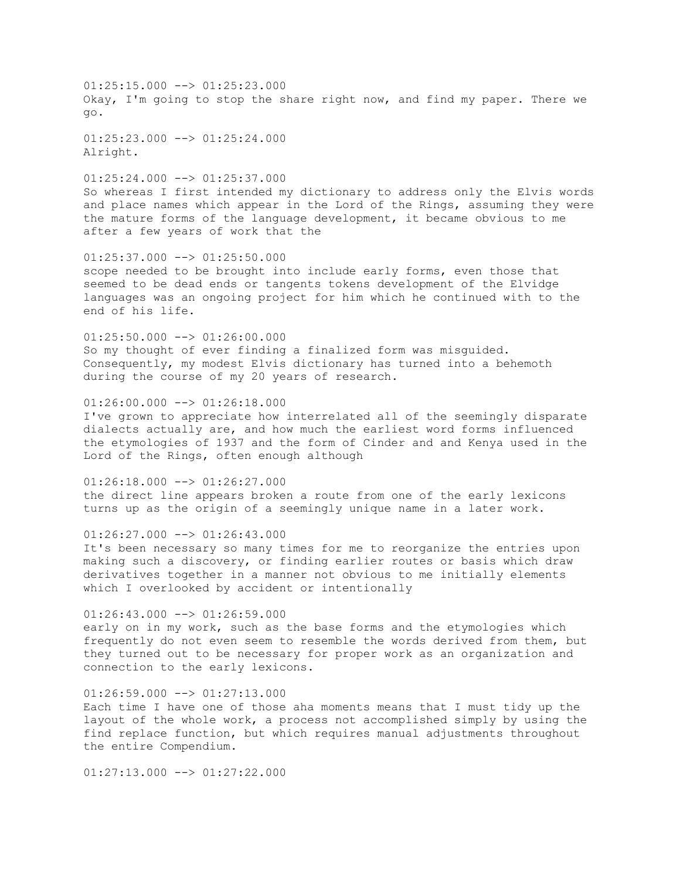01:25:15.000 --> 01:25:23.000
Okay, I'm going to stop the share right now, and find my paper. There we go.

01:25:23.000 --> 01:25:24.000
Alright.

01:25:24.000 --> 01:25:37.000
So whereas I first intended my dictionary to address only the Elvis words and place names which appear in the Lord of the Rings, assuming they were the mature forms of the language development, it became obvious to me after a few years of work that the

01:25:37.000 --> 01:25:50.000
scope needed to be brought into include early forms, even those that seemed to be dead ends or tangents tokens development of the Elvidge languages was an ongoing project for him which he continued with to the end of his life.

01:25:50.000 --> 01:26:00.000
So my thought of ever finding a finalized form was misguided. Consequently, my modest Elvis dictionary has turned into a behemoth during the course of my 20 years of research.

01:26:00.000 --> 01:26:18.000
I've grown to appreciate how interrelated all of the seemingly disparate dialects actually are, and how much the earliest word forms influenced the etymologies of 1937 and the form of Cinder and and Kenya used in the Lord of the Rings, often enough although

01:26:18.000 --> 01:26:27.000
the direct line appears broken a route from one of the early lexicons turns up as the origin of a seemingly unique name in a later work.

01:26:27.000 --> 01:26:43.000
It's been necessary so many times for me to reorganize the entries upon making such a discovery, or finding earlier routes or basis which draw derivatives together in a manner not obvious to me initially elements which I overlooked by accident or intentionally

01:26:43.000 --> 01:26:59.000
early on in my work, such as the base forms and the etymologies which frequently do not even seem to resemble the words derived from them, but they turned out to be necessary for proper work as an organization and connection to the early lexicons.

01:26:59.000 --> 01:27:13.000
Each time I have one of those aha moments means that I must tidy up the layout of the whole work, a process not accomplished simply by using the find replace function, but which requires manual adjustments throughout the entire Compendium.

01:27:13.000 --> 01:27:22.000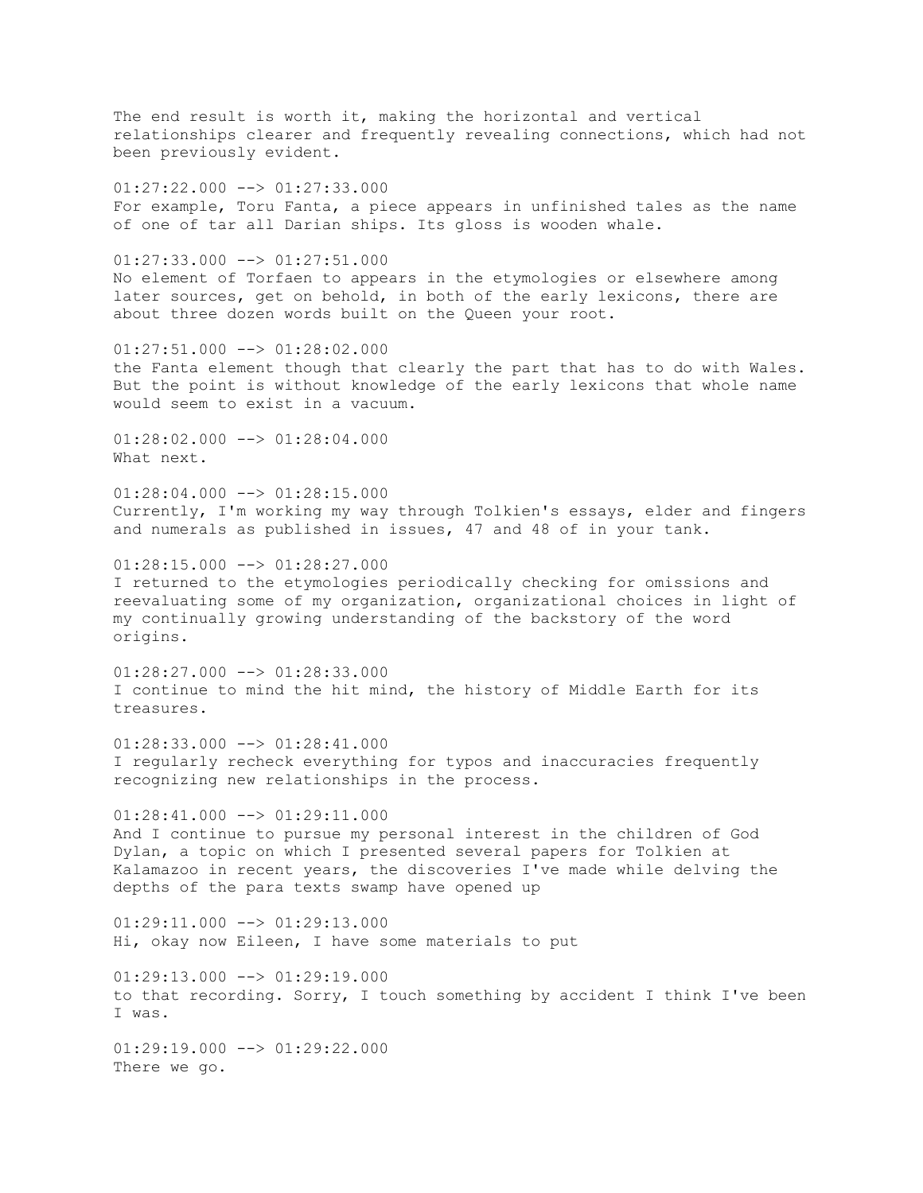The end result is worth it, making the horizontal and vertical relationships clearer and frequently revealing connections, which had not been previously evident.

01:27:22.000 --> 01:27:33.000
For example, Toru Fanta, a piece appears in unfinished tales as the name of one of tar all Darian ships. Its gloss is wooden whale.

01:27:33.000 --> 01:27:51.000
No element of Torfaen to appears in the etymologies or elsewhere among later sources, get on behold, in both of the early lexicons, there are about three dozen words built on the Queen your root.

01:27:51.000 --> 01:28:02.000
the Fanta element though that clearly the part that has to do with Wales. But the point is without knowledge of the early lexicons that whole name would seem to exist in a vacuum.

01:28:02.000 --> 01:28:04.000
What next.

01:28:04.000 --> 01:28:15.000
Currently, I'm working my way through Tolkien's essays, elder and fingers and numerals as published in issues, 47 and 48 of in your tank.

01:28:15.000 --> 01:28:27.000
I returned to the etymologies periodically checking for omissions and reevaluating some of my organization, organizational choices in light of my continually growing understanding of the backstory of the word origins.

01:28:27.000 --> 01:28:33.000
I continue to mind the hit mind, the history of Middle Earth for its treasures.

01:28:33.000 --> 01:28:41.000
I regularly recheck everything for typos and inaccuracies frequently recognizing new relationships in the process.

01:28:41.000 --> 01:29:11.000
And I continue to pursue my personal interest in the children of God Dylan, a topic on which I presented several papers for Tolkien at Kalamazoo in recent years, the discoveries I've made while delving the depths of the para texts swamp have opened up

01:29:11.000 --> 01:29:13.000
Hi, okay now Eileen, I have some materials to put

01:29:13.000 --> 01:29:19.000
to that recording. Sorry, I touch something by accident I think I've been I was.

01:29:19.000 --> 01:29:22.000
There we go.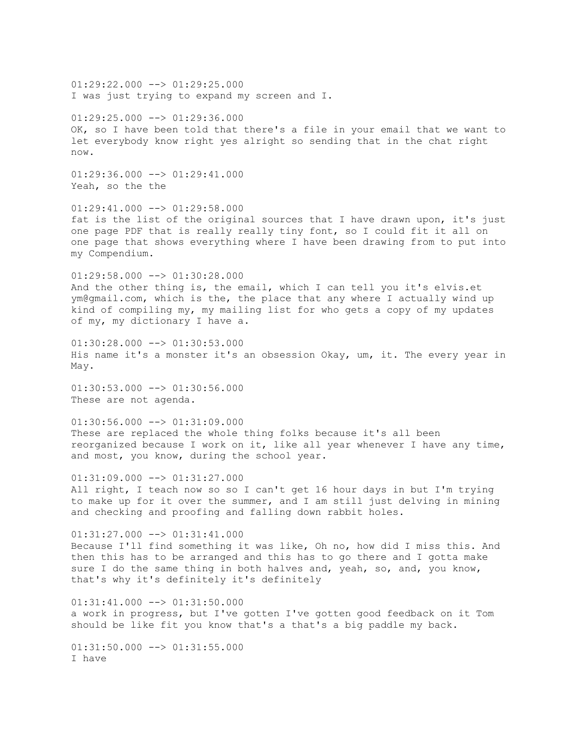01:29:22.000 --> 01:29:25.000
I was just trying to expand my screen and I.

01:29:25.000 --> 01:29:36.000
OK, so I have been told that there's a file in your email that we want to let everybody know right yes alright so sending that in the chat right now.

01:29:36.000 --> 01:29:41.000
Yeah, so the the

01:29:41.000 --> 01:29:58.000
fat is the list of the original sources that I have drawn upon, it's just one page PDF that is really really tiny font, so I could fit it all on one page that shows everything where I have been drawing from to put into my Compendium.

01:29:58.000 --> 01:30:28.000
And the other thing is, the email, which I can tell you it's elvis.et ym@gmail.com, which is the, the place that any where I actually wind up kind of compiling my, my mailing list for who gets a copy of my updates of my, my dictionary I have a.

01:30:28.000 --> 01:30:53.000
His name it's a monster it's an obsession Okay, um, it. The every year in May.

01:30:53.000 --> 01:30:56.000
These are not agenda.

01:30:56.000 --> 01:31:09.000
These are replaced the whole thing folks because it's all been reorganized because I work on it, like all year whenever I have any time, and most, you know, during the school year.

01:31:09.000 --> 01:31:27.000
All right, I teach now so so I can't get 16 hour days in but I'm trying to make up for it over the summer, and I am still just delving in mining and checking and proofing and falling down rabbit holes.

01:31:27.000 --> 01:31:41.000
Because I'll find something it was like, Oh no, how did I miss this. And then this has to be arranged and this has to go there and I gotta make sure I do the same thing in both halves and, yeah, so, and, you know, that's why it's definitely it's definitely

01:31:41.000 --> 01:31:50.000
a work in progress, but I've gotten I've gotten good feedback on it Tom should be like fit you know that's a that's a big paddle my back.

01:31:50.000 --> 01:31:55.000
I have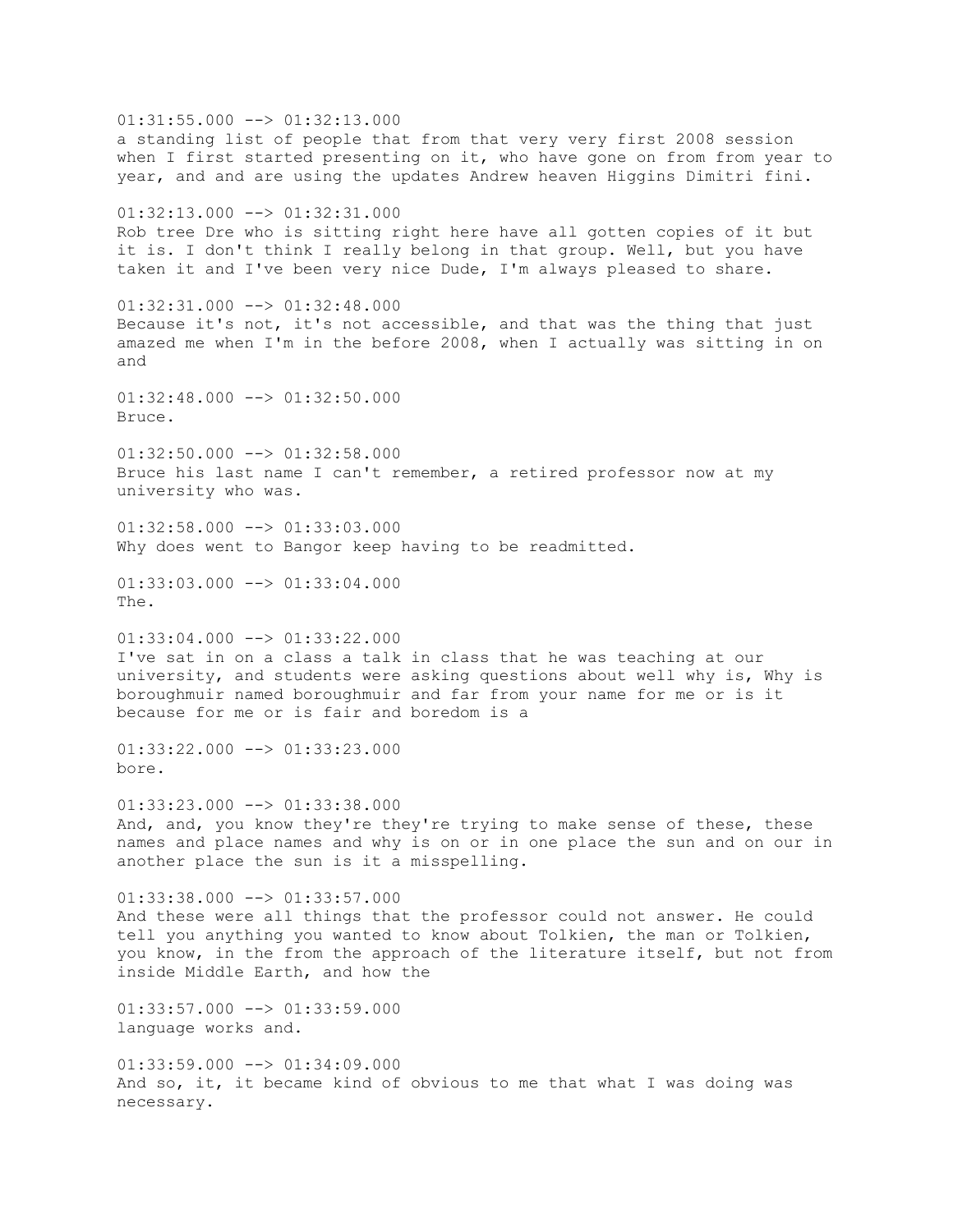01:31:55.000 --> 01:32:13.000
a standing list of people that from that very very first 2008 session when I first started presenting on it, who have gone on from from year to year, and and are using the updates Andrew heaven Higgins Dimitri fini.

01:32:13.000 --> 01:32:31.000
Rob tree Dre who is sitting right here have all gotten copies of it but it is. I don't think I really belong in that group. Well, but you have taken it and I've been very nice Dude, I'm always pleased to share.

01:32:31.000 --> 01:32:48.000
Because it's not, it's not accessible, and that was the thing that just amazed me when I'm in the before 2008, when I actually was sitting in on and

01:32:48.000 --> 01:32:50.000
Bruce.

01:32:50.000 --> 01:32:58.000
Bruce his last name I can't remember, a retired professor now at my university who was.

01:32:58.000 --> 01:33:03.000
Why does went to Bangor keep having to be readmitted.

01:33:03.000 --> 01:33:04.000
The.

01:33:04.000 --> 01:33:22.000
I've sat in on a class a talk in class that he was teaching at our university, and students were asking questions about well why is, Why is boroughmuir named boroughmuir and far from your name for me or is it because for me or is fair and boredom is a

01:33:22.000 --> 01:33:23.000
bore.

01:33:23.000 --> 01:33:38.000
And, and, you know they're they're trying to make sense of these, these names and place names and why is on or in one place the sun and on our in another place the sun is it a misspelling.

01:33:38.000 --> 01:33:57.000
And these were all things that the professor could not answer. He could tell you anything you wanted to know about Tolkien, the man or Tolkien, you know, in the from the approach of the literature itself, but not from inside Middle Earth, and how the

01:33:57.000 --> 01:33:59.000
language works and.

01:33:59.000 --> 01:34:09.000
And so, it, it became kind of obvious to me that what I was doing was necessary.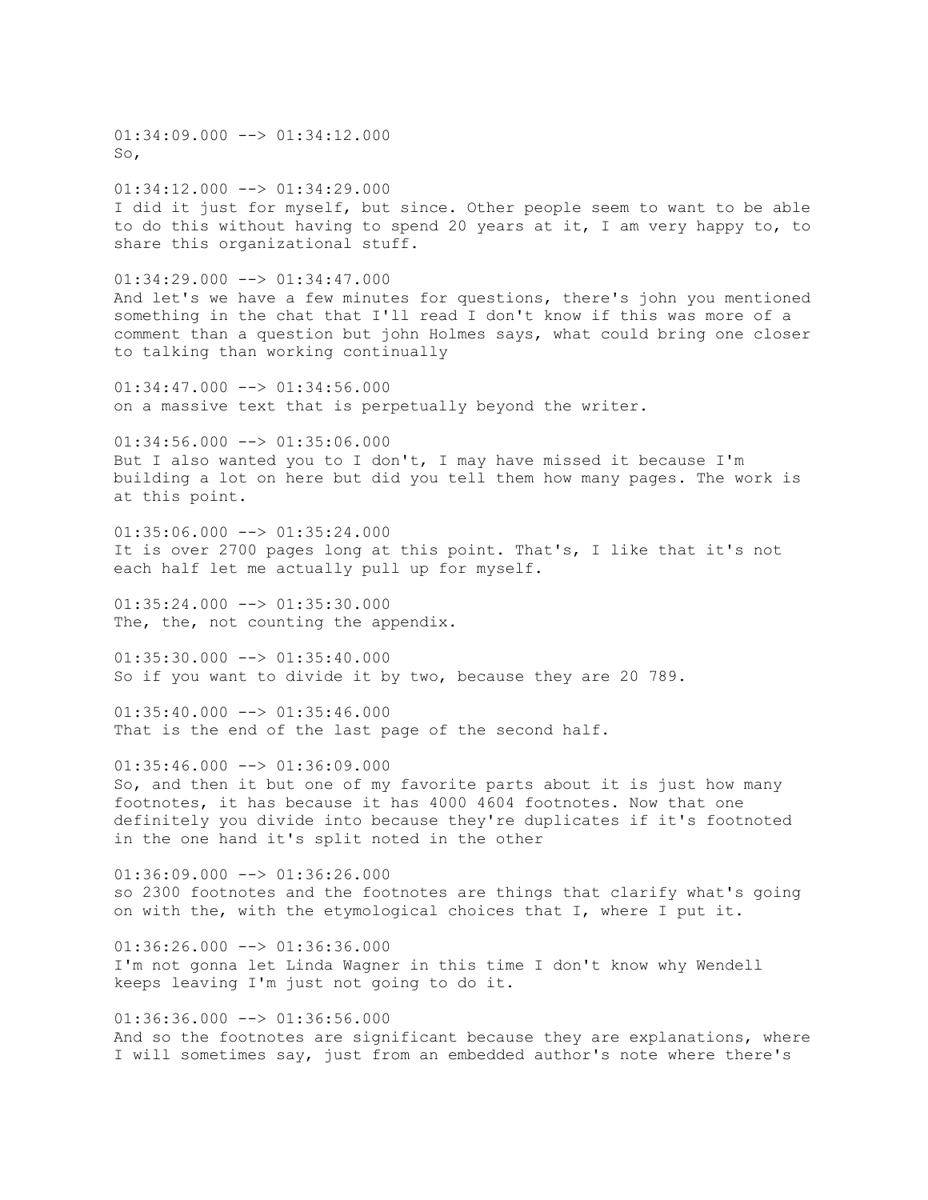01:34:09.000 --> 01:34:12.000
So,

01:34:12.000 --> 01:34:29.000
I did it just for myself, but since. Other people seem to want to be able to do this without having to spend 20 years at it, I am very happy to, to share this organizational stuff.

01:34:29.000 --> 01:34:47.000
And let's we have a few minutes for questions, there's john you mentioned something in the chat that I'll read I don't know if this was more of a comment than a question but john Holmes says, what could bring one closer to talking than working continually

01:34:47.000 --> 01:34:56.000
on a massive text that is perpetually beyond the writer.

01:34:56.000 --> 01:35:06.000
But I also wanted you to I don't, I may have missed it because I'm building a lot on here but did you tell them how many pages. The work is at this point.

01:35:06.000 --> 01:35:24.000
It is over 2700 pages long at this point. That's, I like that it's not each half let me actually pull up for myself.

01:35:24.000 --> 01:35:30.000
The, the, not counting the appendix.

01:35:30.000 --> 01:35:40.000
So if you want to divide it by two, because they are 20 789.

01:35:40.000 --> 01:35:46.000
That is the end of the last page of the second half.

01:35:46.000 --> 01:36:09.000
So, and then it but one of my favorite parts about it is just how many footnotes, it has because it has 4000 4604 footnotes. Now that one definitely you divide into because they're duplicates if it's footnoted in the one hand it's split noted in the other

01:36:09.000 --> 01:36:26.000
so 2300 footnotes and the footnotes are things that clarify what's going on with the, with the etymological choices that I, where I put it.

01:36:26.000 --> 01:36:36.000
I'm not gonna let Linda Wagner in this time I don't know why Wendell keeps leaving I'm just not going to do it.

01:36:36.000 --> 01:36:56.000
And so the footnotes are significant because they are explanations, where I will sometimes say, just from an embedded author's note where there's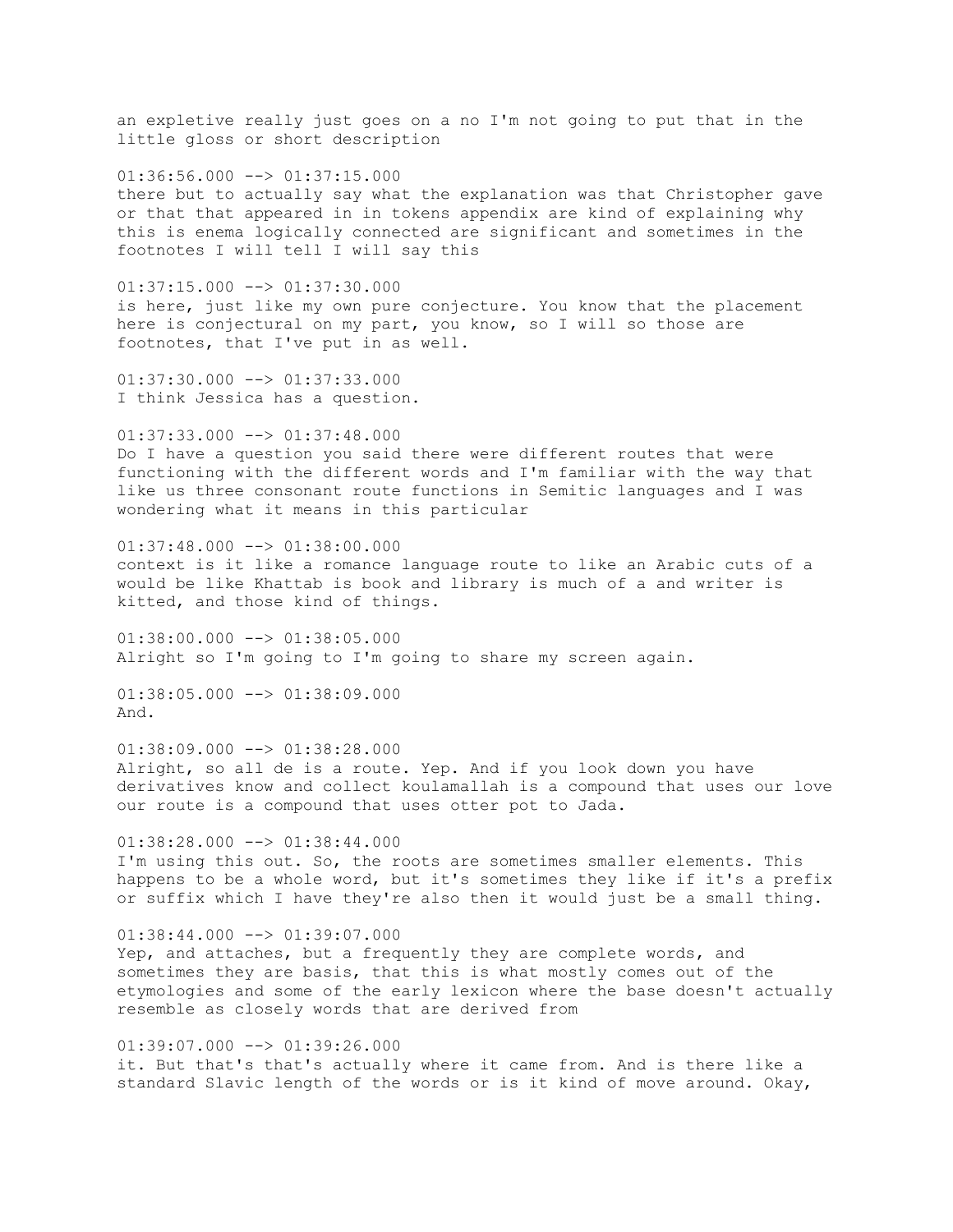an expletive really just goes on a no I'm not going to put that in the little gloss or short description

01:36:56.000 --> 01:37:15.000
there but to actually say what the explanation was that Christopher gave or that that appeared in in tokens appendix are kind of explaining why this is enema logically connected are significant and sometimes in the footnotes I will tell I will say this

01:37:15.000 --> 01:37:30.000
is here, just like my own pure conjecture. You know that the placement here is conjectural on my part, you know, so I will so those are footnotes, that I've put in as well.

01:37:30.000 --> 01:37:33.000
I think Jessica has a question.

01:37:33.000 --> 01:37:48.000
Do I have a question you said there were different routes that were functioning with the different words and I'm familiar with the way that like us three consonant route functions in Semitic languages and I was wondering what it means in this particular

01:37:48.000 --> 01:38:00.000
context is it like a romance language route to like an Arabic cuts of a would be like Khattab is book and library is much of a and writer is kitted, and those kind of things.

01:38:00.000 --> 01:38:05.000
Alright so I'm going to I'm going to share my screen again.

01:38:05.000 --> 01:38:09.000
And.

01:38:09.000 --> 01:38:28.000
Alright, so all de is a route. Yep. And if you look down you have derivatives know and collect koulamallah is a compound that uses our love our route is a compound that uses otter pot to Jada.

01:38:28.000 --> 01:38:44.000
I'm using this out. So, the roots are sometimes smaller elements. This happens to be a whole word, but it's sometimes they like if it's a prefix or suffix which I have they're also then it would just be a small thing.

01:38:44.000 --> 01:39:07.000
Yep, and attaches, but a frequently they are complete words, and sometimes they are basis, that this is what mostly comes out of the etymologies and some of the early lexicon where the base doesn't actually resemble as closely words that are derived from

01:39:07.000 --> 01:39:26.000
it. But that's that's actually where it came from. And is there like a standard Slavic length of the words or is it kind of move around. Okay,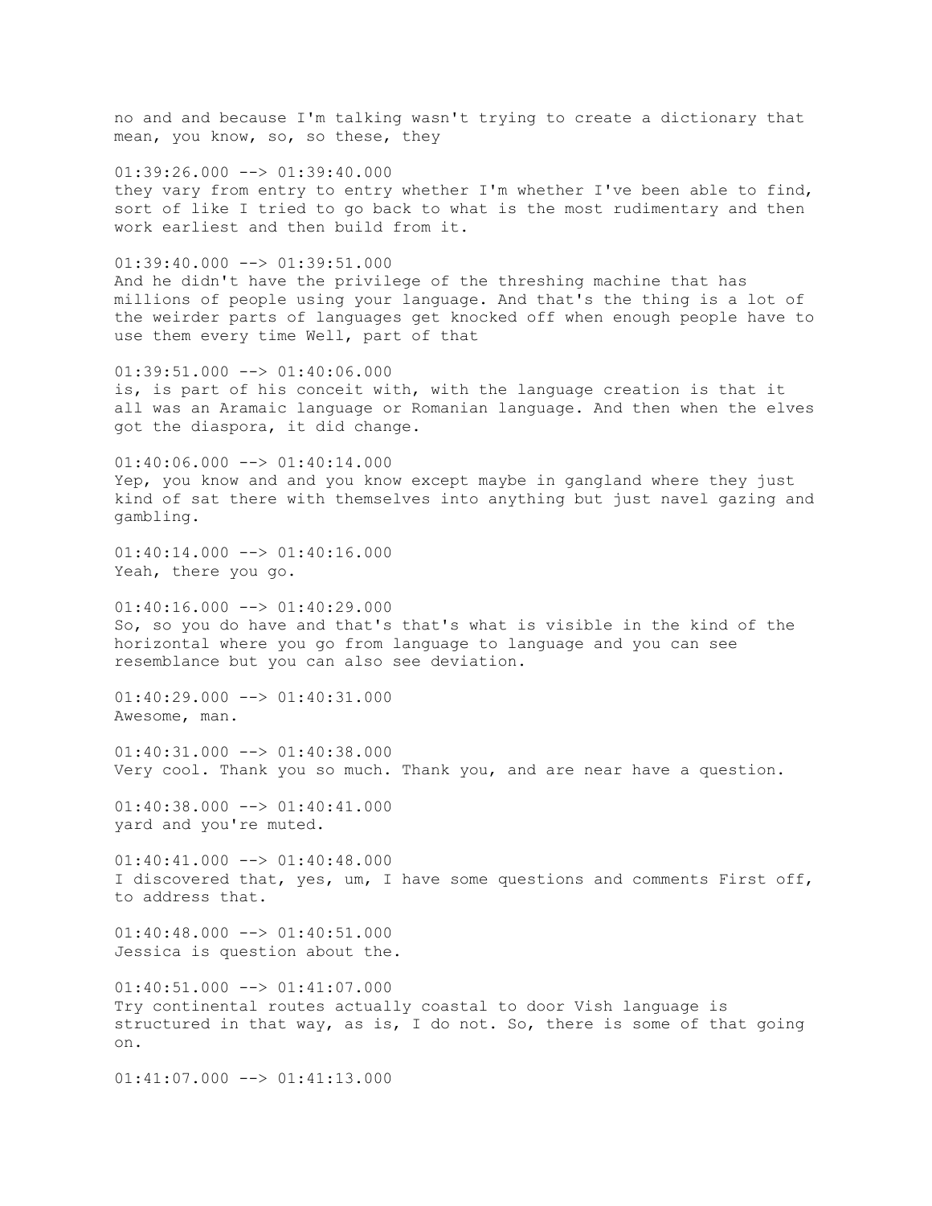no and and because I'm talking wasn't trying to create a dictionary that mean, you know, so, so these, they

01:39:26.000 --> 01:39:40.000
they vary from entry to entry whether I'm whether I've been able to find, sort of like I tried to go back to what is the most rudimentary and then work earliest and then build from it.

01:39:40.000 --> 01:39:51.000
And he didn't have the privilege of the threshing machine that has millions of people using your language. And that's the thing is a lot of the weirder parts of languages get knocked off when enough people have to use them every time Well, part of that

01:39:51.000 --> 01:40:06.000
is, is part of his conceit with, with the language creation is that it all was an Aramaic language or Romanian language. And then when the elves got the diaspora, it did change.

01:40:06.000 --> 01:40:14.000
Yep, you know and and you know except maybe in gangland where they just kind of sat there with themselves into anything but just navel gazing and gambling.

01:40:14.000 --> 01:40:16.000
Yeah, there you go.

01:40:16.000 --> 01:40:29.000
So, so you do have and that's that's what is visible in the kind of the horizontal where you go from language to language and you can see resemblance but you can also see deviation.

01:40:29.000 --> 01:40:31.000
Awesome, man.

01:40:31.000 --> 01:40:38.000
Very cool. Thank you so much. Thank you, and are near have a question.

01:40:38.000 --> 01:40:41.000
yard and you're muted.

01:40:41.000 --> 01:40:48.000
I discovered that, yes, um, I have some questions and comments First off, to address that.

01:40:48.000 --> 01:40:51.000
Jessica is question about the.

01:40:51.000 --> 01:41:07.000
Try continental routes actually coastal to door Vish language is structured in that way, as is, I do not. So, there is some of that going on.

01:41:07.000 --> 01:41:13.000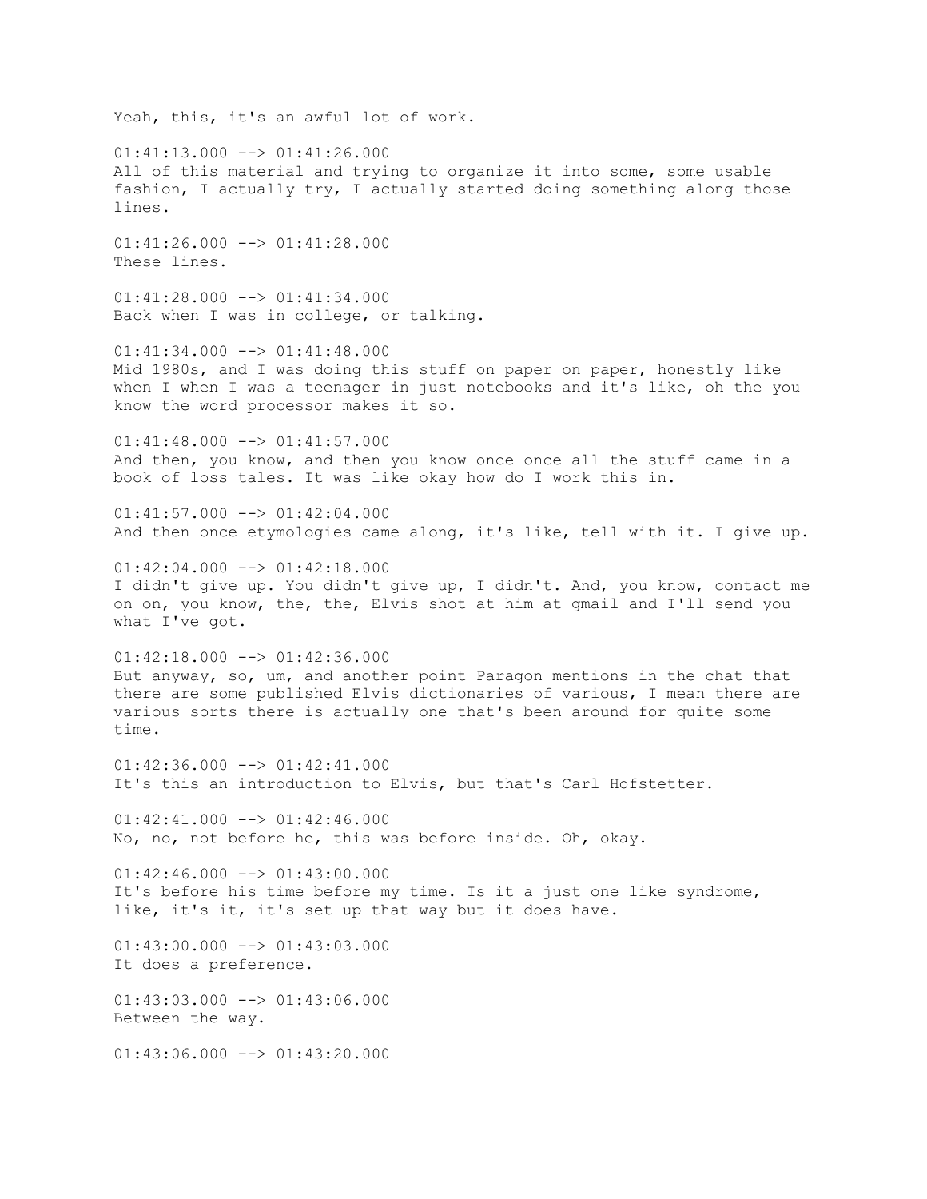Yeah, this, it's an awful lot of work.

01:41:13.000 --> 01:41:26.000
All of this material and trying to organize it into some, some usable fashion, I actually try, I actually started doing something along those lines.

01:41:26.000 --> 01:41:28.000
These lines.

01:41:28.000 --> 01:41:34.000
Back when I was in college, or talking.

01:41:34.000 --> 01:41:48.000
Mid 1980s, and I was doing this stuff on paper on paper, honestly like when I when I was a teenager in just notebooks and it's like, oh the you know the word processor makes it so.

01:41:48.000 --> 01:41:57.000
And then, you know, and then you know once once all the stuff came in a book of loss tales. It was like okay how do I work this in.

01:41:57.000 --> 01:42:04.000
And then once etymologies came along, it's like, tell with it. I give up.

01:42:04.000 --> 01:42:18.000
I didn't give up. You didn't give up, I didn't. And, you know, contact me on on, you know, the, the, Elvis shot at him at gmail and I'll send you what I've got.

01:42:18.000 --> 01:42:36.000
But anyway, so, um, and another point Paragon mentions in the chat that there are some published Elvis dictionaries of various, I mean there are various sorts there is actually one that's been around for quite some time.

01:42:36.000 --> 01:42:41.000
It's this an introduction to Elvis, but that's Carl Hofstetter.

01:42:41.000 --> 01:42:46.000
No, no, not before he, this was before inside. Oh, okay.

01:42:46.000 --> 01:43:00.000
It's before his time before my time. Is it a just one like syndrome, like, it's it, it's set up that way but it does have.

01:43:00.000 --> 01:43:03.000
It does a preference.

01:43:03.000 --> 01:43:06.000
Between the way.

01:43:06.000 --> 01:43:20.000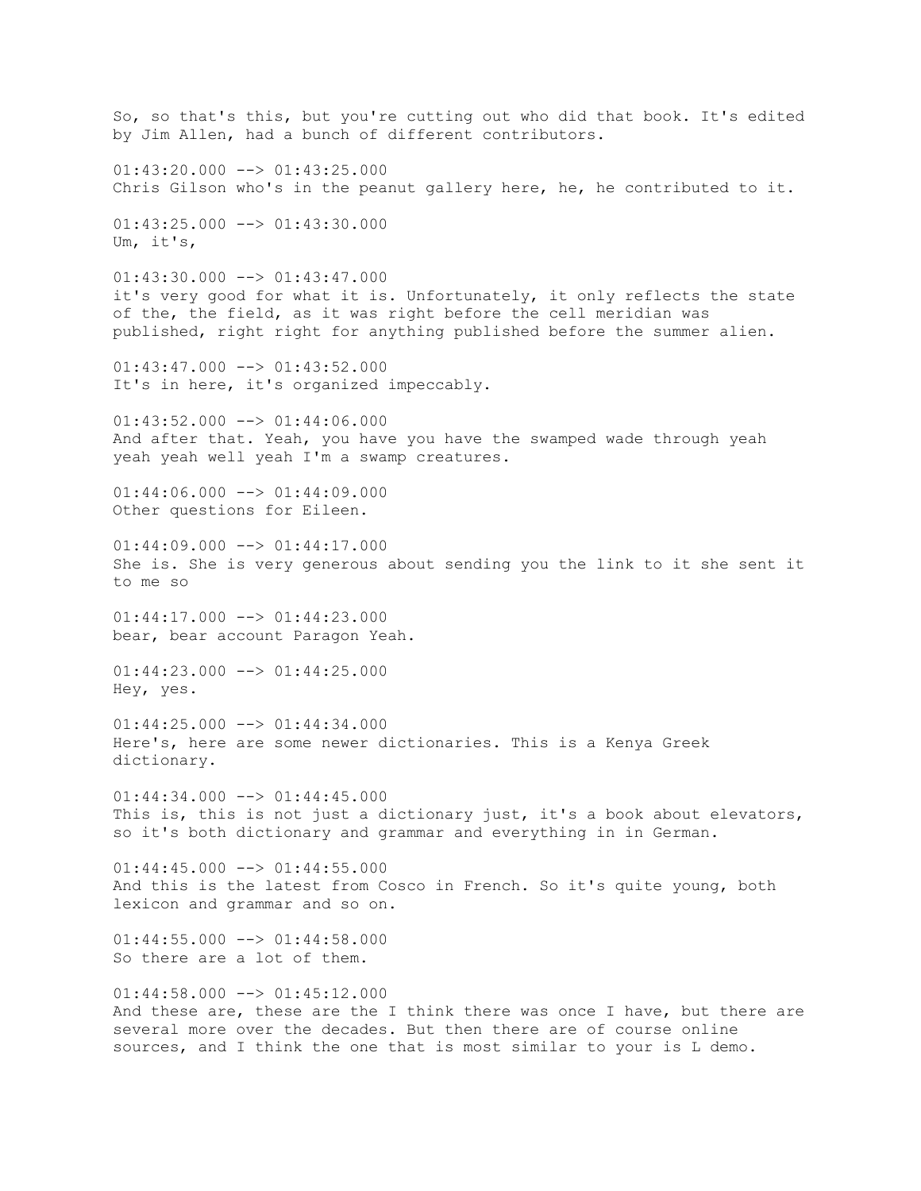So, so that's this, but you're cutting out who did that book. It's edited by Jim Allen, had a bunch of different contributors.

01:43:20.000 --> 01:43:25.000
Chris Gilson who's in the peanut gallery here, he, he contributed to it.

01:43:25.000 --> 01:43:30.000
Um, it's,

01:43:30.000 --> 01:43:47.000
it's very good for what it is. Unfortunately, it only reflects the state of the, the field, as it was right before the cell meridian was published, right right for anything published before the summer alien.

01:43:47.000 --> 01:43:52.000
It's in here, it's organized impeccably.

01:43:52.000 --> 01:44:06.000
And after that. Yeah, you have you have the swamped wade through yeah yeah yeah well yeah I'm a swamp creatures.

01:44:06.000 --> 01:44:09.000
Other questions for Eileen.

01:44:09.000 --> 01:44:17.000
She is. She is very generous about sending you the link to it she sent it to me so

01:44:17.000 --> 01:44:23.000
bear, bear account Paragon Yeah.

01:44:23.000 --> 01:44:25.000
Hey, yes.

01:44:25.000 --> 01:44:34.000
Here's, here are some newer dictionaries. This is a Kenya Greek dictionary.

01:44:34.000 --> 01:44:45.000
This is, this is not just a dictionary just, it's a book about elevators, so it's both dictionary and grammar and everything in in German.

01:44:45.000 --> 01:44:55.000
And this is the latest from Cosco in French. So it's quite young, both lexicon and grammar and so on.

01:44:55.000 --> 01:44:58.000
So there are a lot of them.

01:44:58.000 --> 01:45:12.000
And these are, these are the I think there was once I have, but there are several more over the decades. But then there are of course online sources, and I think the one that is most similar to your is L demo.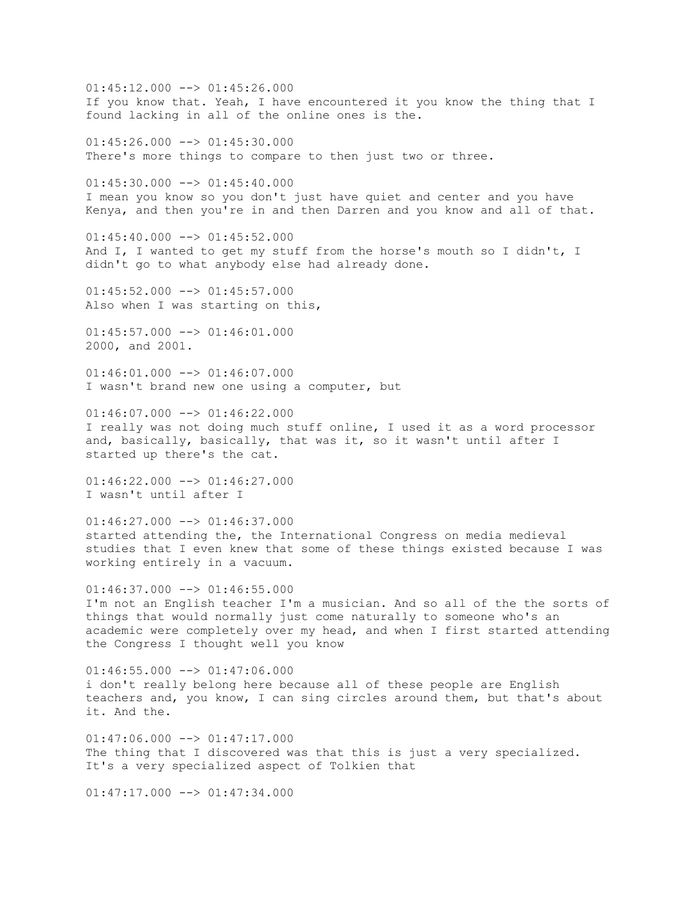01:45:12.000 --> 01:45:26.000
If you know that. Yeah, I have encountered it you know the thing that I found lacking in all of the online ones is the.

01:45:26.000 --> 01:45:30.000
There's more things to compare to then just two or three.

01:45:30.000 --> 01:45:40.000
I mean you know so you don't just have quiet and center and you have Kenya, and then you're in and then Darren and you know and all of that.

01:45:40.000 --> 01:45:52.000
And I, I wanted to get my stuff from the horse's mouth so I didn't, I didn't go to what anybody else had already done.

01:45:52.000 --> 01:45:57.000
Also when I was starting on this,

01:45:57.000 --> 01:46:01.000
2000, and 2001.

01:46:01.000 --> 01:46:07.000
I wasn't brand new one using a computer, but

01:46:07.000 --> 01:46:22.000
I really was not doing much stuff online, I used it as a word processor and, basically, basically, that was it, so it wasn't until after I started up there's the cat.

01:46:22.000 --> 01:46:27.000
I wasn't until after I

01:46:27.000 --> 01:46:37.000
started attending the, the International Congress on media medieval studies that I even knew that some of these things existed because I was working entirely in a vacuum.

01:46:37.000 --> 01:46:55.000
I'm not an English teacher I'm a musician. And so all of the the sorts of things that would normally just come naturally to someone who's an academic were completely over my head, and when I first started attending the Congress I thought well you know

01:46:55.000 --> 01:47:06.000
i don't really belong here because all of these people are English teachers and, you know, I can sing circles around them, but that's about it. And the.

01:47:06.000 --> 01:47:17.000
The thing that I discovered was that this is just a very specialized. It's a very specialized aspect of Tolkien that

01:47:17.000 --> 01:47:34.000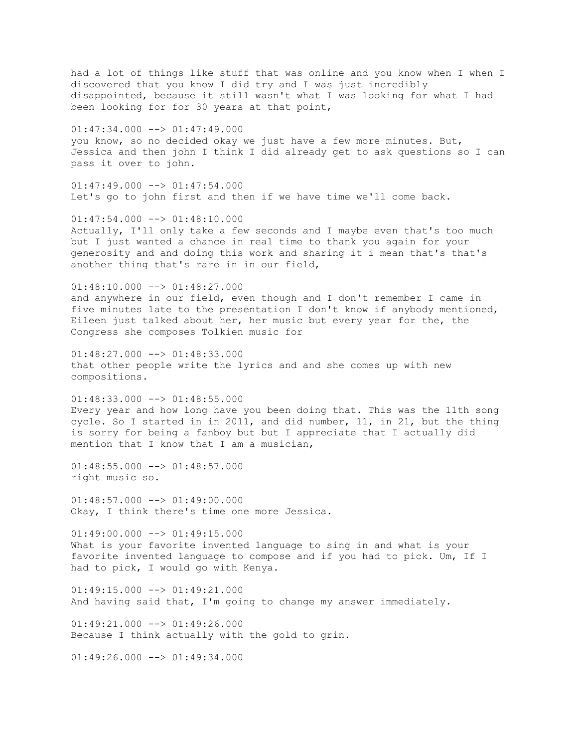had a lot of things like stuff that was online and you know when I when I discovered that you know I did try and I was just incredibly disappointed, because it still wasn't what I was looking for what I had been looking for for 30 years at that point,

01:47:34.000 --> 01:47:49.000
you know, so no decided okay we just have a few more minutes. But, Jessica and then john I think I did already get to ask questions so I can pass it over to john.

01:47:49.000 --> 01:47:54.000
Let's go to john first and then if we have time we'll come back.

01:47:54.000 --> 01:48:10.000
Actually, I'll only take a few seconds and I maybe even that's too much but I just wanted a chance in real time to thank you again for your generosity and and doing this work and sharing it i mean that's that's another thing that's rare in in our field,

01:48:10.000 --> 01:48:27.000
and anywhere in our field, even though and I don't remember I came in five minutes late to the presentation I don't know if anybody mentioned, Eileen just talked about her, her music but every year for the, the Congress she composes Tolkien music for

01:48:27.000 --> 01:48:33.000
that other people write the lyrics and and she comes up with new compositions.

01:48:33.000 --> 01:48:55.000
Every year and how long have you been doing that. This was the 11th song cycle. So I started in in 2011, and did number, 11, in 21, but the thing is sorry for being a fanboy but but I appreciate that I actually did mention that I know that I am a musician,

01:48:55.000 --> 01:48:57.000
right music so.

01:48:57.000 --> 01:49:00.000
Okay, I think there's time one more Jessica.

01:49:00.000 --> 01:49:15.000
What is your favorite invented language to sing in and what is your favorite invented language to compose and if you had to pick. Um, If I had to pick, I would go with Kenya.

01:49:15.000 --> 01:49:21.000
And having said that, I'm going to change my answer immediately.

01:49:21.000 --> 01:49:26.000
Because I think actually with the gold to grin.

01:49:26.000 --> 01:49:34.000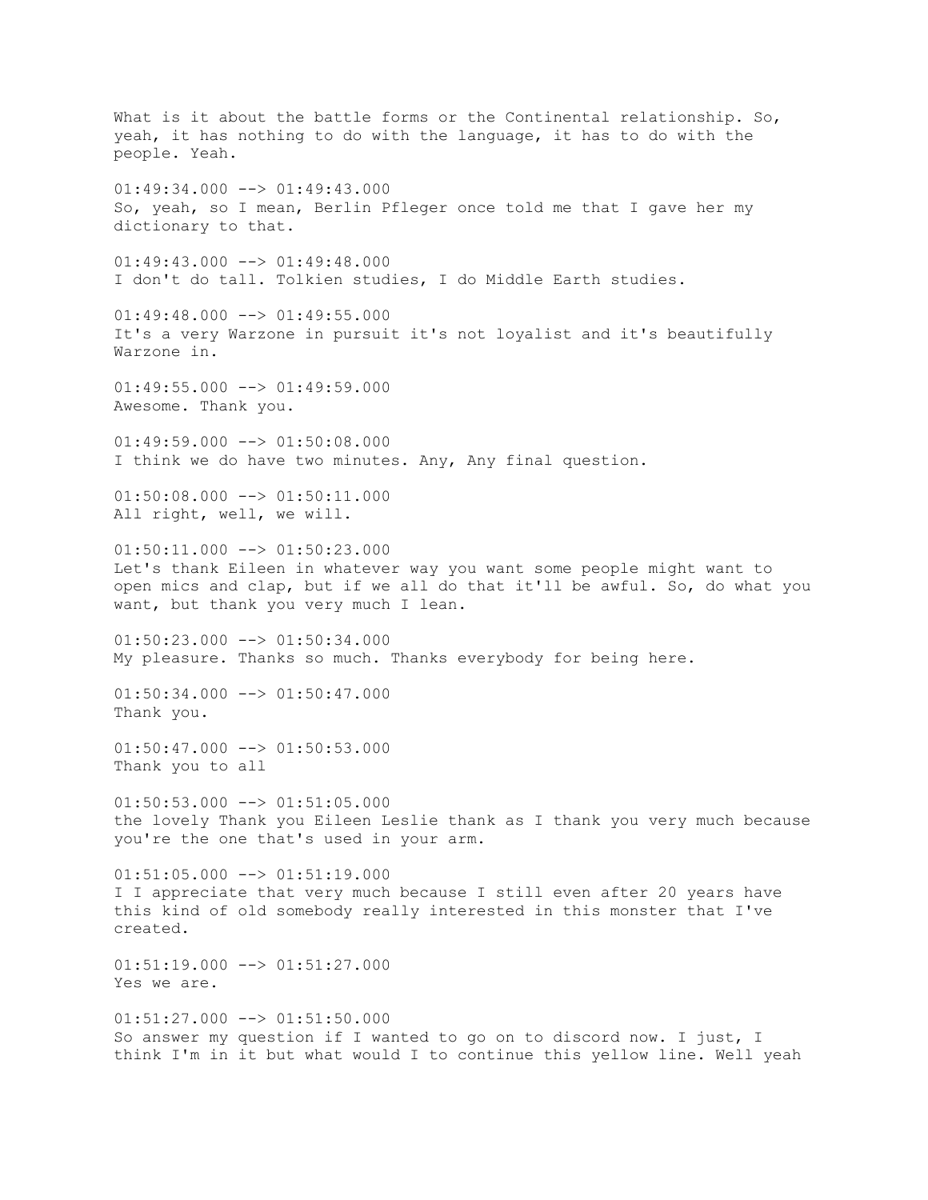What is it about the battle forms or the Continental relationship. So, yeah, it has nothing to do with the language, it has to do with the people. Yeah.

01:49:34.000 --> 01:49:43.000
So, yeah, so I mean, Berlin Pfleger once told me that I gave her my dictionary to that.

01:49:43.000 --> 01:49:48.000
I don't do tall. Tolkien studies, I do Middle Earth studies.

01:49:48.000 --> 01:49:55.000
It's a very Warzone in pursuit it's not loyalist and it's beautifully Warzone in.

01:49:55.000 --> 01:49:59.000
Awesome. Thank you.

01:49:59.000 --> 01:50:08.000
I think we do have two minutes. Any, Any final question.

01:50:08.000 --> 01:50:11.000
All right, well, we will.

01:50:11.000 --> 01:50:23.000
Let's thank Eileen in whatever way you want some people might want to open mics and clap, but if we all do that it'll be awful. So, do what you want, but thank you very much I lean.

01:50:23.000 --> 01:50:34.000
My pleasure. Thanks so much. Thanks everybody for being here.

01:50:34.000 --> 01:50:47.000
Thank you.

01:50:47.000 --> 01:50:53.000
Thank you to all

01:50:53.000 --> 01:51:05.000
the lovely Thank you Eileen Leslie thank as I thank you very much because you're the one that's used in your arm.

01:51:05.000 --> 01:51:19.000
I I appreciate that very much because I still even after 20 years have this kind of old somebody really interested in this monster that I've created.

01:51:19.000 --> 01:51:27.000
Yes we are.

01:51:27.000 --> 01:51:50.000
So answer my question if I wanted to go on to discord now. I just, I think I'm in it but what would I to continue this yellow line. Well yeah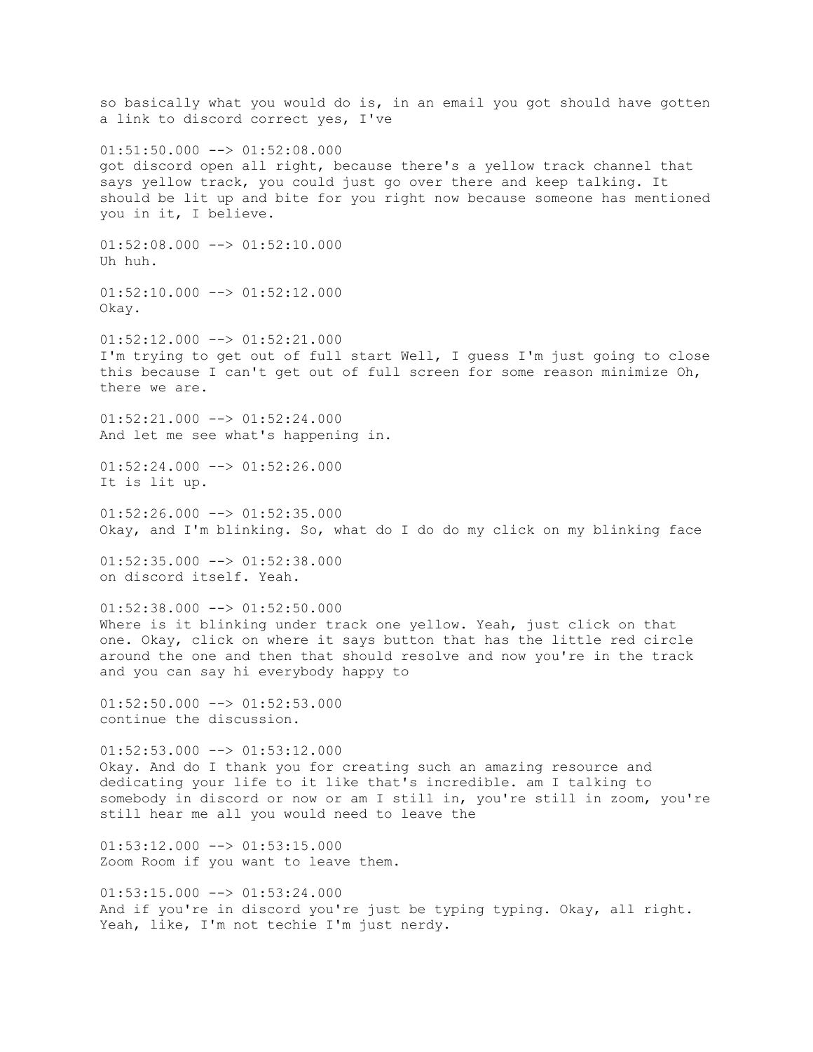so basically what you would do is, in an email you got should have gotten a link to discord correct yes, I've

01:51:50.000 --> 01:52:08.000
got discord open all right, because there's a yellow track channel that says yellow track, you could just go over there and keep talking. It should be lit up and bite for you right now because someone has mentioned you in it, I believe.

01:52:08.000 --> 01:52:10.000
Uh huh.

01:52:10.000 --> 01:52:12.000
Okay.

01:52:12.000 --> 01:52:21.000
I'm trying to get out of full start Well, I guess I'm just going to close this because I can't get out of full screen for some reason minimize Oh, there we are.

01:52:21.000 --> 01:52:24.000
And let me see what's happening in.

01:52:24.000 --> 01:52:26.000
It is lit up.

01:52:26.000 --> 01:52:35.000
Okay, and I'm blinking. So, what do I do do my click on my blinking face

01:52:35.000 --> 01:52:38.000
on discord itself. Yeah.

01:52:38.000 --> 01:52:50.000
Where is it blinking under track one yellow. Yeah, just click on that one. Okay, click on where it says button that has the little red circle around the one and then that should resolve and now you're in the track and you can say hi everybody happy to

01:52:50.000 --> 01:52:53.000
continue the discussion.

01:52:53.000 --> 01:53:12.000
Okay. And do I thank you for creating such an amazing resource and dedicating your life to it like that's incredible. am I talking to somebody in discord or now or am I still in, you're still in zoom, you're still hear me all you would need to leave the

01:53:12.000 --> 01:53:15.000
Zoom Room if you want to leave them.

01:53:15.000 --> 01:53:24.000
And if you're in discord you're just be typing typing. Okay, all right. Yeah, like, I'm not techie I'm just nerdy.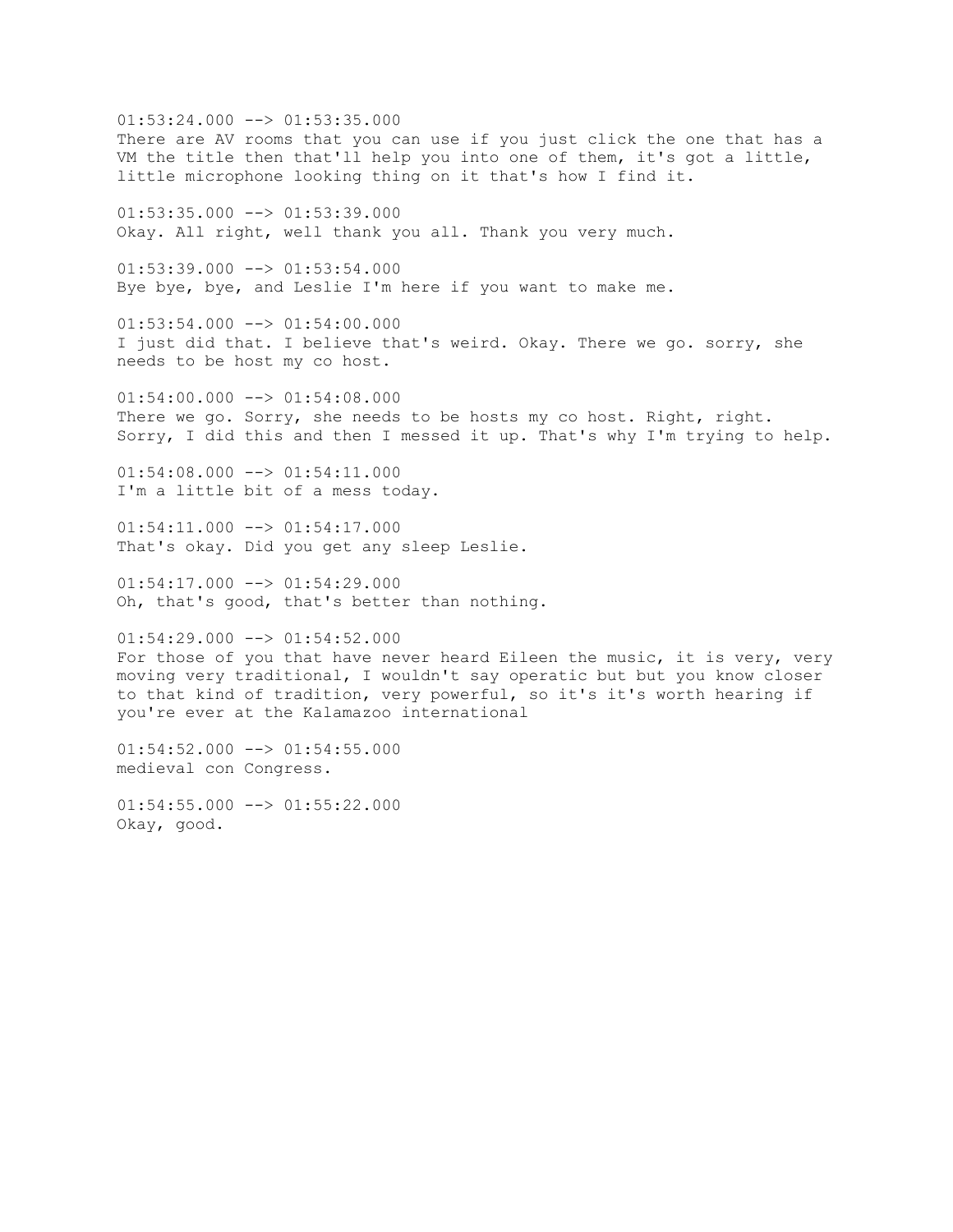01:53:24.000 --> 01:53:35.000
There are AV rooms that you can use if you just click the one that has a VM the title then that'll help you into one of them, it's got a little, little microphone looking thing on it that's how I find it.

01:53:35.000 --> 01:53:39.000
Okay. All right, well thank you all. Thank you very much.

01:53:39.000 --> 01:53:54.000
Bye bye, bye, and Leslie I'm here if you want to make me.

01:53:54.000 --> 01:54:00.000
I just did that. I believe that's weird. Okay. There we go. sorry, she needs to be host my co host.

01:54:00.000 --> 01:54:08.000
There we go. Sorry, she needs to be hosts my co host. Right, right. Sorry, I did this and then I messed it up. That's why I'm trying to help.

01:54:08.000 --> 01:54:11.000
I'm a little bit of a mess today.

01:54:11.000 --> 01:54:17.000
That's okay. Did you get any sleep Leslie.

01:54:17.000 --> 01:54:29.000
Oh, that's good, that's better than nothing.

01:54:29.000 --> 01:54:52.000
For those of you that have never heard Eileen the music, it is very, very moving very traditional, I wouldn't say operatic but but you know closer to that kind of tradition, very powerful, so it's it's worth hearing if you're ever at the Kalamazoo international

01:54:52.000 --> 01:54:55.000
medieval con Congress.

01:54:55.000 --> 01:55:22.000
Okay, good.